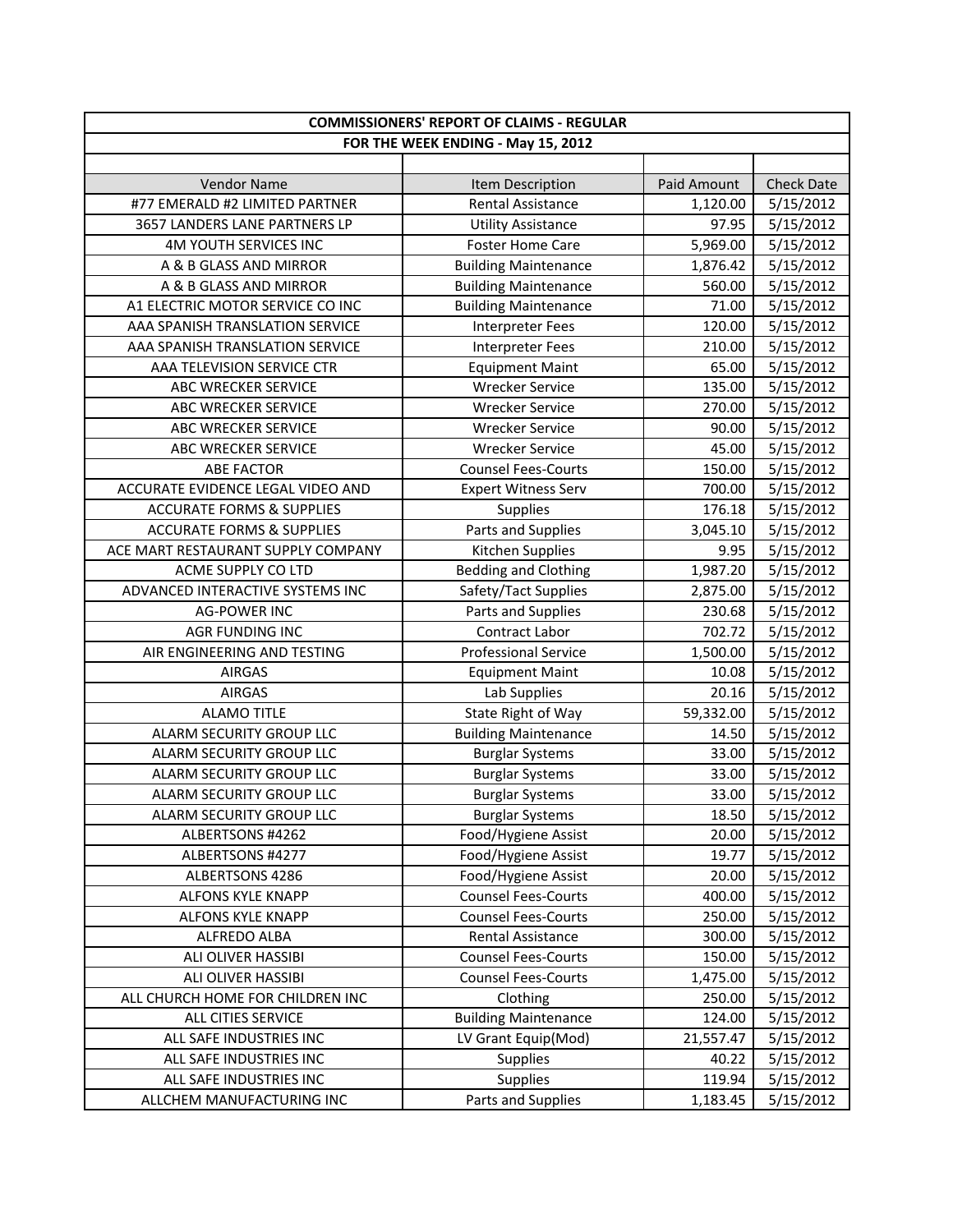| COMMISSIONERS' REPORT OF CLAIMS - REGULAR | | | |
|---|---|---|---|
| FOR THE WEEK ENDING - May 15, 2012 | | | |
| Vendor Name | Item Description | Paid Amount | Check Date |
| #77 EMERALD #2 LIMITED PARTNER | Rental Assistance | 1,120.00 | 5/15/2012 |
| 3657 LANDERS LANE PARTNERS LP | Utility Assistance | 97.95 | 5/15/2012 |
| 4M YOUTH SERVICES INC | Foster Home Care | 5,969.00 | 5/15/2012 |
| A & B GLASS AND MIRROR | Building Maintenance | 1,876.42 | 5/15/2012 |
| A & B GLASS AND MIRROR | Building Maintenance | 560.00 | 5/15/2012 |
| A1 ELECTRIC MOTOR SERVICE CO INC | Building Maintenance | 71.00 | 5/15/2012 |
| AAA SPANISH TRANSLATION SERVICE | Interpreter Fees | 120.00 | 5/15/2012 |
| AAA SPANISH TRANSLATION SERVICE | Interpreter Fees | 210.00 | 5/15/2012 |
| AAA TELEVISION SERVICE CTR | Equipment Maint | 65.00 | 5/15/2012 |
| ABC WRECKER SERVICE | Wrecker Service | 135.00 | 5/15/2012 |
| ABC WRECKER SERVICE | Wrecker Service | 270.00 | 5/15/2012 |
| ABC WRECKER SERVICE | Wrecker Service | 90.00 | 5/15/2012 |
| ABC WRECKER SERVICE | Wrecker Service | 45.00 | 5/15/2012 |
| ABE FACTOR | Counsel Fees-Courts | 150.00 | 5/15/2012 |
| ACCURATE EVIDENCE LEGAL VIDEO AND | Expert Witness Serv | 700.00 | 5/15/2012 |
| ACCURATE FORMS & SUPPLIES | Supplies | 176.18 | 5/15/2012 |
| ACCURATE FORMS & SUPPLIES | Parts and Supplies | 3,045.10 | 5/15/2012 |
| ACE MART RESTAURANT SUPPLY COMPANY | Kitchen Supplies | 9.95 | 5/15/2012 |
| ACME SUPPLY CO LTD | Bedding and Clothing | 1,987.20 | 5/15/2012 |
| ADVANCED INTERACTIVE SYSTEMS INC | Safety/Tact Supplies | 2,875.00 | 5/15/2012 |
| AG-POWER INC | Parts and Supplies | 230.68 | 5/15/2012 |
| AGR FUNDING INC | Contract Labor | 702.72 | 5/15/2012 |
| AIR ENGINEERING AND TESTING | Professional Service | 1,500.00 | 5/15/2012 |
| AIRGAS | Equipment Maint | 10.08 | 5/15/2012 |
| AIRGAS | Lab Supplies | 20.16 | 5/15/2012 |
| ALAMO TITLE | State Right of Way | 59,332.00 | 5/15/2012 |
| ALARM SECURITY GROUP LLC | Building Maintenance | 14.50 | 5/15/2012 |
| ALARM SECURITY GROUP LLC | Burglar Systems | 33.00 | 5/15/2012 |
| ALARM SECURITY GROUP LLC | Burglar Systems | 33.00 | 5/15/2012 |
| ALARM SECURITY GROUP LLC | Burglar Systems | 33.00 | 5/15/2012 |
| ALARM SECURITY GROUP LLC | Burglar Systems | 18.50 | 5/15/2012 |
| ALBERTSONS #4262 | Food/Hygiene Assist | 20.00 | 5/15/2012 |
| ALBERTSONS #4277 | Food/Hygiene Assist | 19.77 | 5/15/2012 |
| ALBERTSONS 4286 | Food/Hygiene Assist | 20.00 | 5/15/2012 |
| ALFONS KYLE KNAPP | Counsel Fees-Courts | 400.00 | 5/15/2012 |
| ALFONS KYLE KNAPP | Counsel Fees-Courts | 250.00 | 5/15/2012 |
| ALFREDO ALBA | Rental Assistance | 300.00 | 5/15/2012 |
| ALI OLIVER HASSIBI | Counsel Fees-Courts | 150.00 | 5/15/2012 |
| ALI OLIVER HASSIBI | Counsel Fees-Courts | 1,475.00 | 5/15/2012 |
| ALL CHURCH HOME FOR CHILDREN INC | Clothing | 250.00 | 5/15/2012 |
| ALL CITIES SERVICE | Building Maintenance | 124.00 | 5/15/2012 |
| ALL SAFE INDUSTRIES INC | LV Grant Equip(Mod) | 21,557.47 | 5/15/2012 |
| ALL SAFE INDUSTRIES INC | Supplies | 40.22 | 5/15/2012 |
| ALL SAFE INDUSTRIES INC | Supplies | 119.94 | 5/15/2012 |
| ALLCHEM MANUFACTURING INC | Parts and Supplies | 1,183.45 | 5/15/2012 |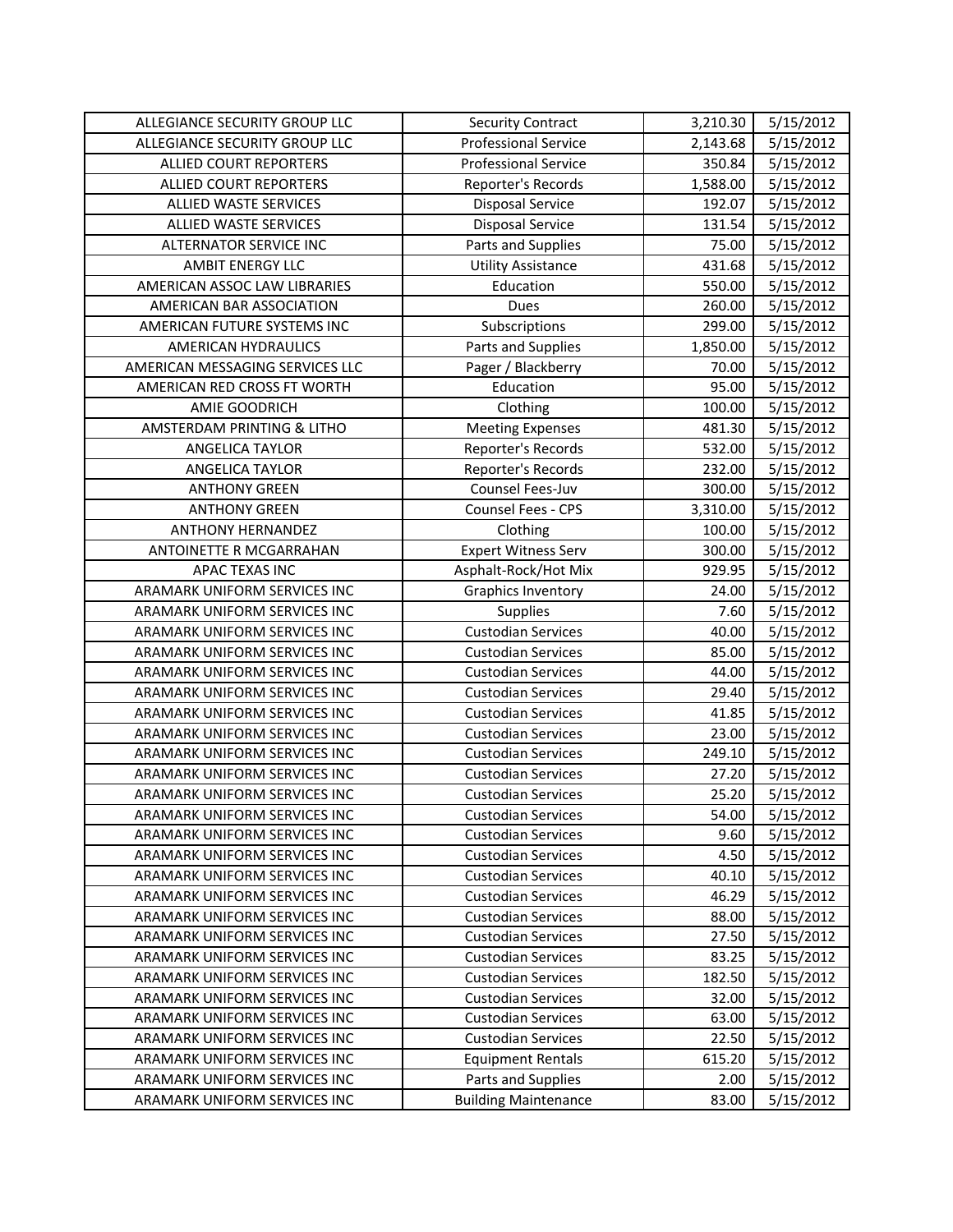| | | | |
|---|---|---|---|
| ALLEGIANCE SECURITY GROUP LLC | Security Contract | 3,210.30 | 5/15/2012 |
| ALLEGIANCE SECURITY GROUP LLC | Professional Service | 2,143.68 | 5/15/2012 |
| ALLIED COURT REPORTERS | Professional Service | 350.84 | 5/15/2012 |
| ALLIED COURT REPORTERS | Reporter's Records | 1,588.00 | 5/15/2012 |
| ALLIED WASTE SERVICES | Disposal Service | 192.07 | 5/15/2012 |
| ALLIED WASTE SERVICES | Disposal Service | 131.54 | 5/15/2012 |
| ALTERNATOR SERVICE INC | Parts and Supplies | 75.00 | 5/15/2012 |
| AMBIT ENERGY LLC | Utility Assistance | 431.68 | 5/15/2012 |
| AMERICAN ASSOC LAW LIBRARIES | Education | 550.00 | 5/15/2012 |
| AMERICAN BAR ASSOCIATION | Dues | 260.00 | 5/15/2012 |
| AMERICAN FUTURE SYSTEMS INC | Subscriptions | 299.00 | 5/15/2012 |
| AMERICAN HYDRAULICS | Parts and Supplies | 1,850.00 | 5/15/2012 |
| AMERICAN MESSAGING SERVICES LLC | Pager / Blackberry | 70.00 | 5/15/2012 |
| AMERICAN RED CROSS FT WORTH | Education | 95.00 | 5/15/2012 |
| AMIE GOODRICH | Clothing | 100.00 | 5/15/2012 |
| AMSTERDAM PRINTING & LITHO | Meeting Expenses | 481.30 | 5/15/2012 |
| ANGELICA TAYLOR | Reporter's Records | 532.00 | 5/15/2012 |
| ANGELICA TAYLOR | Reporter's Records | 232.00 | 5/15/2012 |
| ANTHONY GREEN | Counsel Fees-Juv | 300.00 | 5/15/2012 |
| ANTHONY GREEN | Counsel Fees - CPS | 3,310.00 | 5/15/2012 |
| ANTHONY HERNANDEZ | Clothing | 100.00 | 5/15/2012 |
| ANTOINETTE R MCGARRAHAN | Expert Witness Serv | 300.00 | 5/15/2012 |
| APAC TEXAS INC | Asphalt-Rock/Hot Mix | 929.95 | 5/15/2012 |
| ARAMARK UNIFORM SERVICES INC | Graphics Inventory | 24.00 | 5/15/2012 |
| ARAMARK UNIFORM SERVICES INC | Supplies | 7.60 | 5/15/2012 |
| ARAMARK UNIFORM SERVICES INC | Custodian Services | 40.00 | 5/15/2012 |
| ARAMARK UNIFORM SERVICES INC | Custodian Services | 85.00 | 5/15/2012 |
| ARAMARK UNIFORM SERVICES INC | Custodian Services | 44.00 | 5/15/2012 |
| ARAMARK UNIFORM SERVICES INC | Custodian Services | 29.40 | 5/15/2012 |
| ARAMARK UNIFORM SERVICES INC | Custodian Services | 41.85 | 5/15/2012 |
| ARAMARK UNIFORM SERVICES INC | Custodian Services | 23.00 | 5/15/2012 |
| ARAMARK UNIFORM SERVICES INC | Custodian Services | 249.10 | 5/15/2012 |
| ARAMARK UNIFORM SERVICES INC | Custodian Services | 27.20 | 5/15/2012 |
| ARAMARK UNIFORM SERVICES INC | Custodian Services | 25.20 | 5/15/2012 |
| ARAMARK UNIFORM SERVICES INC | Custodian Services | 54.00 | 5/15/2012 |
| ARAMARK UNIFORM SERVICES INC | Custodian Services | 9.60 | 5/15/2012 |
| ARAMARK UNIFORM SERVICES INC | Custodian Services | 4.50 | 5/15/2012 |
| ARAMARK UNIFORM SERVICES INC | Custodian Services | 40.10 | 5/15/2012 |
| ARAMARK UNIFORM SERVICES INC | Custodian Services | 46.29 | 5/15/2012 |
| ARAMARK UNIFORM SERVICES INC | Custodian Services | 88.00 | 5/15/2012 |
| ARAMARK UNIFORM SERVICES INC | Custodian Services | 27.50 | 5/15/2012 |
| ARAMARK UNIFORM SERVICES INC | Custodian Services | 83.25 | 5/15/2012 |
| ARAMARK UNIFORM SERVICES INC | Custodian Services | 182.50 | 5/15/2012 |
| ARAMARK UNIFORM SERVICES INC | Custodian Services | 32.00 | 5/15/2012 |
| ARAMARK UNIFORM SERVICES INC | Custodian Services | 63.00 | 5/15/2012 |
| ARAMARK UNIFORM SERVICES INC | Custodian Services | 22.50 | 5/15/2012 |
| ARAMARK UNIFORM SERVICES INC | Equipment Rentals | 615.20 | 5/15/2012 |
| ARAMARK UNIFORM SERVICES INC | Parts and Supplies | 2.00 | 5/15/2012 |
| ARAMARK UNIFORM SERVICES INC | Building Maintenance | 83.00 | 5/15/2012 |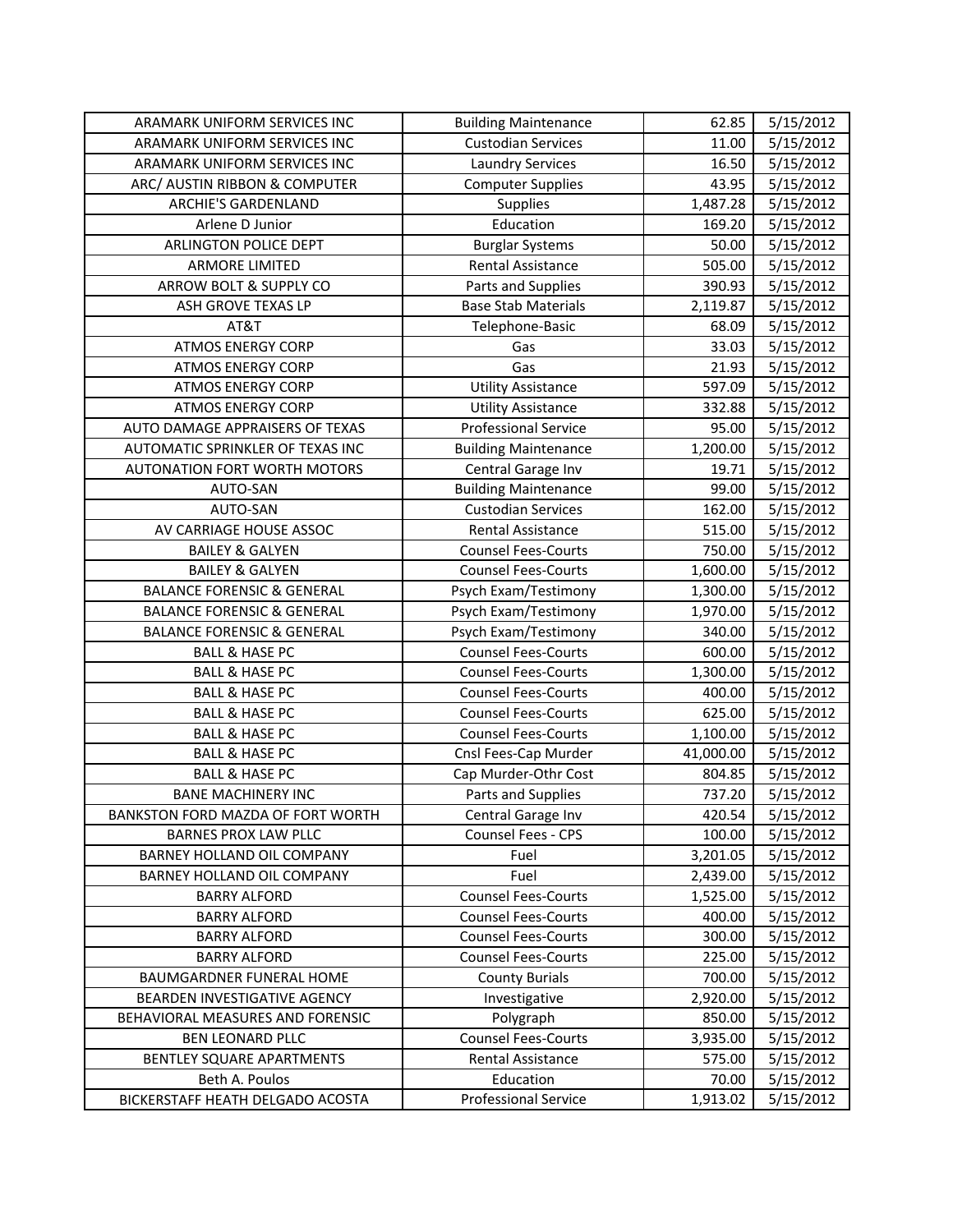| ARAMARK UNIFORM SERVICES INC | Building Maintenance | 62.85 | 5/15/2012 |
|---|---|---|---|
| ARAMARK UNIFORM SERVICES INC | Custodian Services | 11.00 | 5/15/2012 |
| ARAMARK UNIFORM SERVICES INC | Laundry Services | 16.50 | 5/15/2012 |
| ARC/ AUSTIN RIBBON & COMPUTER | Computer Supplies | 43.95 | 5/15/2012 |
| ARCHIE'S GARDENLAND | Supplies | 1,487.28 | 5/15/2012 |
| Arlene D Junior | Education | 169.20 | 5/15/2012 |
| ARLINGTON POLICE DEPT | Burglar Systems | 50.00 | 5/15/2012 |
| ARMORE LIMITED | Rental Assistance | 505.00 | 5/15/2012 |
| ARROW BOLT & SUPPLY CO | Parts and Supplies | 390.93 | 5/15/2012 |
| ASH GROVE TEXAS LP | Base Stab Materials | 2,119.87 | 5/15/2012 |
| AT&T | Telephone-Basic | 68.09 | 5/15/2012 |
| ATMOS ENERGY CORP | Gas | 33.03 | 5/15/2012 |
| ATMOS ENERGY CORP | Gas | 21.93 | 5/15/2012 |
| ATMOS ENERGY CORP | Utility Assistance | 597.09 | 5/15/2012 |
| ATMOS ENERGY CORP | Utility Assistance | 332.88 | 5/15/2012 |
| AUTO DAMAGE APPRAISERS OF TEXAS | Professional Service | 95.00 | 5/15/2012 |
| AUTOMATIC SPRINKLER OF TEXAS INC | Building Maintenance | 1,200.00 | 5/15/2012 |
| AUTONATION FORT WORTH MOTORS | Central Garage Inv | 19.71 | 5/15/2012 |
| AUTO-SAN | Building Maintenance | 99.00 | 5/15/2012 |
| AUTO-SAN | Custodian Services | 162.00 | 5/15/2012 |
| AV CARRIAGE HOUSE ASSOC | Rental Assistance | 515.00 | 5/15/2012 |
| BAILEY & GALYEN | Counsel Fees-Courts | 750.00 | 5/15/2012 |
| BAILEY & GALYEN | Counsel Fees-Courts | 1,600.00 | 5/15/2012 |
| BALANCE FORENSIC & GENERAL | Psych Exam/Testimony | 1,300.00 | 5/15/2012 |
| BALANCE FORENSIC & GENERAL | Psych Exam/Testimony | 1,970.00 | 5/15/2012 |
| BALANCE FORENSIC & GENERAL | Psych Exam/Testimony | 340.00 | 5/15/2012 |
| BALL & HASE PC | Counsel Fees-Courts | 600.00 | 5/15/2012 |
| BALL & HASE PC | Counsel Fees-Courts | 1,300.00 | 5/15/2012 |
| BALL & HASE PC | Counsel Fees-Courts | 400.00 | 5/15/2012 |
| BALL & HASE PC | Counsel Fees-Courts | 625.00 | 5/15/2012 |
| BALL & HASE PC | Counsel Fees-Courts | 1,100.00 | 5/15/2012 |
| BALL & HASE PC | Cnsl Fees-Cap Murder | 41,000.00 | 5/15/2012 |
| BALL & HASE PC | Cap Murder-Othr Cost | 804.85 | 5/15/2012 |
| BANE MACHINERY INC | Parts and Supplies | 737.20 | 5/15/2012 |
| BANKSTON FORD MAZDA OF FORT WORTH | Central Garage Inv | 420.54 | 5/15/2012 |
| BARNES PROX LAW PLLC | Counsel Fees - CPS | 100.00 | 5/15/2012 |
| BARNEY HOLLAND OIL COMPANY | Fuel | 3,201.05 | 5/15/2012 |
| BARNEY HOLLAND OIL COMPANY | Fuel | 2,439.00 | 5/15/2012 |
| BARRY ALFORD | Counsel Fees-Courts | 1,525.00 | 5/15/2012 |
| BARRY ALFORD | Counsel Fees-Courts | 400.00 | 5/15/2012 |
| BARRY ALFORD | Counsel Fees-Courts | 300.00 | 5/15/2012 |
| BARRY ALFORD | Counsel Fees-Courts | 225.00 | 5/15/2012 |
| BAUMGARDNER FUNERAL HOME | County Burials | 700.00 | 5/15/2012 |
| BEARDEN INVESTIGATIVE AGENCY | Investigative | 2,920.00 | 5/15/2012 |
| BEHAVIORAL MEASURES AND FORENSIC | Polygraph | 850.00 | 5/15/2012 |
| BEN LEONARD PLLC | Counsel Fees-Courts | 3,935.00 | 5/15/2012 |
| BENTLEY SQUARE APARTMENTS | Rental Assistance | 575.00 | 5/15/2012 |
| Beth A. Poulos | Education | 70.00 | 5/15/2012 |
| BICKERSTAFF HEATH DELGADO ACOSTA | Professional Service | 1,913.02 | 5/15/2012 |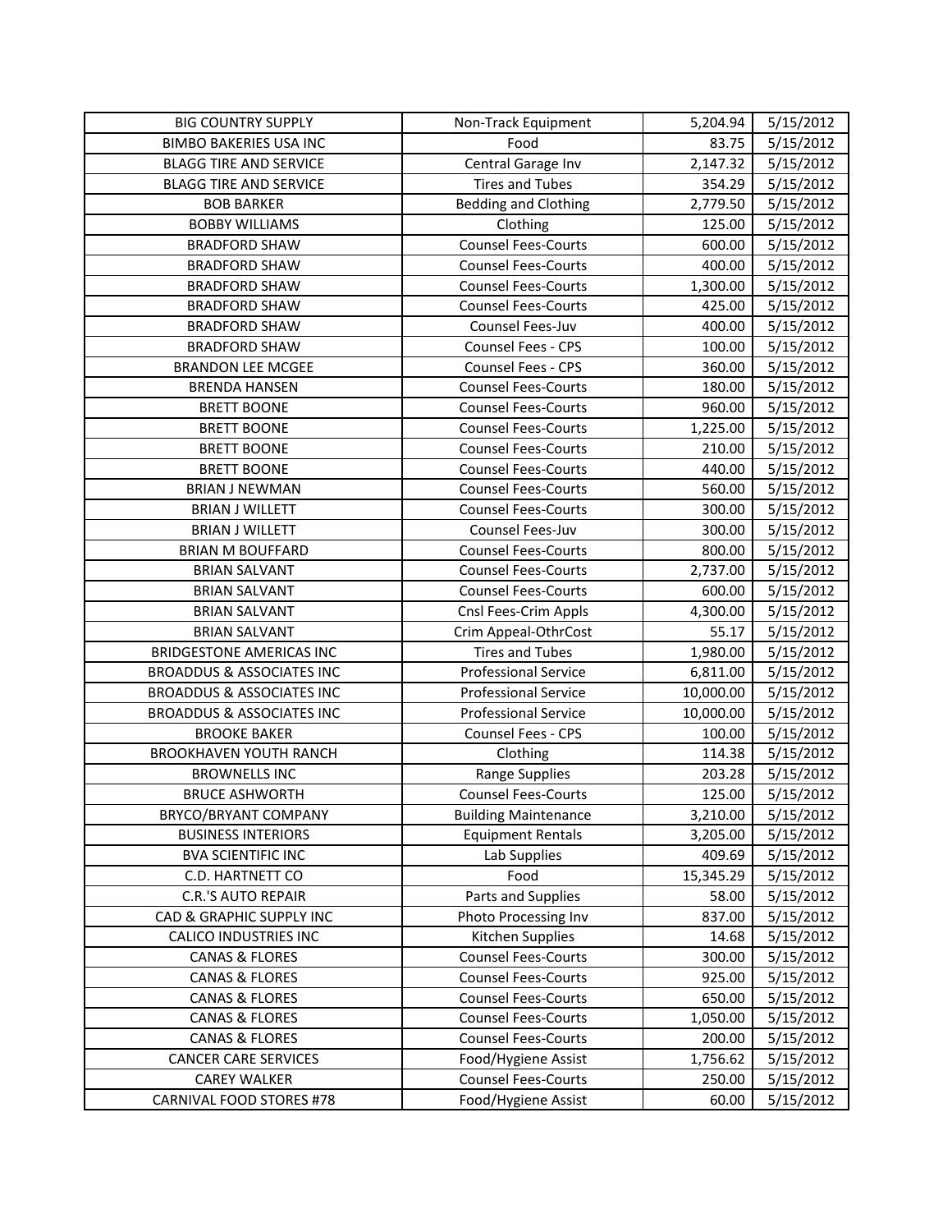| BIG COUNTRY SUPPLY | Non-Track Equipment | 5,204.94 | 5/15/2012 |
|---|---|---|---|
| BIMBO BAKERIES USA INC | Food | 83.75 | 5/15/2012 |
| BLAGG TIRE AND SERVICE | Central Garage Inv | 2,147.32 | 5/15/2012 |
| BLAGG TIRE AND SERVICE | Tires and Tubes | 354.29 | 5/15/2012 |
| BOB BARKER | Bedding and Clothing | 2,779.50 | 5/15/2012 |
| BOBBY WILLIAMS | Clothing | 125.00 | 5/15/2012 |
| BRADFORD SHAW | Counsel Fees-Courts | 600.00 | 5/15/2012 |
| BRADFORD SHAW | Counsel Fees-Courts | 400.00 | 5/15/2012 |
| BRADFORD SHAW | Counsel Fees-Courts | 1,300.00 | 5/15/2012 |
| BRADFORD SHAW | Counsel Fees-Courts | 425.00 | 5/15/2012 |
| BRADFORD SHAW | Counsel Fees-Juv | 400.00 | 5/15/2012 |
| BRADFORD SHAW | Counsel Fees - CPS | 100.00 | 5/15/2012 |
| BRANDON LEE MCGEE | Counsel Fees - CPS | 360.00 | 5/15/2012 |
| BRENDA HANSEN | Counsel Fees-Courts | 180.00 | 5/15/2012 |
| BRETT BOONE | Counsel Fees-Courts | 960.00 | 5/15/2012 |
| BRETT BOONE | Counsel Fees-Courts | 1,225.00 | 5/15/2012 |
| BRETT BOONE | Counsel Fees-Courts | 210.00 | 5/15/2012 |
| BRETT BOONE | Counsel Fees-Courts | 440.00 | 5/15/2012 |
| BRIAN J NEWMAN | Counsel Fees-Courts | 560.00 | 5/15/2012 |
| BRIAN J WILLETT | Counsel Fees-Courts | 300.00 | 5/15/2012 |
| BRIAN J WILLETT | Counsel Fees-Juv | 300.00 | 5/15/2012 |
| BRIAN M BOUFFARD | Counsel Fees-Courts | 800.00 | 5/15/2012 |
| BRIAN SALVANT | Counsel Fees-Courts | 2,737.00 | 5/15/2012 |
| BRIAN SALVANT | Counsel Fees-Courts | 600.00 | 5/15/2012 |
| BRIAN SALVANT | Cnsl Fees-Crim Appls | 4,300.00 | 5/15/2012 |
| BRIAN SALVANT | Crim Appeal-OthrCost | 55.17 | 5/15/2012 |
| BRIDGESTONE AMERICAS INC | Tires and Tubes | 1,980.00 | 5/15/2012 |
| BROADDUS & ASSOCIATES INC | Professional Service | 6,811.00 | 5/15/2012 |
| BROADDUS & ASSOCIATES INC | Professional Service | 10,000.00 | 5/15/2012 |
| BROADDUS & ASSOCIATES INC | Professional Service | 10,000.00 | 5/15/2012 |
| BROOKE BAKER | Counsel Fees - CPS | 100.00 | 5/15/2012 |
| BROOKHAVEN YOUTH RANCH | Clothing | 114.38 | 5/15/2012 |
| BROWNELLS INC | Range Supplies | 203.28 | 5/15/2012 |
| BRUCE ASHWORTH | Counsel Fees-Courts | 125.00 | 5/15/2012 |
| BRYCO/BRYANT COMPANY | Building Maintenance | 3,210.00 | 5/15/2012 |
| BUSINESS INTERIORS | Equipment Rentals | 3,205.00 | 5/15/2012 |
| BVA SCIENTIFIC INC | Lab Supplies | 409.69 | 5/15/2012 |
| C.D. HARTNETT CO | Food | 15,345.29 | 5/15/2012 |
| C.R.'S AUTO REPAIR | Parts and Supplies | 58.00 | 5/15/2012 |
| CAD & GRAPHIC SUPPLY INC | Photo Processing Inv | 837.00 | 5/15/2012 |
| CALICO INDUSTRIES INC | Kitchen Supplies | 14.68 | 5/15/2012 |
| CANAS & FLORES | Counsel Fees-Courts | 300.00 | 5/15/2012 |
| CANAS & FLORES | Counsel Fees-Courts | 925.00 | 5/15/2012 |
| CANAS & FLORES | Counsel Fees-Courts | 650.00 | 5/15/2012 |
| CANAS & FLORES | Counsel Fees-Courts | 1,050.00 | 5/15/2012 |
| CANAS & FLORES | Counsel Fees-Courts | 200.00 | 5/15/2012 |
| CANCER CARE SERVICES | Food/Hygiene Assist | 1,756.62 | 5/15/2012 |
| CAREY WALKER | Counsel Fees-Courts | 250.00 | 5/15/2012 |
| CARNIVAL FOOD STORES #78 | Food/Hygiene Assist | 60.00 | 5/15/2012 |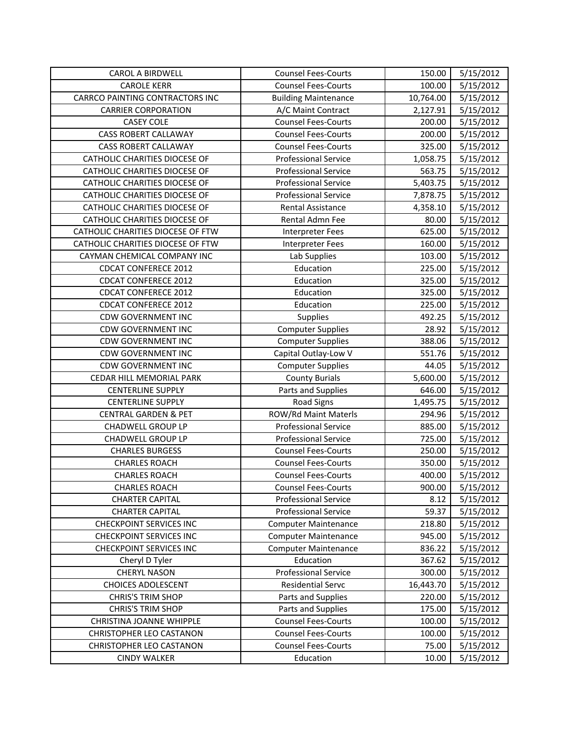| CAROL A BIRDWELL | Counsel Fees-Courts | 150.00 | 5/15/2012 |
|---|---|---|---|
| CAROLE KERR | Counsel Fees-Courts | 100.00 | 5/15/2012 |
| CARRCO PAINTING CONTRACTORS INC | Building Maintenance | 10,764.00 | 5/15/2012 |
| CARRIER CORPORATION | A/C Maint Contract | 2,127.91 | 5/15/2012 |
| CASEY COLE | Counsel Fees-Courts | 200.00 | 5/15/2012 |
| CASS ROBERT CALLAWAY | Counsel Fees-Courts | 200.00 | 5/15/2012 |
| CASS ROBERT CALLAWAY | Counsel Fees-Courts | 325.00 | 5/15/2012 |
| CATHOLIC CHARITIES DIOCESE OF | Professional Service | 1,058.75 | 5/15/2012 |
| CATHOLIC CHARITIES DIOCESE OF | Professional Service | 563.75 | 5/15/2012 |
| CATHOLIC CHARITIES DIOCESE OF | Professional Service | 5,403.75 | 5/15/2012 |
| CATHOLIC CHARITIES DIOCESE OF | Professional Service | 7,878.75 | 5/15/2012 |
| CATHOLIC CHARITIES DIOCESE OF | Rental Assistance | 4,358.10 | 5/15/2012 |
| CATHOLIC CHARITIES DIOCESE OF | Rental Admn Fee | 80.00 | 5/15/2012 |
| CATHOLIC CHARITIES DIOCESE OF FTW | Interpreter Fees | 625.00 | 5/15/2012 |
| CATHOLIC CHARITIES DIOCESE OF FTW | Interpreter Fees | 160.00 | 5/15/2012 |
| CAYMAN CHEMICAL COMPANY INC | Lab Supplies | 103.00 | 5/15/2012 |
| CDCAT CONFERECE 2012 | Education | 225.00 | 5/15/2012 |
| CDCAT CONFERECE 2012 | Education | 325.00 | 5/15/2012 |
| CDCAT CONFERECE 2012 | Education | 325.00 | 5/15/2012 |
| CDCAT CONFERECE 2012 | Education | 225.00 | 5/15/2012 |
| CDW GOVERNMENT INC | Supplies | 492.25 | 5/15/2012 |
| CDW GOVERNMENT INC | Computer Supplies | 28.92 | 5/15/2012 |
| CDW GOVERNMENT INC | Computer Supplies | 388.06 | 5/15/2012 |
| CDW GOVERNMENT INC | Capital Outlay-Low V | 551.76 | 5/15/2012 |
| CDW GOVERNMENT INC | Computer Supplies | 44.05 | 5/15/2012 |
| CEDAR HILL MEMORIAL PARK | County Burials | 5,600.00 | 5/15/2012 |
| CENTERLINE SUPPLY | Parts and Supplies | 646.00 | 5/15/2012 |
| CENTERLINE SUPPLY | Road Signs | 1,495.75 | 5/15/2012 |
| CENTRAL GARDEN & PET | ROW/Rd Maint Materls | 294.96 | 5/15/2012 |
| CHADWELL GROUP LP | Professional Service | 885.00 | 5/15/2012 |
| CHADWELL GROUP LP | Professional Service | 725.00 | 5/15/2012 |
| CHARLES BURGESS | Counsel Fees-Courts | 250.00 | 5/15/2012 |
| CHARLES ROACH | Counsel Fees-Courts | 350.00 | 5/15/2012 |
| CHARLES ROACH | Counsel Fees-Courts | 400.00 | 5/15/2012 |
| CHARLES ROACH | Counsel Fees-Courts | 900.00 | 5/15/2012 |
| CHARTER CAPITAL | Professional Service | 8.12 | 5/15/2012 |
| CHARTER CAPITAL | Professional Service | 59.37 | 5/15/2012 |
| CHECKPOINT SERVICES INC | Computer Maintenance | 218.80 | 5/15/2012 |
| CHECKPOINT SERVICES INC | Computer Maintenance | 945.00 | 5/15/2012 |
| CHECKPOINT SERVICES INC | Computer Maintenance | 836.22 | 5/15/2012 |
| Cheryl D Tyler | Education | 367.62 | 5/15/2012 |
| CHERYL NASON | Professional Service | 300.00 | 5/15/2012 |
| CHOICES ADOLESCENT | Residential Servc | 16,443.70 | 5/15/2012 |
| CHRIS'S TRIM SHOP | Parts and Supplies | 220.00 | 5/15/2012 |
| CHRIS'S TRIM SHOP | Parts and Supplies | 175.00 | 5/15/2012 |
| CHRISTINA JOANNE WHIPPLE | Counsel Fees-Courts | 100.00 | 5/15/2012 |
| CHRISTOPHER LEO CASTANON | Counsel Fees-Courts | 100.00 | 5/15/2012 |
| CHRISTOPHER LEO CASTANON | Counsel Fees-Courts | 75.00 | 5/15/2012 |
| CINDY WALKER | Education | 10.00 | 5/15/2012 |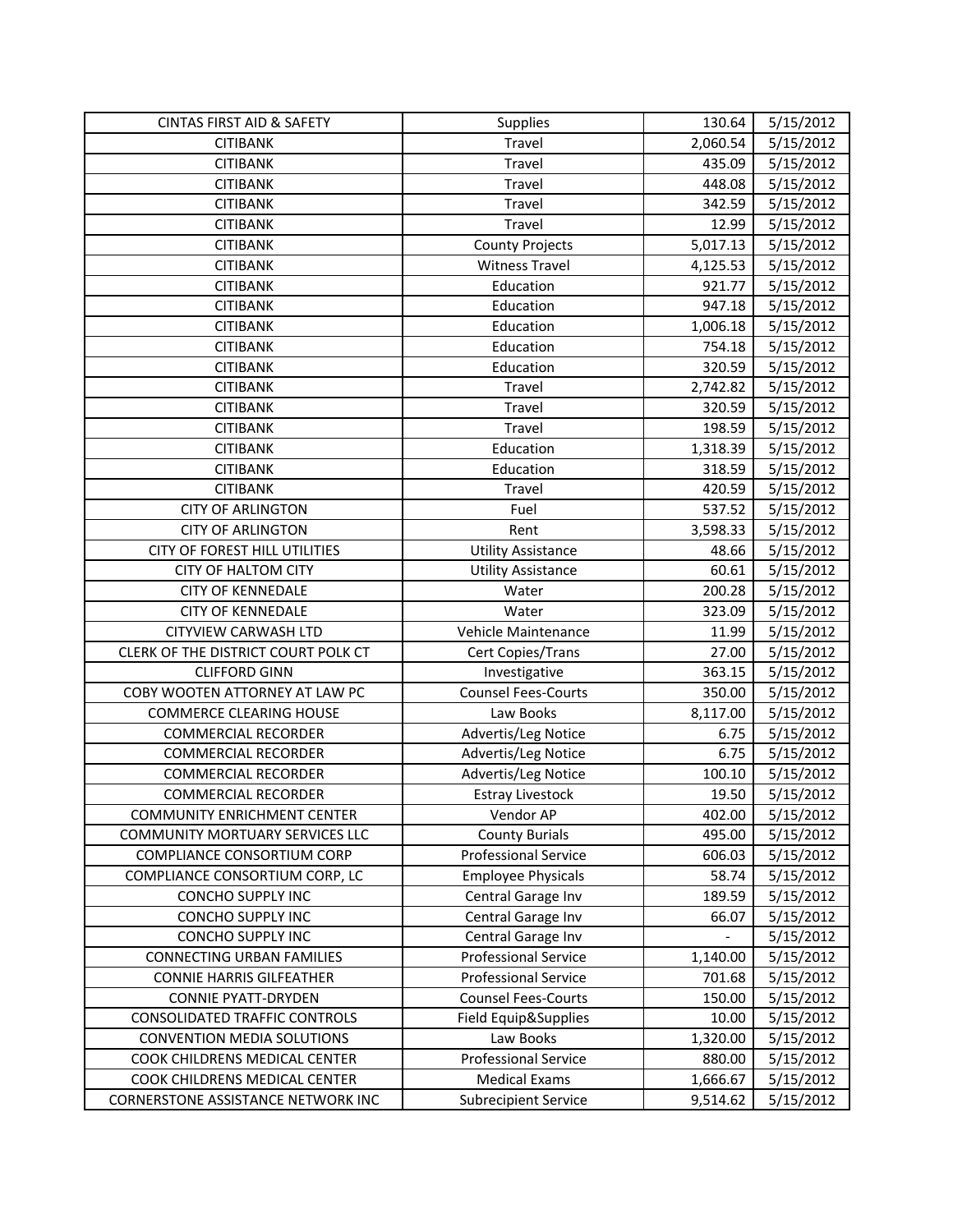| | | | |
|---|---|---|---|
| CINTAS FIRST AID & SAFETY | Supplies | 130.64 | 5/15/2012 |
| CITIBANK | Travel | 2,060.54 | 5/15/2012 |
| CITIBANK | Travel | 435.09 | 5/15/2012 |
| CITIBANK | Travel | 448.08 | 5/15/2012 |
| CITIBANK | Travel | 342.59 | 5/15/2012 |
| CITIBANK | Travel | 12.99 | 5/15/2012 |
| CITIBANK | County Projects | 5,017.13 | 5/15/2012 |
| CITIBANK | Witness Travel | 4,125.53 | 5/15/2012 |
| CITIBANK | Education | 921.77 | 5/15/2012 |
| CITIBANK | Education | 947.18 | 5/15/2012 |
| CITIBANK | Education | 1,006.18 | 5/15/2012 |
| CITIBANK | Education | 754.18 | 5/15/2012 |
| CITIBANK | Education | 320.59 | 5/15/2012 |
| CITIBANK | Travel | 2,742.82 | 5/15/2012 |
| CITIBANK | Travel | 320.59 | 5/15/2012 |
| CITIBANK | Travel | 198.59 | 5/15/2012 |
| CITIBANK | Education | 1,318.39 | 5/15/2012 |
| CITIBANK | Education | 318.59 | 5/15/2012 |
| CITIBANK | Travel | 420.59 | 5/15/2012 |
| CITY OF ARLINGTON | Fuel | 537.52 | 5/15/2012 |
| CITY OF ARLINGTON | Rent | 3,598.33 | 5/15/2012 |
| CITY OF FOREST HILL UTILITIES | Utility Assistance | 48.66 | 5/15/2012 |
| CITY OF HALTOM CITY | Utility Assistance | 60.61 | 5/15/2012 |
| CITY OF KENNEDALE | Water | 200.28 | 5/15/2012 |
| CITY OF KENNEDALE | Water | 323.09 | 5/15/2012 |
| CITYVIEW CARWASH LTD | Vehicle Maintenance | 11.99 | 5/15/2012 |
| CLERK OF THE DISTRICT COURT POLK CT | Cert Copies/Trans | 27.00 | 5/15/2012 |
| CLIFFORD GINN | Investigative | 363.15 | 5/15/2012 |
| COBY WOOTEN ATTORNEY AT LAW PC | Counsel Fees-Courts | 350.00 | 5/15/2012 |
| COMMERCE CLEARING HOUSE | Law Books | 8,117.00 | 5/15/2012 |
| COMMERCIAL RECORDER | Advertis/Leg Notice | 6.75 | 5/15/2012 |
| COMMERCIAL RECORDER | Advertis/Leg Notice | 6.75 | 5/15/2012 |
| COMMERCIAL RECORDER | Advertis/Leg Notice | 100.10 | 5/15/2012 |
| COMMERCIAL RECORDER | Estray Livestock | 19.50 | 5/15/2012 |
| COMMUNITY ENRICHMENT CENTER | Vendor AP | 402.00 | 5/15/2012 |
| COMMUNITY MORTUARY SERVICES LLC | County Burials | 495.00 | 5/15/2012 |
| COMPLIANCE CONSORTIUM CORP | Professional Service | 606.03 | 5/15/2012 |
| COMPLIANCE CONSORTIUM CORP, LC | Employee Physicals | 58.74 | 5/15/2012 |
| CONCHO SUPPLY INC | Central Garage Inv | 189.59 | 5/15/2012 |
| CONCHO SUPPLY INC | Central Garage Inv | 66.07 | 5/15/2012 |
| CONCHO SUPPLY INC | Central Garage Inv | - | 5/15/2012 |
| CONNECTING URBAN FAMILIES | Professional Service | 1,140.00 | 5/15/2012 |
| CONNIE HARRIS GILFEATHER | Professional Service | 701.68 | 5/15/2012 |
| CONNIE PYATT-DRYDEN | Counsel Fees-Courts | 150.00 | 5/15/2012 |
| CONSOLIDATED TRAFFIC CONTROLS | Field Equip&Supplies | 10.00 | 5/15/2012 |
| CONVENTION MEDIA SOLUTIONS | Law Books | 1,320.00 | 5/15/2012 |
| COOK CHILDRENS MEDICAL CENTER | Professional Service | 880.00 | 5/15/2012 |
| COOK CHILDRENS MEDICAL CENTER | Medical Exams | 1,666.67 | 5/15/2012 |
| CORNERSTONE ASSISTANCE NETWORK INC | Subrecipient Service | 9,514.62 | 5/15/2012 |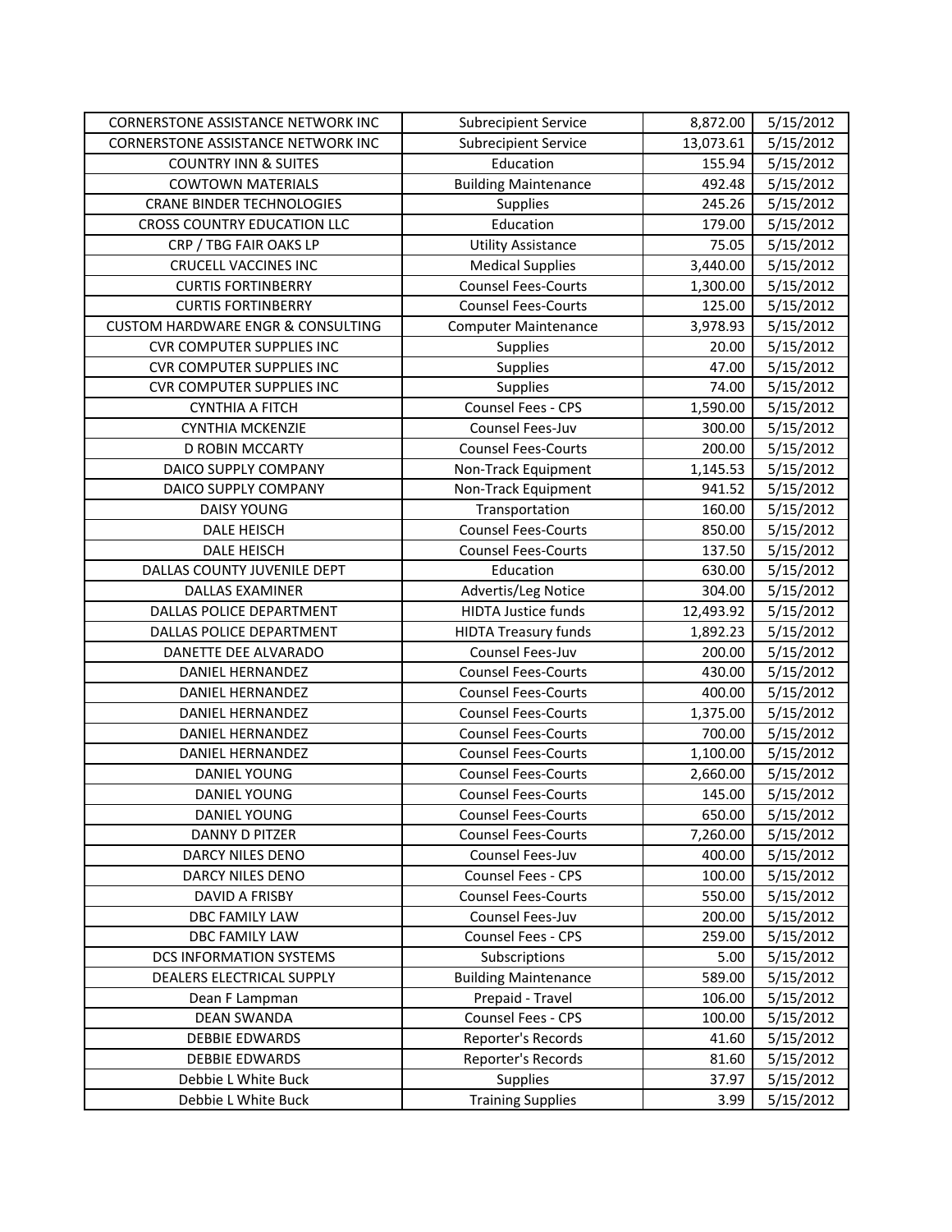| CORNERSTONE ASSISTANCE NETWORK INC | Subrecipient Service | 8,872.00 | 5/15/2012 |
|---|---|---|---|
| CORNERSTONE ASSISTANCE NETWORK INC | Subrecipient Service | 13,073.61 | 5/15/2012 |
| COUNTRY INN & SUITES | Education | 155.94 | 5/15/2012 |
| COWTOWN MATERIALS | Building Maintenance | 492.48 | 5/15/2012 |
| CRANE BINDER TECHNOLOGIES | Supplies | 245.26 | 5/15/2012 |
| CROSS COUNTRY EDUCATION LLC | Education | 179.00 | 5/15/2012 |
| CRP / TBG FAIR OAKS LP | Utility Assistance | 75.05 | 5/15/2012 |
| CRUCELL VACCINES INC | Medical Supplies | 3,440.00 | 5/15/2012 |
| CURTIS FORTINBERRY | Counsel Fees-Courts | 1,300.00 | 5/15/2012 |
| CURTIS FORTINBERRY | Counsel Fees-Courts | 125.00 | 5/15/2012 |
| CUSTOM HARDWARE ENGR & CONSULTING | Computer Maintenance | 3,978.93 | 5/15/2012 |
| CVR COMPUTER SUPPLIES INC | Supplies | 20.00 | 5/15/2012 |
| CVR COMPUTER SUPPLIES INC | Supplies | 47.00 | 5/15/2012 |
| CVR COMPUTER SUPPLIES INC | Supplies | 74.00 | 5/15/2012 |
| CYNTHIA A FITCH | Counsel Fees - CPS | 1,590.00 | 5/15/2012 |
| CYNTHIA MCKENZIE | Counsel Fees-Juv | 300.00 | 5/15/2012 |
| D ROBIN MCCARTY | Counsel Fees-Courts | 200.00 | 5/15/2012 |
| DAICO SUPPLY COMPANY | Non-Track Equipment | 1,145.53 | 5/15/2012 |
| DAICO SUPPLY COMPANY | Non-Track Equipment | 941.52 | 5/15/2012 |
| DAISY YOUNG | Transportation | 160.00 | 5/15/2012 |
| DALE HEISCH | Counsel Fees-Courts | 850.00 | 5/15/2012 |
| DALE HEISCH | Counsel Fees-Courts | 137.50 | 5/15/2012 |
| DALLAS COUNTY JUVENILE DEPT | Education | 630.00 | 5/15/2012 |
| DALLAS EXAMINER | Advertis/Leg Notice | 304.00 | 5/15/2012 |
| DALLAS POLICE DEPARTMENT | HIDTA Justice funds | 12,493.92 | 5/15/2012 |
| DALLAS POLICE DEPARTMENT | HIDTA Treasury funds | 1,892.23 | 5/15/2012 |
| DANETTE DEE ALVARADO | Counsel Fees-Juv | 200.00 | 5/15/2012 |
| DANIEL HERNANDEZ | Counsel Fees-Courts | 430.00 | 5/15/2012 |
| DANIEL HERNANDEZ | Counsel Fees-Courts | 400.00 | 5/15/2012 |
| DANIEL HERNANDEZ | Counsel Fees-Courts | 1,375.00 | 5/15/2012 |
| DANIEL HERNANDEZ | Counsel Fees-Courts | 700.00 | 5/15/2012 |
| DANIEL HERNANDEZ | Counsel Fees-Courts | 1,100.00 | 5/15/2012 |
| DANIEL YOUNG | Counsel Fees-Courts | 2,660.00 | 5/15/2012 |
| DANIEL YOUNG | Counsel Fees-Courts | 145.00 | 5/15/2012 |
| DANIEL YOUNG | Counsel Fees-Courts | 650.00 | 5/15/2012 |
| DANNY D PITZER | Counsel Fees-Courts | 7,260.00 | 5/15/2012 |
| DARCY NILES DENO | Counsel Fees-Juv | 400.00 | 5/15/2012 |
| DARCY NILES DENO | Counsel Fees - CPS | 100.00 | 5/15/2012 |
| DAVID A FRISBY | Counsel Fees-Courts | 550.00 | 5/15/2012 |
| DBC FAMILY LAW | Counsel Fees-Juv | 200.00 | 5/15/2012 |
| DBC FAMILY LAW | Counsel Fees - CPS | 259.00 | 5/15/2012 |
| DCS INFORMATION SYSTEMS | Subscriptions | 5.00 | 5/15/2012 |
| DEALERS ELECTRICAL SUPPLY | Building Maintenance | 589.00 | 5/15/2012 |
| Dean F Lampman | Prepaid - Travel | 106.00 | 5/15/2012 |
| DEAN SWANDA | Counsel Fees - CPS | 100.00 | 5/15/2012 |
| DEBBIE EDWARDS | Reporter's Records | 41.60 | 5/15/2012 |
| DEBBIE EDWARDS | Reporter's Records | 81.60 | 5/15/2012 |
| Debbie L White Buck | Supplies | 37.97 | 5/15/2012 |
| Debbie L White Buck | Training Supplies | 3.99 | 5/15/2012 |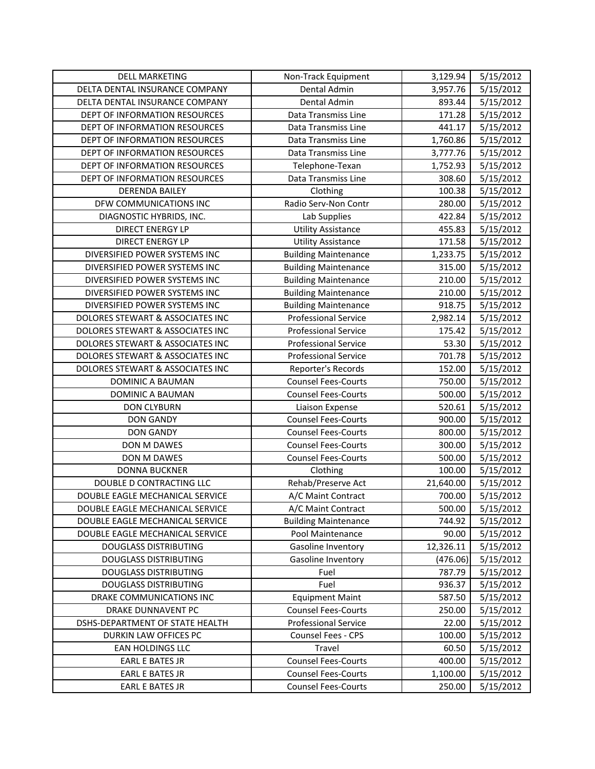| DELL MARKETING | Non-Track Equipment | 3,129.94 | 5/15/2012 |
|---|---|---|---|
| DELTA DENTAL INSURANCE COMPANY | Dental Admin | 3,957.76 | 5/15/2012 |
| DELTA DENTAL INSURANCE COMPANY | Dental Admin | 893.44 | 5/15/2012 |
| DEPT OF INFORMATION RESOURCES | Data Transmiss Line | 171.28 | 5/15/2012 |
| DEPT OF INFORMATION RESOURCES | Data Transmiss Line | 441.17 | 5/15/2012 |
| DEPT OF INFORMATION RESOURCES | Data Transmiss Line | 1,760.86 | 5/15/2012 |
| DEPT OF INFORMATION RESOURCES | Data Transmiss Line | 3,777.76 | 5/15/2012 |
| DEPT OF INFORMATION RESOURCES | Telephone-Texan | 1,752.93 | 5/15/2012 |
| DEPT OF INFORMATION RESOURCES | Data Transmiss Line | 308.60 | 5/15/2012 |
| DERENDA BAILEY | Clothing | 100.38 | 5/15/2012 |
| DFW COMMUNICATIONS INC | Radio Serv-Non Contr | 280.00 | 5/15/2012 |
| DIAGNOSTIC HYBRIDS, INC. | Lab Supplies | 422.84 | 5/15/2012 |
| DIRECT ENERGY LP | Utility Assistance | 455.83 | 5/15/2012 |
| DIRECT ENERGY LP | Utility Assistance | 171.58 | 5/15/2012 |
| DIVERSIFIED POWER SYSTEMS INC | Building Maintenance | 1,233.75 | 5/15/2012 |
| DIVERSIFIED POWER SYSTEMS INC | Building Maintenance | 315.00 | 5/15/2012 |
| DIVERSIFIED POWER SYSTEMS INC | Building Maintenance | 210.00 | 5/15/2012 |
| DIVERSIFIED POWER SYSTEMS INC | Building Maintenance | 210.00 | 5/15/2012 |
| DIVERSIFIED POWER SYSTEMS INC | Building Maintenance | 918.75 | 5/15/2012 |
| DOLORES STEWART & ASSOCIATES INC | Professional Service | 2,982.14 | 5/15/2012 |
| DOLORES STEWART & ASSOCIATES INC | Professional Service | 175.42 | 5/15/2012 |
| DOLORES STEWART & ASSOCIATES INC | Professional Service | 53.30 | 5/15/2012 |
| DOLORES STEWART & ASSOCIATES INC | Professional Service | 701.78 | 5/15/2012 |
| DOLORES STEWART & ASSOCIATES INC | Reporter's Records | 152.00 | 5/15/2012 |
| DOMINIC A BAUMAN | Counsel Fees-Courts | 750.00 | 5/15/2012 |
| DOMINIC A BAUMAN | Counsel Fees-Courts | 500.00 | 5/15/2012 |
| DON CLYBURN | Liaison Expense | 520.61 | 5/15/2012 |
| DON GANDY | Counsel Fees-Courts | 900.00 | 5/15/2012 |
| DON GANDY | Counsel Fees-Courts | 800.00 | 5/15/2012 |
| DON M DAWES | Counsel Fees-Courts | 300.00 | 5/15/2012 |
| DON M DAWES | Counsel Fees-Courts | 500.00 | 5/15/2012 |
| DONNA BUCKNER | Clothing | 100.00 | 5/15/2012 |
| DOUBLE D CONTRACTING LLC | Rehab/Preserve Act | 21,640.00 | 5/15/2012 |
| DOUBLE EAGLE MECHANICAL SERVICE | A/C Maint Contract | 700.00 | 5/15/2012 |
| DOUBLE EAGLE MECHANICAL SERVICE | A/C Maint Contract | 500.00 | 5/15/2012 |
| DOUBLE EAGLE MECHANICAL SERVICE | Building Maintenance | 744.92 | 5/15/2012 |
| DOUBLE EAGLE MECHANICAL SERVICE | Pool Maintenance | 90.00 | 5/15/2012 |
| DOUGLASS DISTRIBUTING | Gasoline Inventory | 12,326.11 | 5/15/2012 |
| DOUGLASS DISTRIBUTING | Gasoline Inventory | (476.06) | 5/15/2012 |
| DOUGLASS DISTRIBUTING | Fuel | 787.79 | 5/15/2012 |
| DOUGLASS DISTRIBUTING | Fuel | 936.37 | 5/15/2012 |
| DRAKE COMMUNICATIONS INC | Equipment Maint | 587.50 | 5/15/2012 |
| DRAKE DUNNAVENT PC | Counsel Fees-Courts | 250.00 | 5/15/2012 |
| DSHS-DEPARTMENT OF STATE HEALTH | Professional Service | 22.00 | 5/15/2012 |
| DURKIN LAW OFFICES PC | Counsel Fees - CPS | 100.00 | 5/15/2012 |
| EAN HOLDINGS LLC | Travel | 60.50 | 5/15/2012 |
| EARL E BATES JR | Counsel Fees-Courts | 400.00 | 5/15/2012 |
| EARL E BATES JR | Counsel Fees-Courts | 1,100.00 | 5/15/2012 |
| EARL E BATES JR | Counsel Fees-Courts | 250.00 | 5/15/2012 |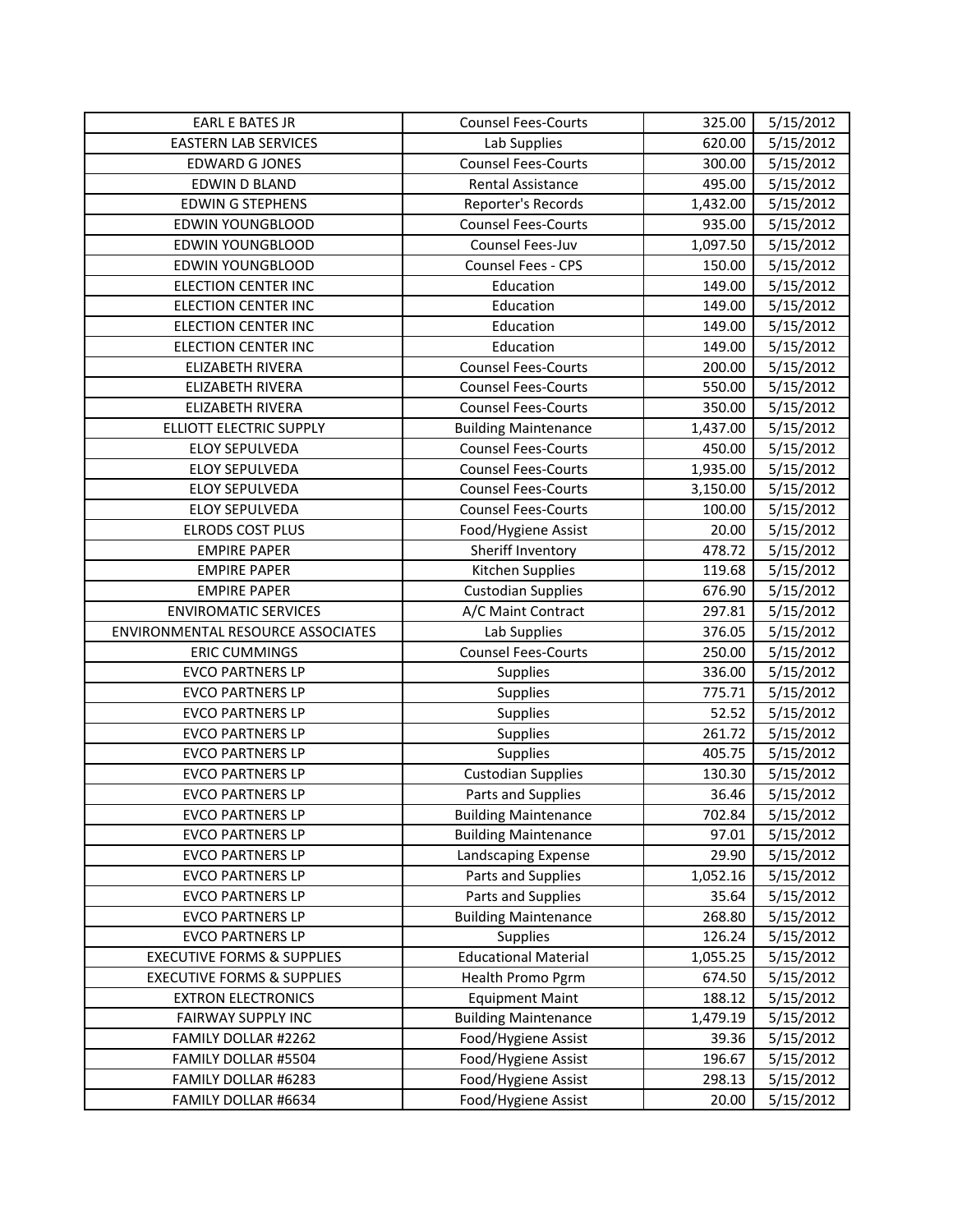| | | | |
|---|---|---|---|
| EARL E BATES JR | Counsel Fees-Courts | 325.00 | 5/15/2012 |
| EASTERN LAB SERVICES | Lab Supplies | 620.00 | 5/15/2012 |
| EDWARD G JONES | Counsel Fees-Courts | 300.00 | 5/15/2012 |
| EDWIN D BLAND | Rental Assistance | 495.00 | 5/15/2012 |
| EDWIN G STEPHENS | Reporter's Records | 1,432.00 | 5/15/2012 |
| EDWIN YOUNGBLOOD | Counsel Fees-Courts | 935.00 | 5/15/2012 |
| EDWIN YOUNGBLOOD | Counsel Fees-Juv | 1,097.50 | 5/15/2012 |
| EDWIN YOUNGBLOOD | Counsel Fees - CPS | 150.00 | 5/15/2012 |
| ELECTION CENTER INC | Education | 149.00 | 5/15/2012 |
| ELECTION CENTER INC | Education | 149.00 | 5/15/2012 |
| ELECTION CENTER INC | Education | 149.00 | 5/15/2012 |
| ELECTION CENTER INC | Education | 149.00 | 5/15/2012 |
| ELIZABETH RIVERA | Counsel Fees-Courts | 200.00 | 5/15/2012 |
| ELIZABETH RIVERA | Counsel Fees-Courts | 550.00 | 5/15/2012 |
| ELIZABETH RIVERA | Counsel Fees-Courts | 350.00 | 5/15/2012 |
| ELLIOTT ELECTRIC SUPPLY | Building Maintenance | 1,437.00 | 5/15/2012 |
| ELOY SEPULVEDA | Counsel Fees-Courts | 450.00 | 5/15/2012 |
| ELOY SEPULVEDA | Counsel Fees-Courts | 1,935.00 | 5/15/2012 |
| ELOY SEPULVEDA | Counsel Fees-Courts | 3,150.00 | 5/15/2012 |
| ELOY SEPULVEDA | Counsel Fees-Courts | 100.00 | 5/15/2012 |
| ELRODS COST PLUS | Food/Hygiene Assist | 20.00 | 5/15/2012 |
| EMPIRE PAPER | Sheriff Inventory | 478.72 | 5/15/2012 |
| EMPIRE PAPER | Kitchen Supplies | 119.68 | 5/15/2012 |
| EMPIRE PAPER | Custodian Supplies | 676.90 | 5/15/2012 |
| ENVIROMATIC SERVICES | A/C Maint Contract | 297.81 | 5/15/2012 |
| ENVIRONMENTAL RESOURCE ASSOCIATES | Lab Supplies | 376.05 | 5/15/2012 |
| ERIC CUMMINGS | Counsel Fees-Courts | 250.00 | 5/15/2012 |
| EVCO PARTNERS LP | Supplies | 336.00 | 5/15/2012 |
| EVCO PARTNERS LP | Supplies | 775.71 | 5/15/2012 |
| EVCO PARTNERS LP | Supplies | 52.52 | 5/15/2012 |
| EVCO PARTNERS LP | Supplies | 261.72 | 5/15/2012 |
| EVCO PARTNERS LP | Supplies | 405.75 | 5/15/2012 |
| EVCO PARTNERS LP | Custodian Supplies | 130.30 | 5/15/2012 |
| EVCO PARTNERS LP | Parts and Supplies | 36.46 | 5/15/2012 |
| EVCO PARTNERS LP | Building Maintenance | 702.84 | 5/15/2012 |
| EVCO PARTNERS LP | Building Maintenance | 97.01 | 5/15/2012 |
| EVCO PARTNERS LP | Landscaping Expense | 29.90 | 5/15/2012 |
| EVCO PARTNERS LP | Parts and Supplies | 1,052.16 | 5/15/2012 |
| EVCO PARTNERS LP | Parts and Supplies | 35.64 | 5/15/2012 |
| EVCO PARTNERS LP | Building Maintenance | 268.80 | 5/15/2012 |
| EVCO PARTNERS LP | Supplies | 126.24 | 5/15/2012 |
| EXECUTIVE FORMS & SUPPLIES | Educational Material | 1,055.25 | 5/15/2012 |
| EXECUTIVE FORMS & SUPPLIES | Health Promo Pgrm | 674.50 | 5/15/2012 |
| EXTRON ELECTRONICS | Equipment Maint | 188.12 | 5/15/2012 |
| FAIRWAY SUPPLY INC | Building Maintenance | 1,479.19 | 5/15/2012 |
| FAMILY DOLLAR #2262 | Food/Hygiene Assist | 39.36 | 5/15/2012 |
| FAMILY DOLLAR #5504 | Food/Hygiene Assist | 196.67 | 5/15/2012 |
| FAMILY DOLLAR #6283 | Food/Hygiene Assist | 298.13 | 5/15/2012 |
| FAMILY DOLLAR #6634 | Food/Hygiene Assist | 20.00 | 5/15/2012 |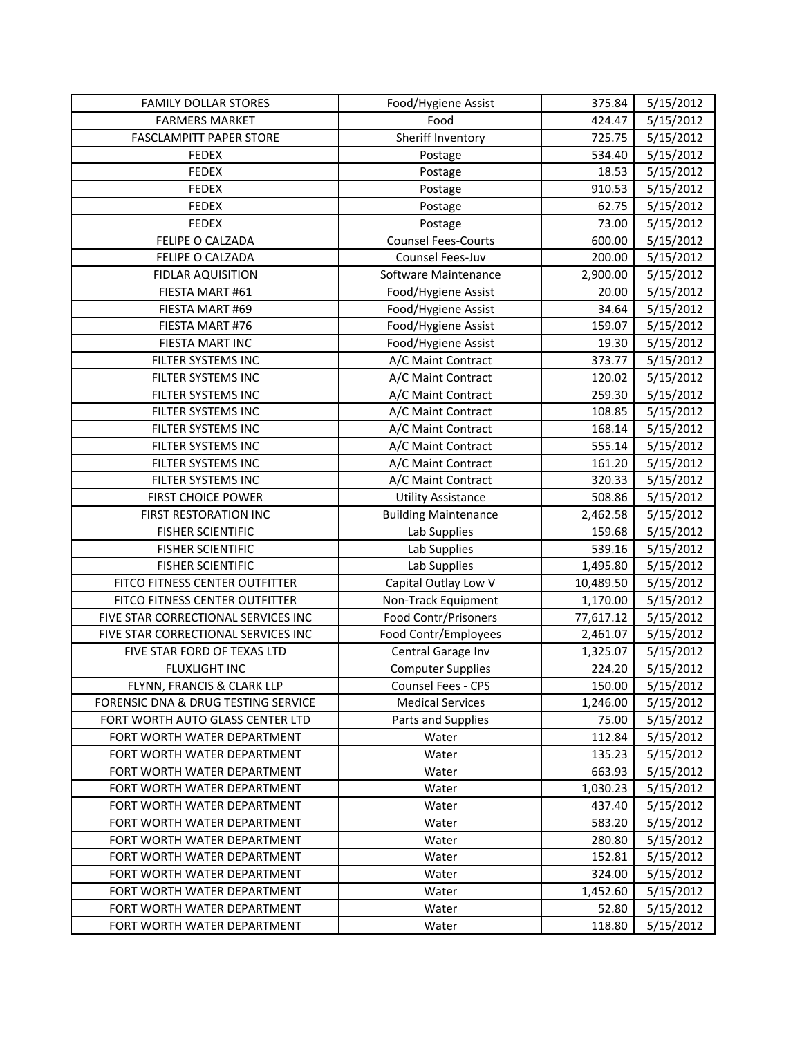| FAMILY DOLLAR STORES | Food/Hygiene Assist | 375.84 | 5/15/2012 |
|---|---|---|---|
| FARMERS MARKET | Food | 424.47 | 5/15/2012 |
| FASCLAMPITT PAPER STORE | Sheriff Inventory | 725.75 | 5/15/2012 |
| FEDEX | Postage | 534.40 | 5/15/2012 |
| FEDEX | Postage | 18.53 | 5/15/2012 |
| FEDEX | Postage | 910.53 | 5/15/2012 |
| FEDEX | Postage | 62.75 | 5/15/2012 |
| FEDEX | Postage | 73.00 | 5/15/2012 |
| FELIPE O CALZADA | Counsel Fees-Courts | 600.00 | 5/15/2012 |
| FELIPE O CALZADA | Counsel Fees-Juv | 200.00 | 5/15/2012 |
| FIDLAR AQUISITION | Software Maintenance | 2,900.00 | 5/15/2012 |
| FIESTA MART #61 | Food/Hygiene Assist | 20.00 | 5/15/2012 |
| FIESTA MART #69 | Food/Hygiene Assist | 34.64 | 5/15/2012 |
| FIESTA MART #76 | Food/Hygiene Assist | 159.07 | 5/15/2012 |
| FIESTA MART INC | Food/Hygiene Assist | 19.30 | 5/15/2012 |
| FILTER SYSTEMS INC | A/C Maint Contract | 373.77 | 5/15/2012 |
| FILTER SYSTEMS INC | A/C Maint Contract | 120.02 | 5/15/2012 |
| FILTER SYSTEMS INC | A/C Maint Contract | 259.30 | 5/15/2012 |
| FILTER SYSTEMS INC | A/C Maint Contract | 108.85 | 5/15/2012 |
| FILTER SYSTEMS INC | A/C Maint Contract | 168.14 | 5/15/2012 |
| FILTER SYSTEMS INC | A/C Maint Contract | 555.14 | 5/15/2012 |
| FILTER SYSTEMS INC | A/C Maint Contract | 161.20 | 5/15/2012 |
| FILTER SYSTEMS INC | A/C Maint Contract | 320.33 | 5/15/2012 |
| FIRST CHOICE POWER | Utility Assistance | 508.86 | 5/15/2012 |
| FIRST RESTORATION INC | Building Maintenance | 2,462.58 | 5/15/2012 |
| FISHER SCIENTIFIC | Lab Supplies | 159.68 | 5/15/2012 |
| FISHER SCIENTIFIC | Lab Supplies | 539.16 | 5/15/2012 |
| FISHER SCIENTIFIC | Lab Supplies | 1,495.80 | 5/15/2012 |
| FITCO FITNESS CENTER OUTFITTER | Capital Outlay Low V | 10,489.50 | 5/15/2012 |
| FITCO FITNESS CENTER OUTFITTER | Non-Track Equipment | 1,170.00 | 5/15/2012 |
| FIVE STAR CORRECTIONAL SERVICES INC | Food Contr/Prisoners | 77,617.12 | 5/15/2012 |
| FIVE STAR CORRECTIONAL SERVICES INC | Food Contr/Employees | 2,461.07 | 5/15/2012 |
| FIVE STAR FORD OF TEXAS LTD | Central Garage Inv | 1,325.07 | 5/15/2012 |
| FLUXLIGHT INC | Computer Supplies | 224.20 | 5/15/2012 |
| FLYNN, FRANCIS & CLARK LLP | Counsel Fees - CPS | 150.00 | 5/15/2012 |
| FORENSIC DNA & DRUG TESTING SERVICE | Medical Services | 1,246.00 | 5/15/2012 |
| FORT WORTH AUTO GLASS CENTER LTD | Parts and Supplies | 75.00 | 5/15/2012 |
| FORT WORTH WATER DEPARTMENT | Water | 112.84 | 5/15/2012 |
| FORT WORTH WATER DEPARTMENT | Water | 135.23 | 5/15/2012 |
| FORT WORTH WATER DEPARTMENT | Water | 663.93 | 5/15/2012 |
| FORT WORTH WATER DEPARTMENT | Water | 1,030.23 | 5/15/2012 |
| FORT WORTH WATER DEPARTMENT | Water | 437.40 | 5/15/2012 |
| FORT WORTH WATER DEPARTMENT | Water | 583.20 | 5/15/2012 |
| FORT WORTH WATER DEPARTMENT | Water | 280.80 | 5/15/2012 |
| FORT WORTH WATER DEPARTMENT | Water | 152.81 | 5/15/2012 |
| FORT WORTH WATER DEPARTMENT | Water | 324.00 | 5/15/2012 |
| FORT WORTH WATER DEPARTMENT | Water | 1,452.60 | 5/15/2012 |
| FORT WORTH WATER DEPARTMENT | Water | 52.80 | 5/15/2012 |
| FORT WORTH WATER DEPARTMENT | Water | 118.80 | 5/15/2012 |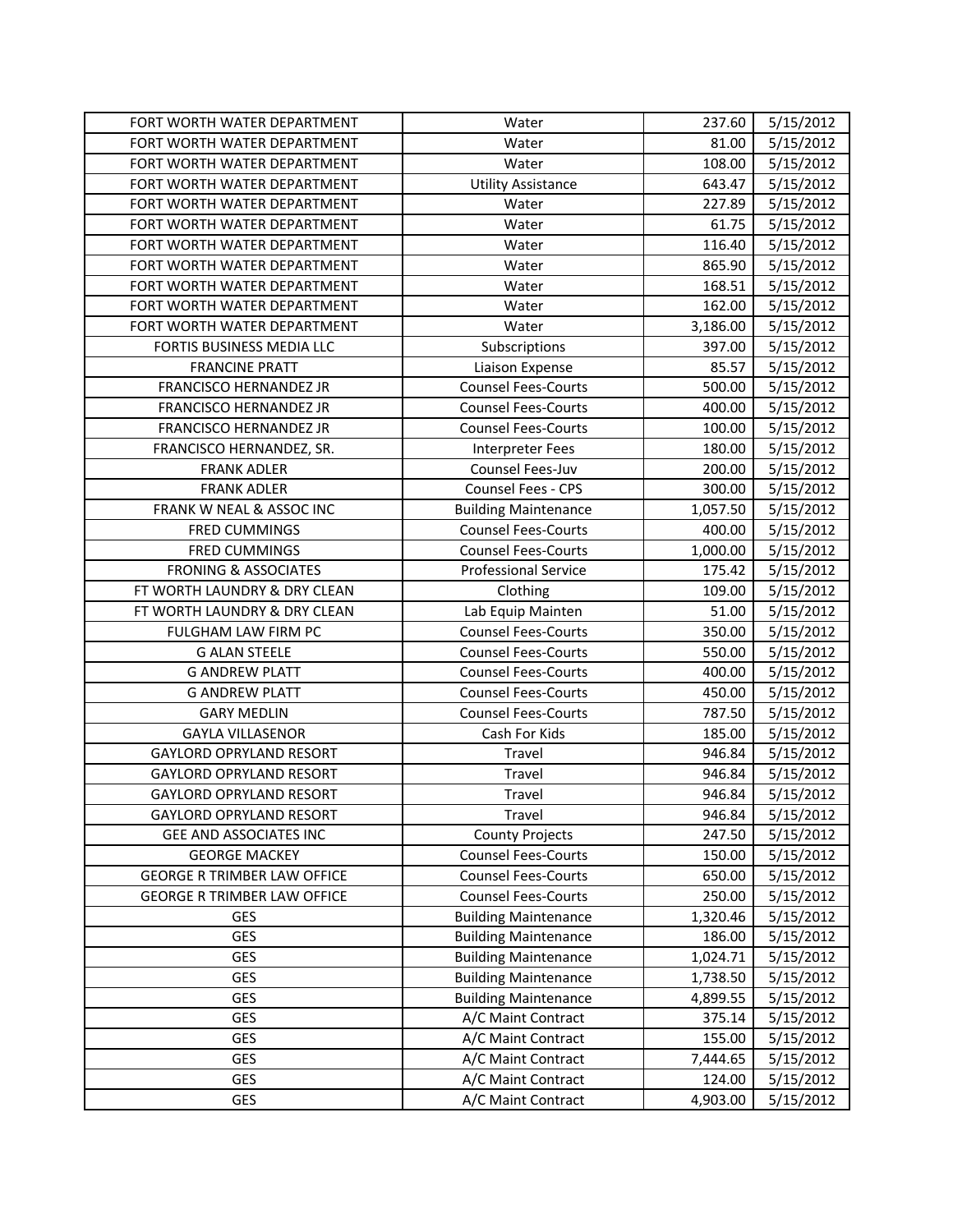| FORT WORTH WATER DEPARTMENT | Water | 237.60 | 5/15/2012 |
|---|---|---|---|
| FORT WORTH WATER DEPARTMENT | Water | 81.00 | 5/15/2012 |
| FORT WORTH WATER DEPARTMENT | Water | 108.00 | 5/15/2012 |
| FORT WORTH WATER DEPARTMENT | Utility Assistance | 643.47 | 5/15/2012 |
| FORT WORTH WATER DEPARTMENT | Water | 227.89 | 5/15/2012 |
| FORT WORTH WATER DEPARTMENT | Water | 61.75 | 5/15/2012 |
| FORT WORTH WATER DEPARTMENT | Water | 116.40 | 5/15/2012 |
| FORT WORTH WATER DEPARTMENT | Water | 865.90 | 5/15/2012 |
| FORT WORTH WATER DEPARTMENT | Water | 168.51 | 5/15/2012 |
| FORT WORTH WATER DEPARTMENT | Water | 162.00 | 5/15/2012 |
| FORT WORTH WATER DEPARTMENT | Water | 3,186.00 | 5/15/2012 |
| FORTIS BUSINESS MEDIA LLC | Subscriptions | 397.00 | 5/15/2012 |
| FRANCINE PRATT | Liaison Expense | 85.57 | 5/15/2012 |
| FRANCISCO HERNANDEZ JR | Counsel Fees-Courts | 500.00 | 5/15/2012 |
| FRANCISCO HERNANDEZ JR | Counsel Fees-Courts | 400.00 | 5/15/2012 |
| FRANCISCO HERNANDEZ JR | Counsel Fees-Courts | 100.00 | 5/15/2012 |
| FRANCISCO HERNANDEZ, SR. | Interpreter Fees | 180.00 | 5/15/2012 |
| FRANK ADLER | Counsel Fees-Juv | 200.00 | 5/15/2012 |
| FRANK ADLER | Counsel Fees - CPS | 300.00 | 5/15/2012 |
| FRANK W NEAL & ASSOC INC | Building Maintenance | 1,057.50 | 5/15/2012 |
| FRED CUMMINGS | Counsel Fees-Courts | 400.00 | 5/15/2012 |
| FRED CUMMINGS | Counsel Fees-Courts | 1,000.00 | 5/15/2012 |
| FRONING & ASSOCIATES | Professional Service | 175.42 | 5/15/2012 |
| FT WORTH LAUNDRY & DRY CLEAN | Clothing | 109.00 | 5/15/2012 |
| FT WORTH LAUNDRY & DRY CLEAN | Lab Equip Mainten | 51.00 | 5/15/2012 |
| FULGHAM LAW FIRM PC | Counsel Fees-Courts | 350.00 | 5/15/2012 |
| G ALAN STEELE | Counsel Fees-Courts | 550.00 | 5/15/2012 |
| G ANDREW PLATT | Counsel Fees-Courts | 400.00 | 5/15/2012 |
| G ANDREW PLATT | Counsel Fees-Courts | 450.00 | 5/15/2012 |
| GARY MEDLIN | Counsel Fees-Courts | 787.50 | 5/15/2012 |
| GAYLA VILLASENOR | Cash For Kids | 185.00 | 5/15/2012 |
| GAYLORD OPRYLAND RESORT | Travel | 946.84 | 5/15/2012 |
| GAYLORD OPRYLAND RESORT | Travel | 946.84 | 5/15/2012 |
| GAYLORD OPRYLAND RESORT | Travel | 946.84 | 5/15/2012 |
| GAYLORD OPRYLAND RESORT | Travel | 946.84 | 5/15/2012 |
| GEE AND ASSOCIATES INC | County Projects | 247.50 | 5/15/2012 |
| GEORGE MACKEY | Counsel Fees-Courts | 150.00 | 5/15/2012 |
| GEORGE R TRIMBER LAW OFFICE | Counsel Fees-Courts | 650.00 | 5/15/2012 |
| GEORGE R TRIMBER LAW OFFICE | Counsel Fees-Courts | 250.00 | 5/15/2012 |
| GES | Building Maintenance | 1,320.46 | 5/15/2012 |
| GES | Building Maintenance | 186.00 | 5/15/2012 |
| GES | Building Maintenance | 1,024.71 | 5/15/2012 |
| GES | Building Maintenance | 1,738.50 | 5/15/2012 |
| GES | Building Maintenance | 4,899.55 | 5/15/2012 |
| GES | A/C Maint Contract | 375.14 | 5/15/2012 |
| GES | A/C Maint Contract | 155.00 | 5/15/2012 |
| GES | A/C Maint Contract | 7,444.65 | 5/15/2012 |
| GES | A/C Maint Contract | 124.00 | 5/15/2012 |
| GES | A/C Maint Contract | 4,903.00 | 5/15/2012 |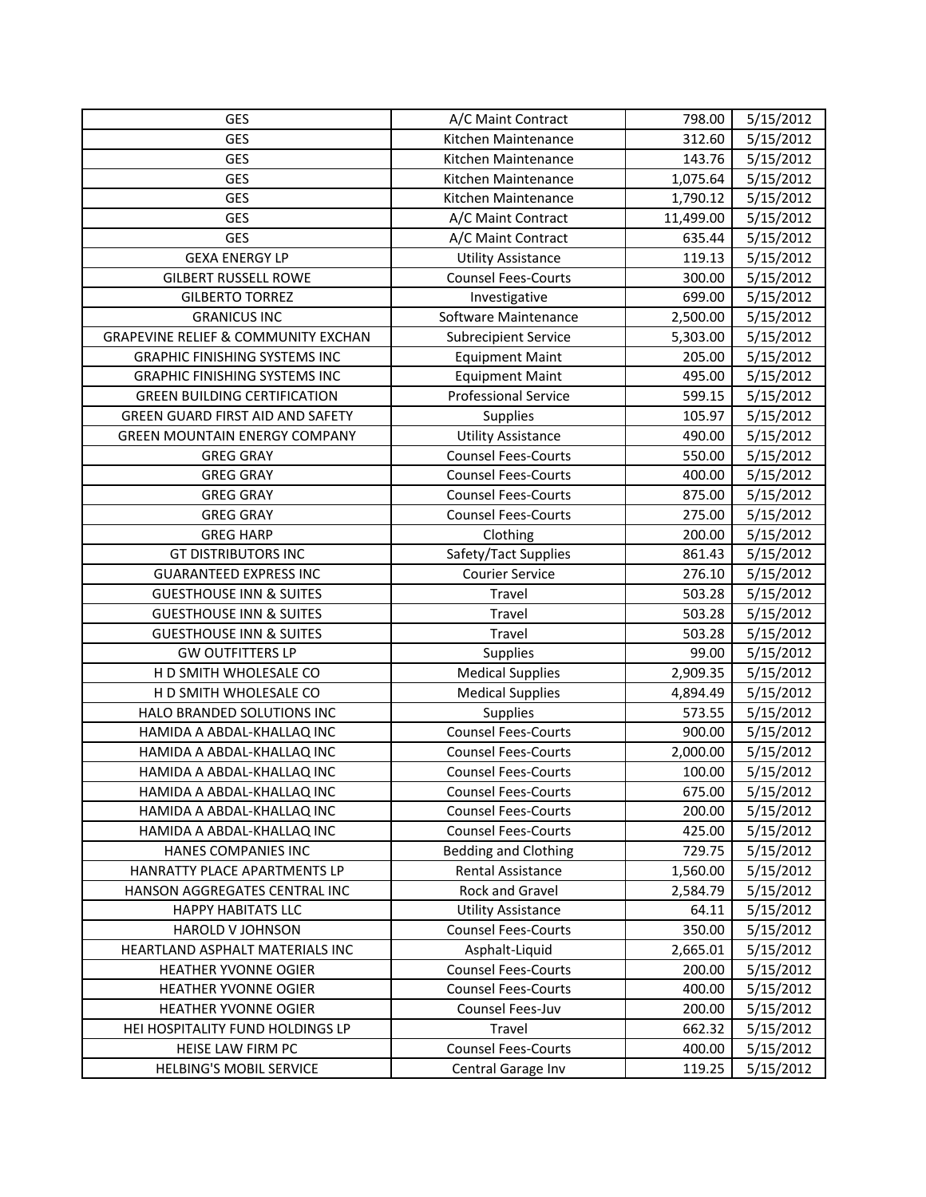| GES | A/C Maint Contract | 798.00 | 5/15/2012 |
|---|---|---|---|
| GES | Kitchen Maintenance | 312.60 | 5/15/2012 |
| GES | Kitchen Maintenance | 143.76 | 5/15/2012 |
| GES | Kitchen Maintenance | 1,075.64 | 5/15/2012 |
| GES | Kitchen Maintenance | 1,790.12 | 5/15/2012 |
| GES | A/C Maint Contract | 11,499.00 | 5/15/2012 |
| GES | A/C Maint Contract | 635.44 | 5/15/2012 |
| GEXA ENERGY LP | Utility Assistance | 119.13 | 5/15/2012 |
| GILBERT RUSSELL ROWE | Counsel Fees-Courts | 300.00 | 5/15/2012 |
| GILBERTO TORREZ | Investigative | 699.00 | 5/15/2012 |
| GRANICUS INC | Software Maintenance | 2,500.00 | 5/15/2012 |
| GRAPEVINE RELIEF & COMMUNITY EXCHAN | Subrecipient Service | 5,303.00 | 5/15/2012 |
| GRAPHIC FINISHING SYSTEMS INC | Equipment Maint | 205.00 | 5/15/2012 |
| GRAPHIC FINISHING SYSTEMS INC | Equipment Maint | 495.00 | 5/15/2012 |
| GREEN BUILDING CERTIFICATION | Professional Service | 599.15 | 5/15/2012 |
| GREEN GUARD FIRST AID AND SAFETY | Supplies | 105.97 | 5/15/2012 |
| GREEN MOUNTAIN ENERGY COMPANY | Utility Assistance | 490.00 | 5/15/2012 |
| GREG GRAY | Counsel Fees-Courts | 550.00 | 5/15/2012 |
| GREG GRAY | Counsel Fees-Courts | 400.00 | 5/15/2012 |
| GREG GRAY | Counsel Fees-Courts | 875.00 | 5/15/2012 |
| GREG GRAY | Counsel Fees-Courts | 275.00 | 5/15/2012 |
| GREG HARP | Clothing | 200.00 | 5/15/2012 |
| GT DISTRIBUTORS INC | Safety/Tact Supplies | 861.43 | 5/15/2012 |
| GUARANTEED EXPRESS INC | Courier Service | 276.10 | 5/15/2012 |
| GUESTHOUSE INN & SUITES | Travel | 503.28 | 5/15/2012 |
| GUESTHOUSE INN & SUITES | Travel | 503.28 | 5/15/2012 |
| GUESTHOUSE INN & SUITES | Travel | 503.28 | 5/15/2012 |
| GW OUTFITTERS LP | Supplies | 99.00 | 5/15/2012 |
| H D SMITH WHOLESALE CO | Medical Supplies | 2,909.35 | 5/15/2012 |
| H D SMITH WHOLESALE CO | Medical Supplies | 4,894.49 | 5/15/2012 |
| HALO BRANDED SOLUTIONS INC | Supplies | 573.55 | 5/15/2012 |
| HAMIDA A ABDAL-KHALLAQ INC | Counsel Fees-Courts | 900.00 | 5/15/2012 |
| HAMIDA A ABDAL-KHALLAQ INC | Counsel Fees-Courts | 2,000.00 | 5/15/2012 |
| HAMIDA A ABDAL-KHALLAQ INC | Counsel Fees-Courts | 100.00 | 5/15/2012 |
| HAMIDA A ABDAL-KHALLAQ INC | Counsel Fees-Courts | 675.00 | 5/15/2012 |
| HAMIDA A ABDAL-KHALLAQ INC | Counsel Fees-Courts | 200.00 | 5/15/2012 |
| HAMIDA A ABDAL-KHALLAQ INC | Counsel Fees-Courts | 425.00 | 5/15/2012 |
| HANES COMPANIES INC | Bedding and Clothing | 729.75 | 5/15/2012 |
| HANRATTY PLACE APARTMENTS LP | Rental Assistance | 1,560.00 | 5/15/2012 |
| HANSON AGGREGATES CENTRAL INC | Rock and Gravel | 2,584.79 | 5/15/2012 |
| HAPPY HABITATS LLC | Utility Assistance | 64.11 | 5/15/2012 |
| HAROLD V JOHNSON | Counsel Fees-Courts | 350.00 | 5/15/2012 |
| HEARTLAND ASPHALT MATERIALS INC | Asphalt-Liquid | 2,665.01 | 5/15/2012 |
| HEATHER YVONNE OGIER | Counsel Fees-Courts | 200.00 | 5/15/2012 |
| HEATHER YVONNE OGIER | Counsel Fees-Courts | 400.00 | 5/15/2012 |
| HEATHER YVONNE OGIER | Counsel Fees-Juv | 200.00 | 5/15/2012 |
| HEI HOSPITALITY FUND HOLDINGS LP | Travel | 662.32 | 5/15/2012 |
| HEISE LAW FIRM PC | Counsel Fees-Courts | 400.00 | 5/15/2012 |
| HELBING'S MOBIL SERVICE | Central Garage Inv | 119.25 | 5/15/2012 |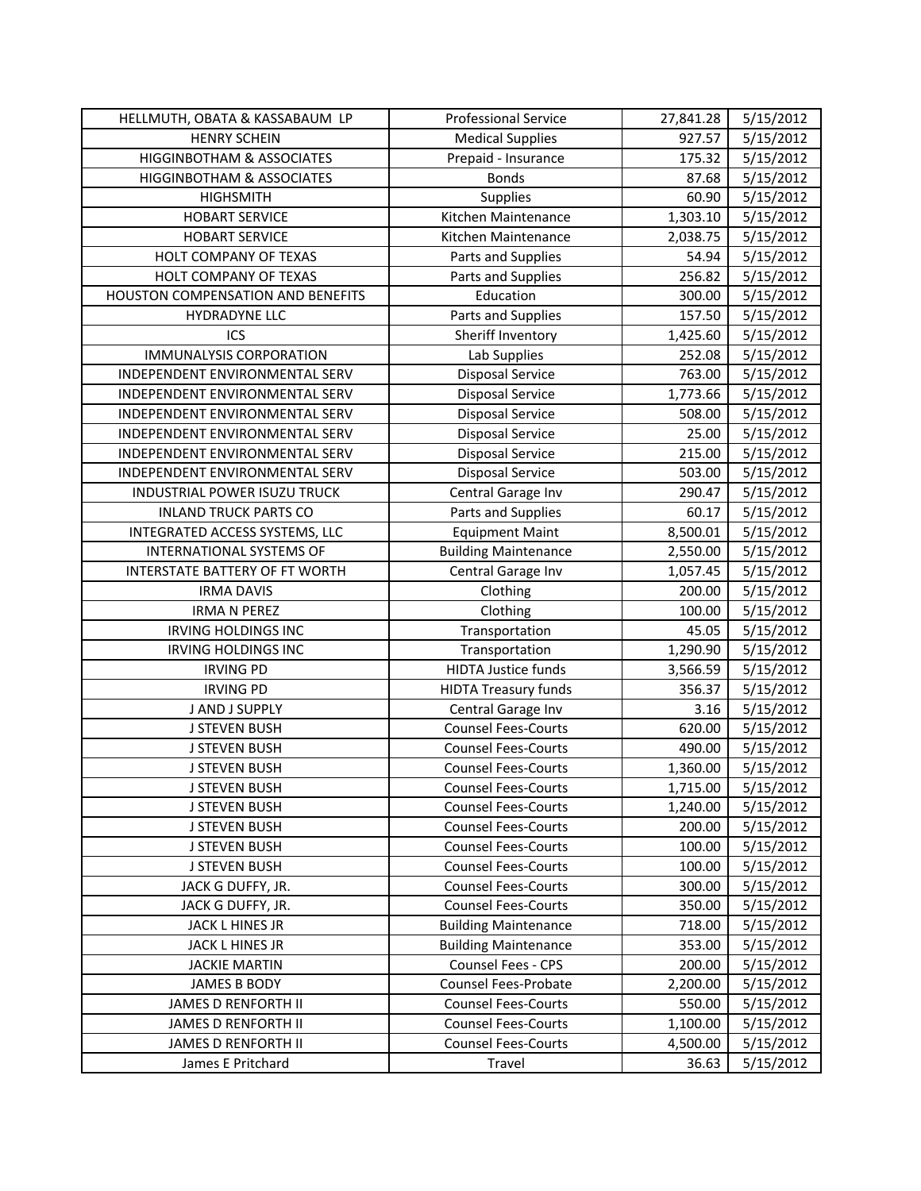| HELLMUTH, OBATA & KASSABAUM LP | Professional Service | 27,841.28 | 5/15/2012 |
|---|---|---|---|
| HENRY SCHEIN | Medical Supplies | 927.57 | 5/15/2012 |
| HIGGINBOTHAM & ASSOCIATES | Prepaid - Insurance | 175.32 | 5/15/2012 |
| HIGGINBOTHAM & ASSOCIATES | Bonds | 87.68 | 5/15/2012 |
| HIGHSMITH | Supplies | 60.90 | 5/15/2012 |
| HOBART SERVICE | Kitchen Maintenance | 1,303.10 | 5/15/2012 |
| HOBART SERVICE | Kitchen Maintenance | 2,038.75 | 5/15/2012 |
| HOLT COMPANY OF TEXAS | Parts and Supplies | 54.94 | 5/15/2012 |
| HOLT COMPANY OF TEXAS | Parts and Supplies | 256.82 | 5/15/2012 |
| HOUSTON COMPENSATION AND BENEFITS | Education | 300.00 | 5/15/2012 |
| HYDRADYNE LLC | Parts and Supplies | 157.50 | 5/15/2012 |
| ICS | Sheriff Inventory | 1,425.60 | 5/15/2012 |
| IMMUNALYSIS CORPORATION | Lab Supplies | 252.08 | 5/15/2012 |
| INDEPENDENT ENVIRONMENTAL SERV | Disposal Service | 763.00 | 5/15/2012 |
| INDEPENDENT ENVIRONMENTAL SERV | Disposal Service | 1,773.66 | 5/15/2012 |
| INDEPENDENT ENVIRONMENTAL SERV | Disposal Service | 508.00 | 5/15/2012 |
| INDEPENDENT ENVIRONMENTAL SERV | Disposal Service | 25.00 | 5/15/2012 |
| INDEPENDENT ENVIRONMENTAL SERV | Disposal Service | 215.00 | 5/15/2012 |
| INDEPENDENT ENVIRONMENTAL SERV | Disposal Service | 503.00 | 5/15/2012 |
| INDUSTRIAL POWER ISUZU TRUCK | Central Garage Inv | 290.47 | 5/15/2012 |
| INLAND TRUCK PARTS CO | Parts and Supplies | 60.17 | 5/15/2012 |
| INTEGRATED ACCESS SYSTEMS, LLC | Equipment Maint | 8,500.01 | 5/15/2012 |
| INTERNATIONAL SYSTEMS OF | Building Maintenance | 2,550.00 | 5/15/2012 |
| INTERSTATE BATTERY OF FT WORTH | Central Garage Inv | 1,057.45 | 5/15/2012 |
| IRMA DAVIS | Clothing | 200.00 | 5/15/2012 |
| IRMA N PEREZ | Clothing | 100.00 | 5/15/2012 |
| IRVING HOLDINGS INC | Transportation | 45.05 | 5/15/2012 |
| IRVING HOLDINGS INC | Transportation | 1,290.90 | 5/15/2012 |
| IRVING PD | HIDTA Justice funds | 3,566.59 | 5/15/2012 |
| IRVING PD | HIDTA Treasury funds | 356.37 | 5/15/2012 |
| J AND J SUPPLY | Central Garage Inv | 3.16 | 5/15/2012 |
| J STEVEN BUSH | Counsel Fees-Courts | 620.00 | 5/15/2012 |
| J STEVEN BUSH | Counsel Fees-Courts | 490.00 | 5/15/2012 |
| J STEVEN BUSH | Counsel Fees-Courts | 1,360.00 | 5/15/2012 |
| J STEVEN BUSH | Counsel Fees-Courts | 1,715.00 | 5/15/2012 |
| J STEVEN BUSH | Counsel Fees-Courts | 1,240.00 | 5/15/2012 |
| J STEVEN BUSH | Counsel Fees-Courts | 200.00 | 5/15/2012 |
| J STEVEN BUSH | Counsel Fees-Courts | 100.00 | 5/15/2012 |
| J STEVEN BUSH | Counsel Fees-Courts | 100.00 | 5/15/2012 |
| JACK G DUFFY, JR. | Counsel Fees-Courts | 300.00 | 5/15/2012 |
| JACK G DUFFY, JR. | Counsel Fees-Courts | 350.00 | 5/15/2012 |
| JACK L HINES JR | Building Maintenance | 718.00 | 5/15/2012 |
| JACK L HINES JR | Building Maintenance | 353.00 | 5/15/2012 |
| JACKIE MARTIN | Counsel Fees - CPS | 200.00 | 5/15/2012 |
| JAMES B BODY | Counsel Fees-Probate | 2,200.00 | 5/15/2012 |
| JAMES D RENFORTH II | Counsel Fees-Courts | 550.00 | 5/15/2012 |
| JAMES D RENFORTH II | Counsel Fees-Courts | 1,100.00 | 5/15/2012 |
| JAMES D RENFORTH II | Counsel Fees-Courts | 4,500.00 | 5/15/2012 |
| James E Pritchard | Travel | 36.63 | 5/15/2012 |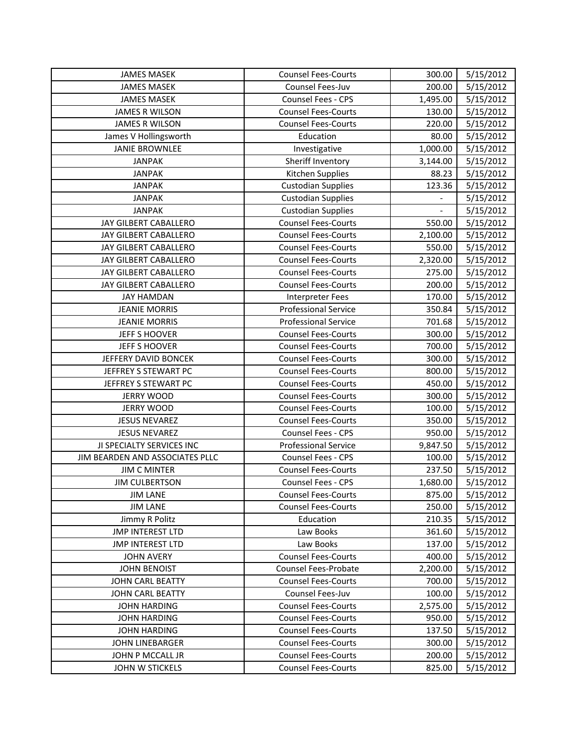| JAMES MASEK | Counsel Fees-Courts | 300.00 | 5/15/2012 |
|---|---|---|---|
| JAMES MASEK | Counsel Fees-Juv | 200.00 | 5/15/2012 |
| JAMES MASEK | Counsel Fees - CPS | 1,495.00 | 5/15/2012 |
| JAMES R WILSON | Counsel Fees-Courts | 130.00 | 5/15/2012 |
| JAMES R WILSON | Counsel Fees-Courts | 220.00 | 5/15/2012 |
| James V Hollingsworth | Education | 80.00 | 5/15/2012 |
| JANIE BROWNLEE | Investigative | 1,000.00 | 5/15/2012 |
| JANPAK | Sheriff Inventory | 3,144.00 | 5/15/2012 |
| JANPAK | Kitchen Supplies | 88.23 | 5/15/2012 |
| JANPAK | Custodian Supplies | 123.36 | 5/15/2012 |
| JANPAK | Custodian Supplies | - | 5/15/2012 |
| JANPAK | Custodian Supplies | - | 5/15/2012 |
| JAY GILBERT CABALLERO | Counsel Fees-Courts | 550.00 | 5/15/2012 |
| JAY GILBERT CABALLERO | Counsel Fees-Courts | 2,100.00 | 5/15/2012 |
| JAY GILBERT CABALLERO | Counsel Fees-Courts | 550.00 | 5/15/2012 |
| JAY GILBERT CABALLERO | Counsel Fees-Courts | 2,320.00 | 5/15/2012 |
| JAY GILBERT CABALLERO | Counsel Fees-Courts | 275.00 | 5/15/2012 |
| JAY GILBERT CABALLERO | Counsel Fees-Courts | 200.00 | 5/15/2012 |
| JAY HAMDAN | Interpreter Fees | 170.00 | 5/15/2012 |
| JEANIE MORRIS | Professional Service | 350.84 | 5/15/2012 |
| JEANIE MORRIS | Professional Service | 701.68 | 5/15/2012 |
| JEFF S HOOVER | Counsel Fees-Courts | 300.00 | 5/15/2012 |
| JEFF S HOOVER | Counsel Fees-Courts | 700.00 | 5/15/2012 |
| JEFFERY DAVID BONCEK | Counsel Fees-Courts | 300.00 | 5/15/2012 |
| JEFFREY S STEWART PC | Counsel Fees-Courts | 800.00 | 5/15/2012 |
| JEFFREY S STEWART PC | Counsel Fees-Courts | 450.00 | 5/15/2012 |
| JERRY WOOD | Counsel Fees-Courts | 300.00 | 5/15/2012 |
| JERRY WOOD | Counsel Fees-Courts | 100.00 | 5/15/2012 |
| JESUS NEVAREZ | Counsel Fees-Courts | 350.00 | 5/15/2012 |
| JESUS NEVAREZ | Counsel Fees - CPS | 950.00 | 5/15/2012 |
| JI SPECIALTY SERVICES INC | Professional Service | 9,847.50 | 5/15/2012 |
| JIM BEARDEN AND ASSOCIATES PLLC | Counsel Fees - CPS | 100.00 | 5/15/2012 |
| JIM C MINTER | Counsel Fees-Courts | 237.50 | 5/15/2012 |
| JIM CULBERTSON | Counsel Fees - CPS | 1,680.00 | 5/15/2012 |
| JIM LANE | Counsel Fees-Courts | 875.00 | 5/15/2012 |
| JIM LANE | Counsel Fees-Courts | 250.00 | 5/15/2012 |
| Jimmy R Politz | Education | 210.35 | 5/15/2012 |
| JMP INTEREST LTD | Law Books | 361.60 | 5/15/2012 |
| JMP INTEREST LTD | Law Books | 137.00 | 5/15/2012 |
| JOHN AVERY | Counsel Fees-Courts | 400.00 | 5/15/2012 |
| JOHN BENOIST | Counsel Fees-Probate | 2,200.00 | 5/15/2012 |
| JOHN CARL BEATTY | Counsel Fees-Courts | 700.00 | 5/15/2012 |
| JOHN CARL BEATTY | Counsel Fees-Juv | 100.00 | 5/15/2012 |
| JOHN HARDING | Counsel Fees-Courts | 2,575.00 | 5/15/2012 |
| JOHN HARDING | Counsel Fees-Courts | 950.00 | 5/15/2012 |
| JOHN HARDING | Counsel Fees-Courts | 137.50 | 5/15/2012 |
| JOHN LINEBARGER | Counsel Fees-Courts | 300.00 | 5/15/2012 |
| JOHN P MCCALL JR | Counsel Fees-Courts | 200.00 | 5/15/2012 |
| JOHN W STICKELS | Counsel Fees-Courts | 825.00 | 5/15/2012 |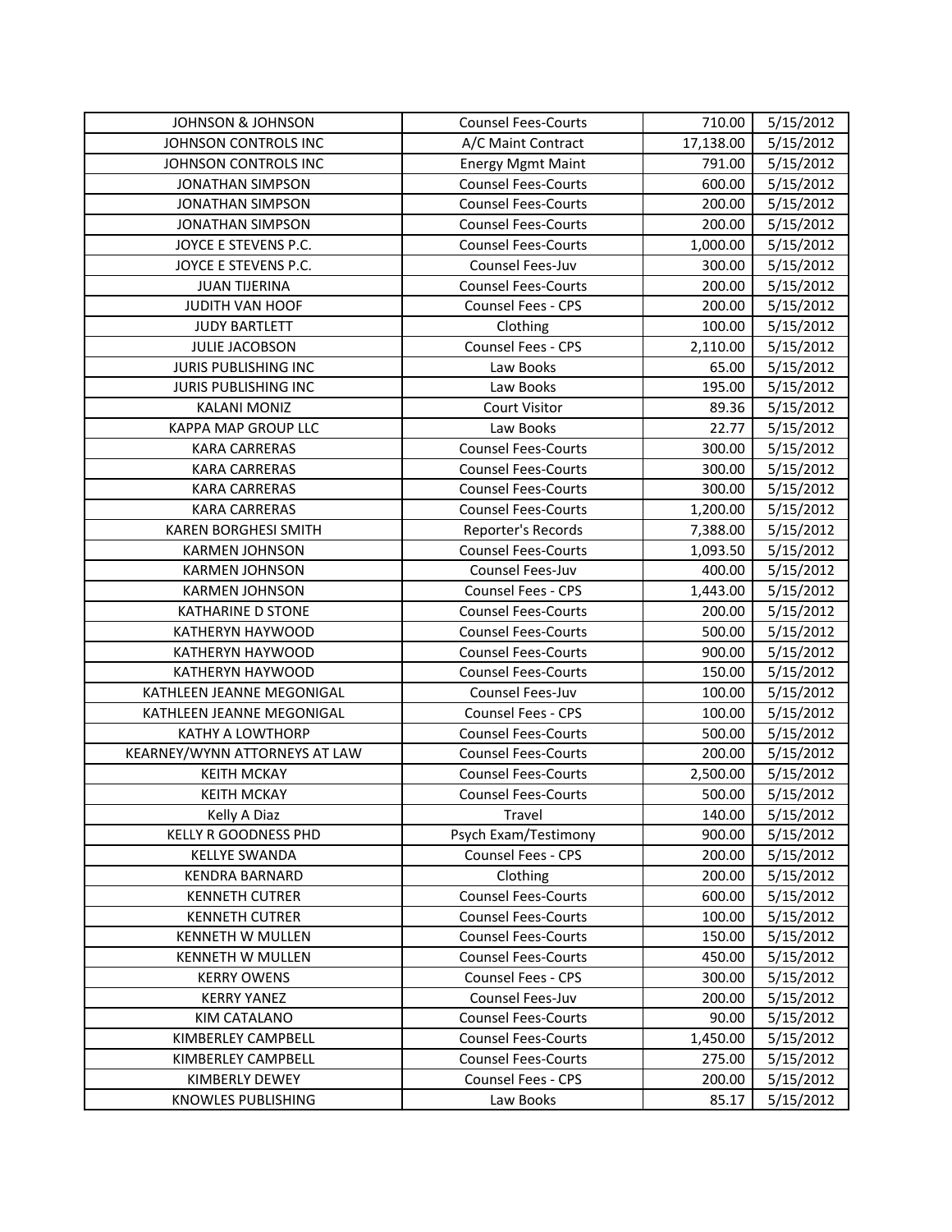| | | | |
|---|---|---|---|
| JOHNSON & JOHNSON | Counsel Fees-Courts | 710.00 | 5/15/2012 |
| JOHNSON CONTROLS INC | A/C Maint Contract | 17,138.00 | 5/15/2012 |
| JOHNSON CONTROLS INC | Energy Mgmt Maint | 791.00 | 5/15/2012 |
| JONATHAN SIMPSON | Counsel Fees-Courts | 600.00 | 5/15/2012 |
| JONATHAN SIMPSON | Counsel Fees-Courts | 200.00 | 5/15/2012 |
| JONATHAN SIMPSON | Counsel Fees-Courts | 200.00 | 5/15/2012 |
| JOYCE E STEVENS P.C. | Counsel Fees-Courts | 1,000.00 | 5/15/2012 |
| JOYCE E STEVENS P.C. | Counsel Fees-Juv | 300.00 | 5/15/2012 |
| JUAN TIJERINA | Counsel Fees-Courts | 200.00 | 5/15/2012 |
| JUDITH VAN HOOF | Counsel Fees - CPS | 200.00 | 5/15/2012 |
| JUDY BARTLETT | Clothing | 100.00 | 5/15/2012 |
| JULIE JACOBSON | Counsel Fees - CPS | 2,110.00 | 5/15/2012 |
| JURIS PUBLISHING INC | Law Books | 65.00 | 5/15/2012 |
| JURIS PUBLISHING INC | Law Books | 195.00 | 5/15/2012 |
| KALANI MONIZ | Court Visitor | 89.36 | 5/15/2012 |
| KAPPA MAP GROUP LLC | Law Books | 22.77 | 5/15/2012 |
| KARA CARRERAS | Counsel Fees-Courts | 300.00 | 5/15/2012 |
| KARA CARRERAS | Counsel Fees-Courts | 300.00 | 5/15/2012 |
| KARA CARRERAS | Counsel Fees-Courts | 300.00 | 5/15/2012 |
| KARA CARRERAS | Counsel Fees-Courts | 1,200.00 | 5/15/2012 |
| KAREN BORGHESI SMITH | Reporter's Records | 7,388.00 | 5/15/2012 |
| KARMEN JOHNSON | Counsel Fees-Courts | 1,093.50 | 5/15/2012 |
| KARMEN JOHNSON | Counsel Fees-Juv | 400.00 | 5/15/2012 |
| KARMEN JOHNSON | Counsel Fees - CPS | 1,443.00 | 5/15/2012 |
| KATHARINE D STONE | Counsel Fees-Courts | 200.00 | 5/15/2012 |
| KATHERYN HAYWOOD | Counsel Fees-Courts | 500.00 | 5/15/2012 |
| KATHERYN HAYWOOD | Counsel Fees-Courts | 900.00 | 5/15/2012 |
| KATHERYN HAYWOOD | Counsel Fees-Courts | 150.00 | 5/15/2012 |
| KATHLEEN JEANNE MEGONIGAL | Counsel Fees-Juv | 100.00 | 5/15/2012 |
| KATHLEEN JEANNE MEGONIGAL | Counsel Fees - CPS | 100.00 | 5/15/2012 |
| KATHY A LOWTHORP | Counsel Fees-Courts | 500.00 | 5/15/2012 |
| KEARNEY/WYNN ATTORNEYS AT LAW | Counsel Fees-Courts | 200.00 | 5/15/2012 |
| KEITH MCKAY | Counsel Fees-Courts | 2,500.00 | 5/15/2012 |
| KEITH MCKAY | Counsel Fees-Courts | 500.00 | 5/15/2012 |
| Kelly A Diaz | Travel | 140.00 | 5/15/2012 |
| KELLY R GOODNESS PHD | Psych Exam/Testimony | 900.00 | 5/15/2012 |
| KELLYE SWANDA | Counsel Fees - CPS | 200.00 | 5/15/2012 |
| KENDRA BARNARD | Clothing | 200.00 | 5/15/2012 |
| KENNETH CUTRER | Counsel Fees-Courts | 600.00 | 5/15/2012 |
| KENNETH CUTRER | Counsel Fees-Courts | 100.00 | 5/15/2012 |
| KENNETH W MULLEN | Counsel Fees-Courts | 150.00 | 5/15/2012 |
| KENNETH W MULLEN | Counsel Fees-Courts | 450.00 | 5/15/2012 |
| KERRY OWENS | Counsel Fees - CPS | 300.00 | 5/15/2012 |
| KERRY YANEZ | Counsel Fees-Juv | 200.00 | 5/15/2012 |
| KIM CATALANO | Counsel Fees-Courts | 90.00 | 5/15/2012 |
| KIMBERLEY CAMPBELL | Counsel Fees-Courts | 1,450.00 | 5/15/2012 |
| KIMBERLEY CAMPBELL | Counsel Fees-Courts | 275.00 | 5/15/2012 |
| KIMBERLY DEWEY | Counsel Fees - CPS | 200.00 | 5/15/2012 |
| KNOWLES PUBLISHING | Law Books | 85.17 | 5/15/2012 |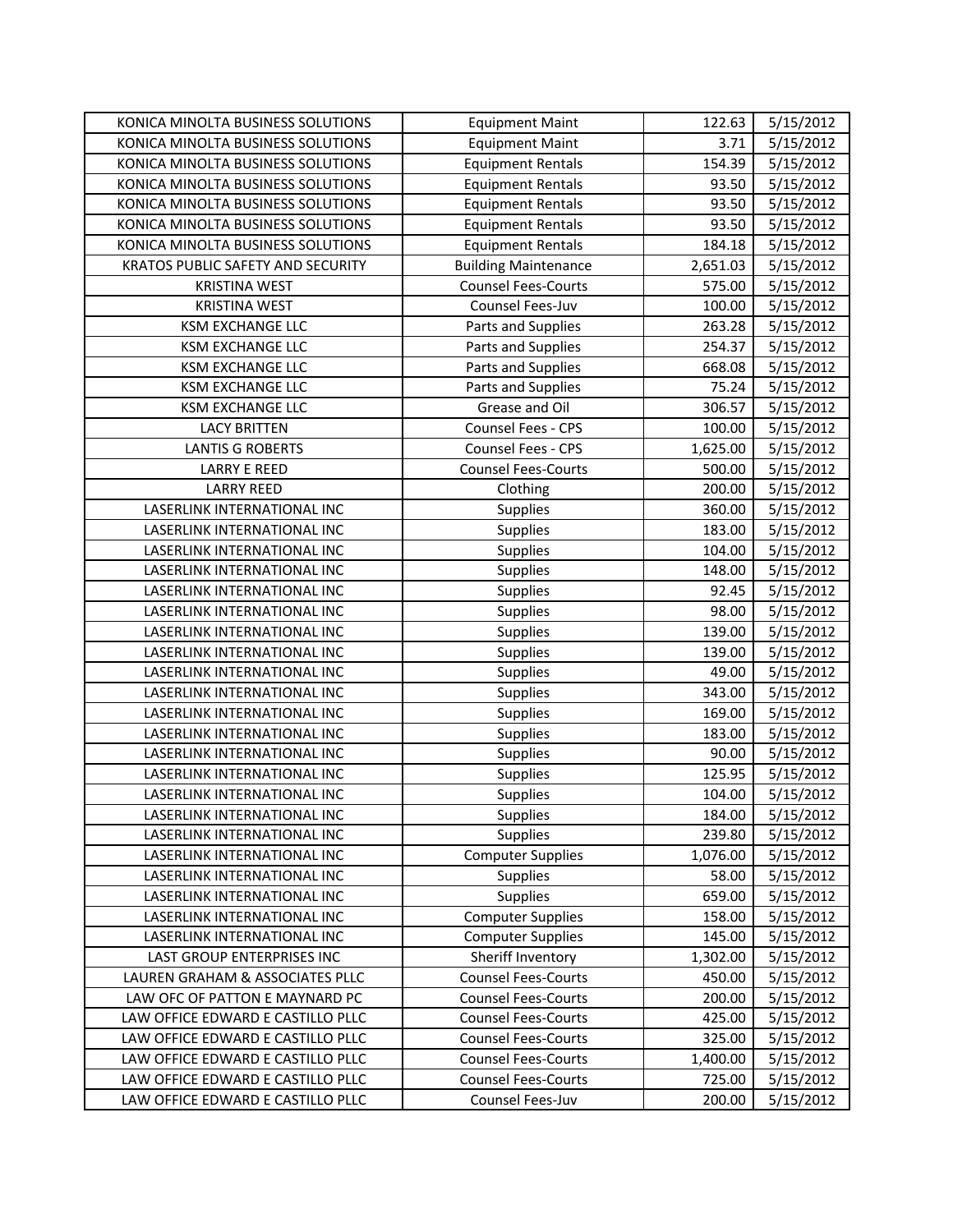| KONICA MINOLTA BUSINESS SOLUTIONS | Equipment Maint | 122.63 | 5/15/2012 |
|---|---|---|---|
| KONICA MINOLTA BUSINESS SOLUTIONS | Equipment Maint | 3.71 | 5/15/2012 |
| KONICA MINOLTA BUSINESS SOLUTIONS | Equipment Rentals | 154.39 | 5/15/2012 |
| KONICA MINOLTA BUSINESS SOLUTIONS | Equipment Rentals | 93.50 | 5/15/2012 |
| KONICA MINOLTA BUSINESS SOLUTIONS | Equipment Rentals | 93.50 | 5/15/2012 |
| KONICA MINOLTA BUSINESS SOLUTIONS | Equipment Rentals | 93.50 | 5/15/2012 |
| KONICA MINOLTA BUSINESS SOLUTIONS | Equipment Rentals | 184.18 | 5/15/2012 |
| KRATOS PUBLIC SAFETY AND SECURITY | Building Maintenance | 2,651.03 | 5/15/2012 |
| KRISTINA WEST | Counsel Fees-Courts | 575.00 | 5/15/2012 |
| KRISTINA WEST | Counsel Fees-Juv | 100.00 | 5/15/2012 |
| KSM EXCHANGE LLC | Parts and Supplies | 263.28 | 5/15/2012 |
| KSM EXCHANGE LLC | Parts and Supplies | 254.37 | 5/15/2012 |
| KSM EXCHANGE LLC | Parts and Supplies | 668.08 | 5/15/2012 |
| KSM EXCHANGE LLC | Parts and Supplies | 75.24 | 5/15/2012 |
| KSM EXCHANGE LLC | Grease and Oil | 306.57 | 5/15/2012 |
| LACY BRITTEN | Counsel Fees - CPS | 100.00 | 5/15/2012 |
| LANTIS G ROBERTS | Counsel Fees - CPS | 1,625.00 | 5/15/2012 |
| LARRY E REED | Counsel Fees-Courts | 500.00 | 5/15/2012 |
| LARRY REED | Clothing | 200.00 | 5/15/2012 |
| LASERLINK INTERNATIONAL INC | Supplies | 360.00 | 5/15/2012 |
| LASERLINK INTERNATIONAL INC | Supplies | 183.00 | 5/15/2012 |
| LASERLINK INTERNATIONAL INC | Supplies | 104.00 | 5/15/2012 |
| LASERLINK INTERNATIONAL INC | Supplies | 148.00 | 5/15/2012 |
| LASERLINK INTERNATIONAL INC | Supplies | 92.45 | 5/15/2012 |
| LASERLINK INTERNATIONAL INC | Supplies | 98.00 | 5/15/2012 |
| LASERLINK INTERNATIONAL INC | Supplies | 139.00 | 5/15/2012 |
| LASERLINK INTERNATIONAL INC | Supplies | 139.00 | 5/15/2012 |
| LASERLINK INTERNATIONAL INC | Supplies | 49.00 | 5/15/2012 |
| LASERLINK INTERNATIONAL INC | Supplies | 343.00 | 5/15/2012 |
| LASERLINK INTERNATIONAL INC | Supplies | 169.00 | 5/15/2012 |
| LASERLINK INTERNATIONAL INC | Supplies | 183.00 | 5/15/2012 |
| LASERLINK INTERNATIONAL INC | Supplies | 90.00 | 5/15/2012 |
| LASERLINK INTERNATIONAL INC | Supplies | 125.95 | 5/15/2012 |
| LASERLINK INTERNATIONAL INC | Supplies | 104.00 | 5/15/2012 |
| LASERLINK INTERNATIONAL INC | Supplies | 184.00 | 5/15/2012 |
| LASERLINK INTERNATIONAL INC | Supplies | 239.80 | 5/15/2012 |
| LASERLINK INTERNATIONAL INC | Computer Supplies | 1,076.00 | 5/15/2012 |
| LASERLINK INTERNATIONAL INC | Supplies | 58.00 | 5/15/2012 |
| LASERLINK INTERNATIONAL INC | Supplies | 659.00 | 5/15/2012 |
| LASERLINK INTERNATIONAL INC | Computer Supplies | 158.00 | 5/15/2012 |
| LASERLINK INTERNATIONAL INC | Computer Supplies | 145.00 | 5/15/2012 |
| LAST GROUP ENTERPRISES INC | Sheriff Inventory | 1,302.00 | 5/15/2012 |
| LAUREN GRAHAM & ASSOCIATES PLLC | Counsel Fees-Courts | 450.00 | 5/15/2012 |
| LAW OFC OF PATTON E MAYNARD PC | Counsel Fees-Courts | 200.00 | 5/15/2012 |
| LAW OFFICE EDWARD E CASTILLO PLLC | Counsel Fees-Courts | 425.00 | 5/15/2012 |
| LAW OFFICE EDWARD E CASTILLO PLLC | Counsel Fees-Courts | 325.00 | 5/15/2012 |
| LAW OFFICE EDWARD E CASTILLO PLLC | Counsel Fees-Courts | 1,400.00 | 5/15/2012 |
| LAW OFFICE EDWARD E CASTILLO PLLC | Counsel Fees-Courts | 725.00 | 5/15/2012 |
| LAW OFFICE EDWARD E CASTILLO PLLC | Counsel Fees-Juv | 200.00 | 5/15/2012 |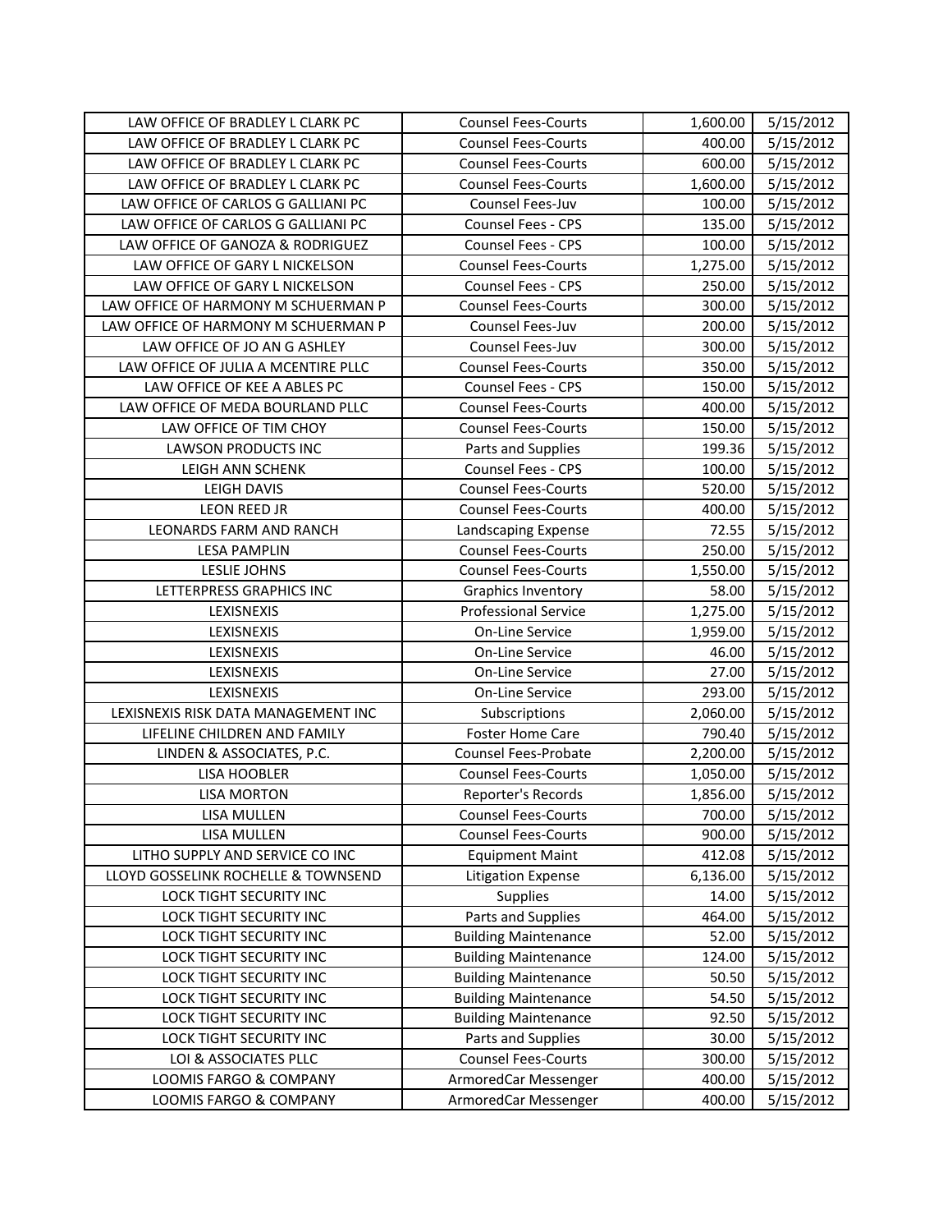| LAW OFFICE OF BRADLEY L CLARK PC | Counsel Fees-Courts | 1,600.00 | 5/15/2012 |
|---|---|---|---|
| LAW OFFICE OF BRADLEY L CLARK PC | Counsel Fees-Courts | 400.00 | 5/15/2012 |
| LAW OFFICE OF BRADLEY L CLARK PC | Counsel Fees-Courts | 600.00 | 5/15/2012 |
| LAW OFFICE OF BRADLEY L CLARK PC | Counsel Fees-Courts | 1,600.00 | 5/15/2012 |
| LAW OFFICE OF CARLOS G GALLIANI PC | Counsel Fees-Juv | 100.00 | 5/15/2012 |
| LAW OFFICE OF CARLOS G GALLIANI PC | Counsel Fees - CPS | 135.00 | 5/15/2012 |
| LAW OFFICE OF GANOZA & RODRIGUEZ | Counsel Fees - CPS | 100.00 | 5/15/2012 |
| LAW OFFICE OF GARY L NICKELSON | Counsel Fees-Courts | 1,275.00 | 5/15/2012 |
| LAW OFFICE OF GARY L NICKELSON | Counsel Fees - CPS | 250.00 | 5/15/2012 |
| LAW OFFICE OF HARMONY M SCHUERMAN P | Counsel Fees-Courts | 300.00 | 5/15/2012 |
| LAW OFFICE OF HARMONY M SCHUERMAN P | Counsel Fees-Juv | 200.00 | 5/15/2012 |
| LAW OFFICE OF JO AN G ASHLEY | Counsel Fees-Juv | 300.00 | 5/15/2012 |
| LAW OFFICE OF JULIA A MCENTIRE PLLC | Counsel Fees-Courts | 350.00 | 5/15/2012 |
| LAW OFFICE OF KEE A ABLES PC | Counsel Fees - CPS | 150.00 | 5/15/2012 |
| LAW OFFICE OF MEDA BOURLAND PLLC | Counsel Fees-Courts | 400.00 | 5/15/2012 |
| LAW OFFICE OF TIM CHOY | Counsel Fees-Courts | 150.00 | 5/15/2012 |
| LAWSON PRODUCTS INC | Parts and Supplies | 199.36 | 5/15/2012 |
| LEIGH ANN SCHENK | Counsel Fees - CPS | 100.00 | 5/15/2012 |
| LEIGH DAVIS | Counsel Fees-Courts | 520.00 | 5/15/2012 |
| LEON REED JR | Counsel Fees-Courts | 400.00 | 5/15/2012 |
| LEONARDS FARM AND RANCH | Landscaping Expense | 72.55 | 5/15/2012 |
| LESA PAMPLIN | Counsel Fees-Courts | 250.00 | 5/15/2012 |
| LESLIE JOHNS | Counsel Fees-Courts | 1,550.00 | 5/15/2012 |
| LETTERPRESS GRAPHICS INC | Graphics Inventory | 58.00 | 5/15/2012 |
| LEXISNEXIS | Professional Service | 1,275.00 | 5/15/2012 |
| LEXISNEXIS | On-Line Service | 1,959.00 | 5/15/2012 |
| LEXISNEXIS | On-Line Service | 46.00 | 5/15/2012 |
| LEXISNEXIS | On-Line Service | 27.00 | 5/15/2012 |
| LEXISNEXIS | On-Line Service | 293.00 | 5/15/2012 |
| LEXISNEXIS RISK DATA MANAGEMENT INC | Subscriptions | 2,060.00 | 5/15/2012 |
| LIFELINE CHILDREN AND FAMILY | Foster Home Care | 790.40 | 5/15/2012 |
| LINDEN & ASSOCIATES, P.C. | Counsel Fees-Probate | 2,200.00 | 5/15/2012 |
| LISA HOOBLER | Counsel Fees-Courts | 1,050.00 | 5/15/2012 |
| LISA MORTON | Reporter's Records | 1,856.00 | 5/15/2012 |
| LISA MULLEN | Counsel Fees-Courts | 700.00 | 5/15/2012 |
| LISA MULLEN | Counsel Fees-Courts | 900.00 | 5/15/2012 |
| LITHO SUPPLY AND SERVICE CO INC | Equipment Maint | 412.08 | 5/15/2012 |
| LLOYD GOSSELINK ROCHELLE & TOWNSEND | Litigation Expense | 6,136.00 | 5/15/2012 |
| LOCK TIGHT SECURITY INC | Supplies | 14.00 | 5/15/2012 |
| LOCK TIGHT SECURITY INC | Parts and Supplies | 464.00 | 5/15/2012 |
| LOCK TIGHT SECURITY INC | Building Maintenance | 52.00 | 5/15/2012 |
| LOCK TIGHT SECURITY INC | Building Maintenance | 124.00 | 5/15/2012 |
| LOCK TIGHT SECURITY INC | Building Maintenance | 50.50 | 5/15/2012 |
| LOCK TIGHT SECURITY INC | Building Maintenance | 54.50 | 5/15/2012 |
| LOCK TIGHT SECURITY INC | Building Maintenance | 92.50 | 5/15/2012 |
| LOCK TIGHT SECURITY INC | Parts and Supplies | 30.00 | 5/15/2012 |
| LOI & ASSOCIATES PLLC | Counsel Fees-Courts | 300.00 | 5/15/2012 |
| LOOMIS FARGO & COMPANY | ArmoredCar Messenger | 400.00 | 5/15/2012 |
| LOOMIS FARGO & COMPANY | ArmoredCar Messenger | 400.00 | 5/15/2012 |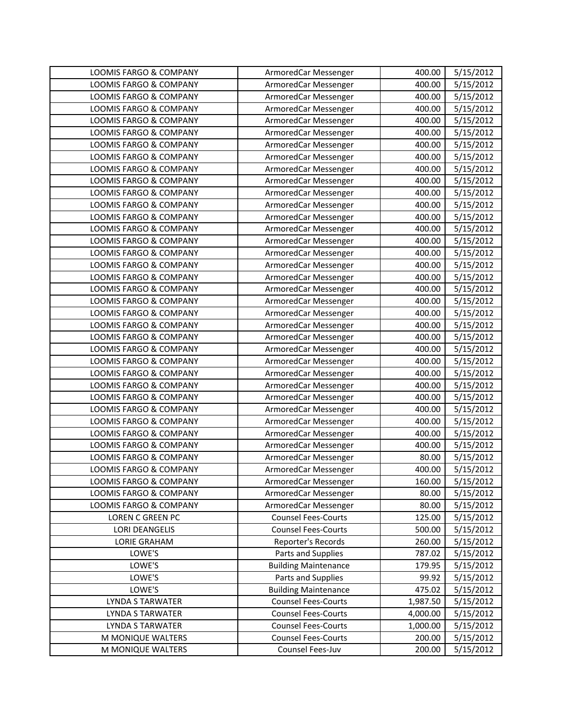| LOOMIS FARGO & COMPANY | ArmoredCar Messenger | 400.00 | 5/15/2012 |
|---|---|---|---|
| LOOMIS FARGO & COMPANY | ArmoredCar Messenger | 400.00 | 5/15/2012 |
| LOOMIS FARGO & COMPANY | ArmoredCar Messenger | 400.00 | 5/15/2012 |
| LOOMIS FARGO & COMPANY | ArmoredCar Messenger | 400.00 | 5/15/2012 |
| LOOMIS FARGO & COMPANY | ArmoredCar Messenger | 400.00 | 5/15/2012 |
| LOOMIS FARGO & COMPANY | ArmoredCar Messenger | 400.00 | 5/15/2012 |
| LOOMIS FARGO & COMPANY | ArmoredCar Messenger | 400.00 | 5/15/2012 |
| LOOMIS FARGO & COMPANY | ArmoredCar Messenger | 400.00 | 5/15/2012 |
| LOOMIS FARGO & COMPANY | ArmoredCar Messenger | 400.00 | 5/15/2012 |
| LOOMIS FARGO & COMPANY | ArmoredCar Messenger | 400.00 | 5/15/2012 |
| LOOMIS FARGO & COMPANY | ArmoredCar Messenger | 400.00 | 5/15/2012 |
| LOOMIS FARGO & COMPANY | ArmoredCar Messenger | 400.00 | 5/15/2012 |
| LOOMIS FARGO & COMPANY | ArmoredCar Messenger | 400.00 | 5/15/2012 |
| LOOMIS FARGO & COMPANY | ArmoredCar Messenger | 400.00 | 5/15/2012 |
| LOOMIS FARGO & COMPANY | ArmoredCar Messenger | 400.00 | 5/15/2012 |
| LOOMIS FARGO & COMPANY | ArmoredCar Messenger | 400.00 | 5/15/2012 |
| LOOMIS FARGO & COMPANY | ArmoredCar Messenger | 400.00 | 5/15/2012 |
| LOOMIS FARGO & COMPANY | ArmoredCar Messenger | 400.00 | 5/15/2012 |
| LOOMIS FARGO & COMPANY | ArmoredCar Messenger | 400.00 | 5/15/2012 |
| LOOMIS FARGO & COMPANY | ArmoredCar Messenger | 400.00 | 5/15/2012 |
| LOOMIS FARGO & COMPANY | ArmoredCar Messenger | 400.00 | 5/15/2012 |
| LOOMIS FARGO & COMPANY | ArmoredCar Messenger | 400.00 | 5/15/2012 |
| LOOMIS FARGO & COMPANY | ArmoredCar Messenger | 400.00 | 5/15/2012 |
| LOOMIS FARGO & COMPANY | ArmoredCar Messenger | 400.00 | 5/15/2012 |
| LOOMIS FARGO & COMPANY | ArmoredCar Messenger | 400.00 | 5/15/2012 |
| LOOMIS FARGO & COMPANY | ArmoredCar Messenger | 400.00 | 5/15/2012 |
| LOOMIS FARGO & COMPANY | ArmoredCar Messenger | 400.00 | 5/15/2012 |
| LOOMIS FARGO & COMPANY | ArmoredCar Messenger | 400.00 | 5/15/2012 |
| LOOMIS FARGO & COMPANY | ArmoredCar Messenger | 400.00 | 5/15/2012 |
| LOOMIS FARGO & COMPANY | ArmoredCar Messenger | 400.00 | 5/15/2012 |
| LOOMIS FARGO & COMPANY | ArmoredCar Messenger | 400.00 | 5/15/2012 |
| LOOMIS FARGO & COMPANY | ArmoredCar Messenger | 400.00 | 5/15/2012 |
| LOOMIS FARGO & COMPANY | ArmoredCar Messenger | 80.00 | 5/15/2012 |
| LOOMIS FARGO & COMPANY | ArmoredCar Messenger | 400.00 | 5/15/2012 |
| LOOMIS FARGO & COMPANY | ArmoredCar Messenger | 160.00 | 5/15/2012 |
| LOOMIS FARGO & COMPANY | ArmoredCar Messenger | 80.00 | 5/15/2012 |
| LOOMIS FARGO & COMPANY | ArmoredCar Messenger | 80.00 | 5/15/2012 |
| LOREN C GREEN PC | Counsel Fees-Courts | 125.00 | 5/15/2012 |
| LORI DEANGELIS | Counsel Fees-Courts | 500.00 | 5/15/2012 |
| LORIE GRAHAM | Reporter's Records | 260.00 | 5/15/2012 |
| LOWE'S | Parts and Supplies | 787.02 | 5/15/2012 |
| LOWE'S | Building Maintenance | 179.95 | 5/15/2012 |
| LOWE'S | Parts and Supplies | 99.92 | 5/15/2012 |
| LOWE'S | Building Maintenance | 475.02 | 5/15/2012 |
| LYNDA S TARWATER | Counsel Fees-Courts | 1,987.50 | 5/15/2012 |
| LYNDA S TARWATER | Counsel Fees-Courts | 4,000.00 | 5/15/2012 |
| LYNDA S TARWATER | Counsel Fees-Courts | 1,000.00 | 5/15/2012 |
| M MONIQUE WALTERS | Counsel Fees-Courts | 200.00 | 5/15/2012 |
| M MONIQUE WALTERS | Counsel Fees-Juv | 200.00 | 5/15/2012 |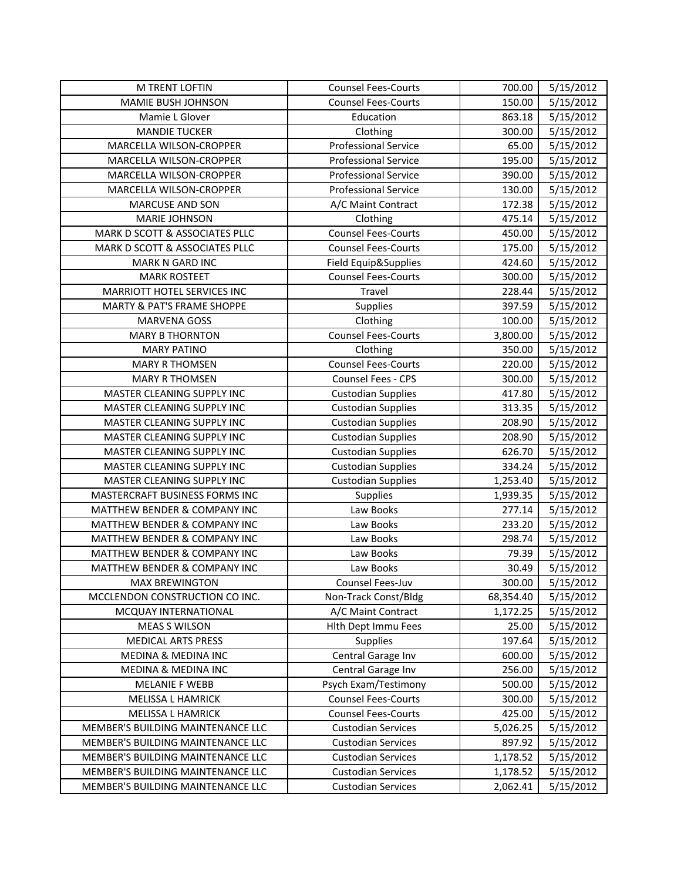| M TRENT LOFTIN | Counsel Fees-Courts | 700.00 | 5/15/2012 |
|---|---|---|---|
| MAMIE BUSH JOHNSON | Counsel Fees-Courts | 150.00 | 5/15/2012 |
| Mamie L Glover | Education | 863.18 | 5/15/2012 |
| MANDIE TUCKER | Clothing | 300.00 | 5/15/2012 |
| MARCELLA WILSON-CROPPER | Professional Service | 65.00 | 5/15/2012 |
| MARCELLA WILSON-CROPPER | Professional Service | 195.00 | 5/15/2012 |
| MARCELLA WILSON-CROPPER | Professional Service | 390.00 | 5/15/2012 |
| MARCELLA WILSON-CROPPER | Professional Service | 130.00 | 5/15/2012 |
| MARCUSE AND SON | A/C Maint Contract | 172.38 | 5/15/2012 |
| MARIE JOHNSON | Clothing | 475.14 | 5/15/2012 |
| MARK D SCOTT & ASSOCIATES PLLC | Counsel Fees-Courts | 450.00 | 5/15/2012 |
| MARK D SCOTT & ASSOCIATES PLLC | Counsel Fees-Courts | 175.00 | 5/15/2012 |
| MARK N GARD INC | Field Equip&Supplies | 424.60 | 5/15/2012 |
| MARK ROSTEET | Counsel Fees-Courts | 300.00 | 5/15/2012 |
| MARRIOTT HOTEL SERVICES INC | Travel | 228.44 | 5/15/2012 |
| MARTY & PAT'S FRAME SHOPPE | Supplies | 397.59 | 5/15/2012 |
| MARVENA GOSS | Clothing | 100.00 | 5/15/2012 |
| MARY B THORNTON | Counsel Fees-Courts | 3,800.00 | 5/15/2012 |
| MARY PATINO | Clothing | 350.00 | 5/15/2012 |
| MARY R THOMSEN | Counsel Fees-Courts | 220.00 | 5/15/2012 |
| MARY R THOMSEN | Counsel Fees - CPS | 300.00 | 5/15/2012 |
| MASTER CLEANING SUPPLY INC | Custodian Supplies | 417.80 | 5/15/2012 |
| MASTER CLEANING SUPPLY INC | Custodian Supplies | 313.35 | 5/15/2012 |
| MASTER CLEANING SUPPLY INC | Custodian Supplies | 208.90 | 5/15/2012 |
| MASTER CLEANING SUPPLY INC | Custodian Supplies | 208.90 | 5/15/2012 |
| MASTER CLEANING SUPPLY INC | Custodian Supplies | 626.70 | 5/15/2012 |
| MASTER CLEANING SUPPLY INC | Custodian Supplies | 334.24 | 5/15/2012 |
| MASTER CLEANING SUPPLY INC | Custodian Supplies | 1,253.40 | 5/15/2012 |
| MASTERCRAFT BUSINESS FORMS INC | Supplies | 1,939.35 | 5/15/2012 |
| MATTHEW BENDER & COMPANY INC | Law Books | 277.14 | 5/15/2012 |
| MATTHEW BENDER & COMPANY INC | Law Books | 233.20 | 5/15/2012 |
| MATTHEW BENDER & COMPANY INC | Law Books | 298.74 | 5/15/2012 |
| MATTHEW BENDER & COMPANY INC | Law Books | 79.39 | 5/15/2012 |
| MATTHEW BENDER & COMPANY INC | Law Books | 30.49 | 5/15/2012 |
| MAX BREWINGTON | Counsel Fees-Juv | 300.00 | 5/15/2012 |
| MCCLENDON CONSTRUCTION CO INC. | Non-Track Const/Bldg | 68,354.40 | 5/15/2012 |
| MCQUAY INTERNATIONAL | A/C Maint Contract | 1,172.25 | 5/15/2012 |
| MEAS S WILSON | Hlth Dept Immu Fees | 25.00 | 5/15/2012 |
| MEDICAL ARTS PRESS | Supplies | 197.64 | 5/15/2012 |
| MEDINA & MEDINA INC | Central Garage Inv | 600.00 | 5/15/2012 |
| MEDINA & MEDINA INC | Central Garage Inv | 256.00 | 5/15/2012 |
| MELANIE F WEBB | Psych Exam/Testimony | 500.00 | 5/15/2012 |
| MELISSA L HAMRICK | Counsel Fees-Courts | 300.00 | 5/15/2012 |
| MELISSA L HAMRICK | Counsel Fees-Courts | 425.00 | 5/15/2012 |
| MEMBER'S BUILDING MAINTENANCE LLC | Custodian Services | 5,026.25 | 5/15/2012 |
| MEMBER'S BUILDING MAINTENANCE LLC | Custodian Services | 897.92 | 5/15/2012 |
| MEMBER'S BUILDING MAINTENANCE LLC | Custodian Services | 1,178.52 | 5/15/2012 |
| MEMBER'S BUILDING MAINTENANCE LLC | Custodian Services | 1,178.52 | 5/15/2012 |
| MEMBER'S BUILDING MAINTENANCE LLC | Custodian Services | 2,062.41 | 5/15/2012 |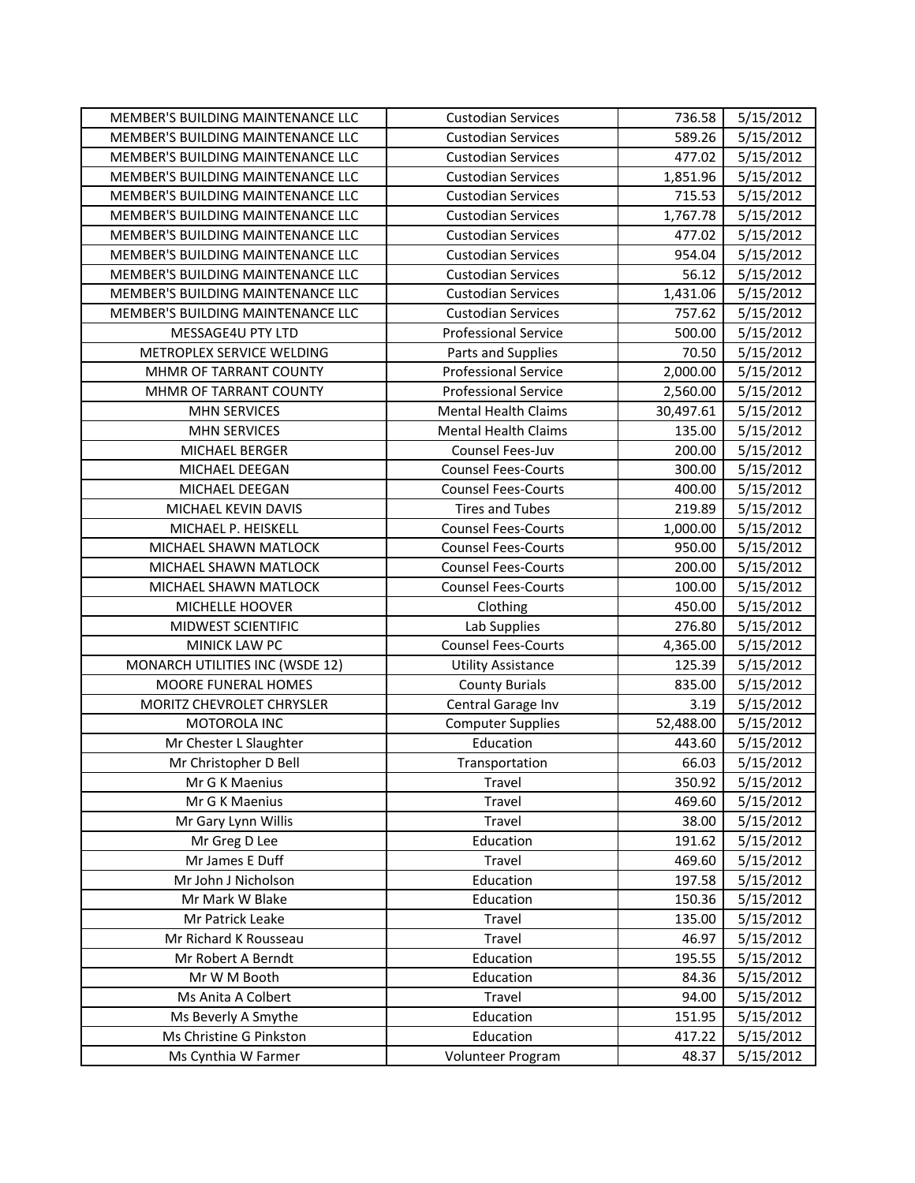| MEMBER'S BUILDING MAINTENANCE LLC | Custodian Services | 736.58 | 5/15/2012 |
|---|---|---|---|
| MEMBER'S BUILDING MAINTENANCE LLC | Custodian Services | 589.26 | 5/15/2012 |
| MEMBER'S BUILDING MAINTENANCE LLC | Custodian Services | 477.02 | 5/15/2012 |
| MEMBER'S BUILDING MAINTENANCE LLC | Custodian Services | 1,851.96 | 5/15/2012 |
| MEMBER'S BUILDING MAINTENANCE LLC | Custodian Services | 715.53 | 5/15/2012 |
| MEMBER'S BUILDING MAINTENANCE LLC | Custodian Services | 1,767.78 | 5/15/2012 |
| MEMBER'S BUILDING MAINTENANCE LLC | Custodian Services | 477.02 | 5/15/2012 |
| MEMBER'S BUILDING MAINTENANCE LLC | Custodian Services | 954.04 | 5/15/2012 |
| MEMBER'S BUILDING MAINTENANCE LLC | Custodian Services | 56.12 | 5/15/2012 |
| MEMBER'S BUILDING MAINTENANCE LLC | Custodian Services | 1,431.06 | 5/15/2012 |
| MEMBER'S BUILDING MAINTENANCE LLC | Custodian Services | 757.62 | 5/15/2012 |
| MESSAGE4U PTY LTD | Professional Service | 500.00 | 5/15/2012 |
| METROPLEX SERVICE WELDING | Parts and Supplies | 70.50 | 5/15/2012 |
| MHMR OF TARRANT COUNTY | Professional Service | 2,000.00 | 5/15/2012 |
| MHMR OF TARRANT COUNTY | Professional Service | 2,560.00 | 5/15/2012 |
| MHN SERVICES | Mental Health Claims | 30,497.61 | 5/15/2012 |
| MHN SERVICES | Mental Health Claims | 135.00 | 5/15/2012 |
| MICHAEL BERGER | Counsel Fees-Juv | 200.00 | 5/15/2012 |
| MICHAEL DEEGAN | Counsel Fees-Courts | 300.00 | 5/15/2012 |
| MICHAEL DEEGAN | Counsel Fees-Courts | 400.00 | 5/15/2012 |
| MICHAEL KEVIN DAVIS | Tires and Tubes | 219.89 | 5/15/2012 |
| MICHAEL P. HEISKELL | Counsel Fees-Courts | 1,000.00 | 5/15/2012 |
| MICHAEL SHAWN MATLOCK | Counsel Fees-Courts | 950.00 | 5/15/2012 |
| MICHAEL SHAWN MATLOCK | Counsel Fees-Courts | 200.00 | 5/15/2012 |
| MICHAEL SHAWN MATLOCK | Counsel Fees-Courts | 100.00 | 5/15/2012 |
| MICHELLE HOOVER | Clothing | 450.00 | 5/15/2012 |
| MIDWEST SCIENTIFIC | Lab Supplies | 276.80 | 5/15/2012 |
| MINICK LAW PC | Counsel Fees-Courts | 4,365.00 | 5/15/2012 |
| MONARCH UTILITIES INC (WSDE 12) | Utility Assistance | 125.39 | 5/15/2012 |
| MOORE FUNERAL HOMES | County Burials | 835.00 | 5/15/2012 |
| MORITZ CHEVROLET CHRYSLER | Central Garage Inv | 3.19 | 5/15/2012 |
| MOTOROLA INC | Computer Supplies | 52,488.00 | 5/15/2012 |
| Mr Chester L Slaughter | Education | 443.60 | 5/15/2012 |
| Mr Christopher D Bell | Transportation | 66.03 | 5/15/2012 |
| Mr G K Maenius | Travel | 350.92 | 5/15/2012 |
| Mr G K Maenius | Travel | 469.60 | 5/15/2012 |
| Mr Gary Lynn Willis | Travel | 38.00 | 5/15/2012 |
| Mr Greg D Lee | Education | 191.62 | 5/15/2012 |
| Mr James E Duff | Travel | 469.60 | 5/15/2012 |
| Mr John J Nicholson | Education | 197.58 | 5/15/2012 |
| Mr Mark W Blake | Education | 150.36 | 5/15/2012 |
| Mr Patrick Leake | Travel | 135.00 | 5/15/2012 |
| Mr Richard K Rousseau | Travel | 46.97 | 5/15/2012 |
| Mr Robert A Berndt | Education | 195.55 | 5/15/2012 |
| Mr W M Booth | Education | 84.36 | 5/15/2012 |
| Ms Anita A Colbert | Travel | 94.00 | 5/15/2012 |
| Ms Beverly A Smythe | Education | 151.95 | 5/15/2012 |
| Ms Christine G Pinkston | Education | 417.22 | 5/15/2012 |
| Ms Cynthia W Farmer | Volunteer Program | 48.37 | 5/15/2012 |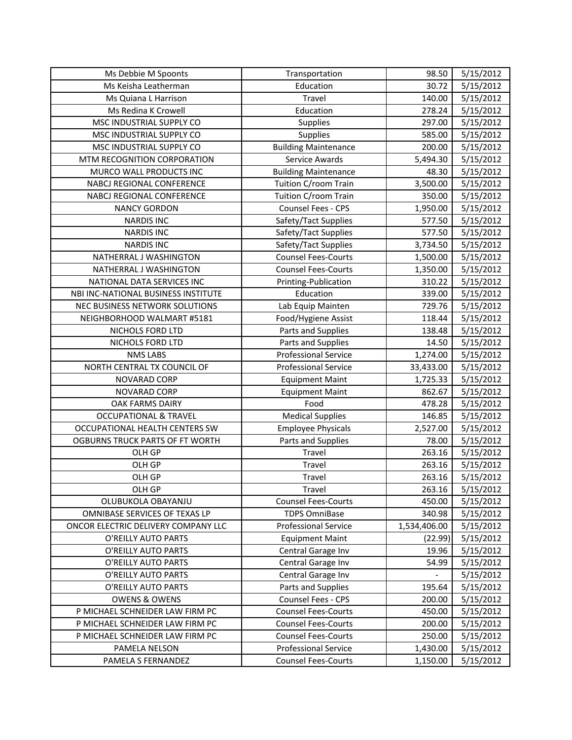| Ms Debbie M Spoonts | Transportation | 98.50 | 5/15/2012 |
|---|---|---|---|
| Ms Keisha Leatherman | Education | 30.72 | 5/15/2012 |
| Ms Quiana L Harrison | Travel | 140.00 | 5/15/2012 |
| Ms Redina K Crowell | Education | 278.24 | 5/15/2012 |
| MSC INDUSTRIAL SUPPLY CO | Supplies | 297.00 | 5/15/2012 |
| MSC INDUSTRIAL SUPPLY CO | Supplies | 585.00 | 5/15/2012 |
| MSC INDUSTRIAL SUPPLY CO | Building Maintenance | 200.00 | 5/15/2012 |
| MTM RECOGNITION CORPORATION | Service Awards | 5,494.30 | 5/15/2012 |
| MURCO WALL PRODUCTS INC | Building Maintenance | 48.30 | 5/15/2012 |
| NABCJ REGIONAL CONFERENCE | Tuition C/room Train | 3,500.00 | 5/15/2012 |
| NABCJ REGIONAL CONFERENCE | Tuition C/room Train | 350.00 | 5/15/2012 |
| NANCY GORDON | Counsel Fees - CPS | 1,950.00 | 5/15/2012 |
| NARDIS INC | Safety/Tact Supplies | 577.50 | 5/15/2012 |
| NARDIS INC | Safety/Tact Supplies | 577.50 | 5/15/2012 |
| NARDIS INC | Safety/Tact Supplies | 3,734.50 | 5/15/2012 |
| NATHERRAL J WASHINGTON | Counsel Fees-Courts | 1,500.00 | 5/15/2012 |
| NATHERRAL J WASHINGTON | Counsel Fees-Courts | 1,350.00 | 5/15/2012 |
| NATIONAL DATA SERVICES INC | Printing-Publication | 310.22 | 5/15/2012 |
| NBI INC-NATIONAL BUSINESS INSTITUTE | Education | 339.00 | 5/15/2012 |
| NEC BUSINESS NETWORK SOLUTIONS | Lab Equip Mainten | 729.76 | 5/15/2012 |
| NEIGHBORHOOD WALMART #5181 | Food/Hygiene Assist | 118.44 | 5/15/2012 |
| NICHOLS FORD LTD | Parts and Supplies | 138.48 | 5/15/2012 |
| NICHOLS FORD LTD | Parts and Supplies | 14.50 | 5/15/2012 |
| NMS LABS | Professional Service | 1,274.00 | 5/15/2012 |
| NORTH CENTRAL TX COUNCIL OF | Professional Service | 33,433.00 | 5/15/2012 |
| NOVARAD CORP | Equipment Maint | 1,725.33 | 5/15/2012 |
| NOVARAD CORP | Equipment Maint | 862.67 | 5/15/2012 |
| OAK FARMS DAIRY | Food | 478.28 | 5/15/2012 |
| OCCUPATIONAL & TRAVEL | Medical Supplies | 146.85 | 5/15/2012 |
| OCCUPATIONAL HEALTH CENTERS SW | Employee Physicals | 2,527.00 | 5/15/2012 |
| OGBURNS TRUCK PARTS OF FT WORTH | Parts and Supplies | 78.00 | 5/15/2012 |
| OLH GP | Travel | 263.16 | 5/15/2012 |
| OLH GP | Travel | 263.16 | 5/15/2012 |
| OLH GP | Travel | 263.16 | 5/15/2012 |
| OLH GP | Travel | 263.16 | 5/15/2012 |
| OLUBUKOLA OBAYANJU | Counsel Fees-Courts | 450.00 | 5/15/2012 |
| OMNIBASE SERVICES OF TEXAS LP | TDPS OmniBase | 340.98 | 5/15/2012 |
| ONCOR ELECTRIC DELIVERY COMPANY LLC | Professional Service | 1,534,406.00 | 5/15/2012 |
| O'REILLY AUTO PARTS | Equipment Maint | (22.99) | 5/15/2012 |
| O'REILLY AUTO PARTS | Central Garage Inv | 19.96 | 5/15/2012 |
| O'REILLY AUTO PARTS | Central Garage Inv | 54.99 | 5/15/2012 |
| O'REILLY AUTO PARTS | Central Garage Inv | - | 5/15/2012 |
| O'REILLY AUTO PARTS | Parts and Supplies | 195.64 | 5/15/2012 |
| OWENS & OWENS | Counsel Fees - CPS | 200.00 | 5/15/2012 |
| P MICHAEL SCHNEIDER LAW FIRM PC | Counsel Fees-Courts | 450.00 | 5/15/2012 |
| P MICHAEL SCHNEIDER LAW FIRM PC | Counsel Fees-Courts | 200.00 | 5/15/2012 |
| P MICHAEL SCHNEIDER LAW FIRM PC | Counsel Fees-Courts | 250.00 | 5/15/2012 |
| PAMELA NELSON | Professional Service | 1,430.00 | 5/15/2012 |
| PAMELA S FERNANDEZ | Counsel Fees-Courts | 1,150.00 | 5/15/2012 |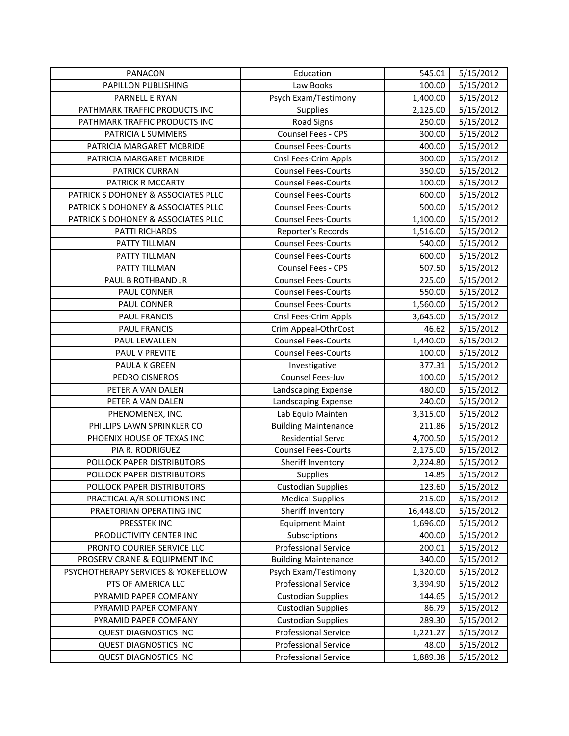| PANACON | Education | 545.01 | 5/15/2012 |
|---|---|---|---|
| PAPILLON PUBLISHING | Law Books | 100.00 | 5/15/2012 |
| PARNELL E RYAN | Psych Exam/Testimony | 1,400.00 | 5/15/2012 |
| PATHMARK TRAFFIC PRODUCTS INC | Supplies | 2,125.00 | 5/15/2012 |
| PATHMARK TRAFFIC PRODUCTS INC | Road Signs | 250.00 | 5/15/2012 |
| PATRICIA L SUMMERS | Counsel Fees - CPS | 300.00 | 5/15/2012 |
| PATRICIA MARGARET MCBRIDE | Counsel Fees-Courts | 400.00 | 5/15/2012 |
| PATRICIA MARGARET MCBRIDE | Cnsl Fees-Crim Appls | 300.00 | 5/15/2012 |
| PATRICK CURRAN | Counsel Fees-Courts | 350.00 | 5/15/2012 |
| PATRICK R MCCARTY | Counsel Fees-Courts | 100.00 | 5/15/2012 |
| PATRICK S DOHONEY & ASSOCIATES PLLC | Counsel Fees-Courts | 600.00 | 5/15/2012 |
| PATRICK S DOHONEY & ASSOCIATES PLLC | Counsel Fees-Courts | 500.00 | 5/15/2012 |
| PATRICK S DOHONEY & ASSOCIATES PLLC | Counsel Fees-Courts | 1,100.00 | 5/15/2012 |
| PATTI RICHARDS | Reporter's Records | 1,516.00 | 5/15/2012 |
| PATTY TILLMAN | Counsel Fees-Courts | 540.00 | 5/15/2012 |
| PATTY TILLMAN | Counsel Fees-Courts | 600.00 | 5/15/2012 |
| PATTY TILLMAN | Counsel Fees - CPS | 507.50 | 5/15/2012 |
| PAUL B ROTHBAND JR | Counsel Fees-Courts | 225.00 | 5/15/2012 |
| PAUL CONNER | Counsel Fees-Courts | 550.00 | 5/15/2012 |
| PAUL CONNER | Counsel Fees-Courts | 1,560.00 | 5/15/2012 |
| PAUL FRANCIS | Cnsl Fees-Crim Appls | 3,645.00 | 5/15/2012 |
| PAUL FRANCIS | Crim Appeal-OthrCost | 46.62 | 5/15/2012 |
| PAUL LEWALLEN | Counsel Fees-Courts | 1,440.00 | 5/15/2012 |
| PAUL V PREVITE | Counsel Fees-Courts | 100.00 | 5/15/2012 |
| PAULA K GREEN | Investigative | 377.31 | 5/15/2012 |
| PEDRO CISNEROS | Counsel Fees-Juv | 100.00 | 5/15/2012 |
| PETER A VAN DALEN | Landscaping Expense | 480.00 | 5/15/2012 |
| PETER A VAN DALEN | Landscaping Expense | 240.00 | 5/15/2012 |
| PHENOMENEX, INC. | Lab Equip Mainten | 3,315.00 | 5/15/2012 |
| PHILLIPS LAWN SPRINKLER CO | Building Maintenance | 211.86 | 5/15/2012 |
| PHOENIX HOUSE OF TEXAS INC | Residential Servc | 4,700.50 | 5/15/2012 |
| PIA R. RODRIGUEZ | Counsel Fees-Courts | 2,175.00 | 5/15/2012 |
| POLLOCK PAPER DISTRIBUTORS | Sheriff Inventory | 2,224.80 | 5/15/2012 |
| POLLOCK PAPER DISTRIBUTORS | Supplies | 14.85 | 5/15/2012 |
| POLLOCK PAPER DISTRIBUTORS | Custodian Supplies | 123.60 | 5/15/2012 |
| PRACTICAL A/R SOLUTIONS INC | Medical Supplies | 215.00 | 5/15/2012 |
| PRAETORIAN OPERATING INC | Sheriff Inventory | 16,448.00 | 5/15/2012 |
| PRESSTEK INC | Equipment Maint | 1,696.00 | 5/15/2012 |
| PRODUCTIVITY CENTER INC | Subscriptions | 400.00 | 5/15/2012 |
| PRONTO COURIER SERVICE LLC | Professional Service | 200.01 | 5/15/2012 |
| PROSERV CRANE & EQUIPMENT INC | Building Maintenance | 340.00 | 5/15/2012 |
| PSYCHOTHERAPY SERVICES & YOKEFELLOW | Psych Exam/Testimony | 1,320.00 | 5/15/2012 |
| PTS OF AMERICA LLC | Professional Service | 3,394.90 | 5/15/2012 |
| PYRAMID PAPER COMPANY | Custodian Supplies | 144.65 | 5/15/2012 |
| PYRAMID PAPER COMPANY | Custodian Supplies | 86.79 | 5/15/2012 |
| PYRAMID PAPER COMPANY | Custodian Supplies | 289.30 | 5/15/2012 |
| QUEST DIAGNOSTICS INC | Professional Service | 1,221.27 | 5/15/2012 |
| QUEST DIAGNOSTICS INC | Professional Service | 48.00 | 5/15/2012 |
| QUEST DIAGNOSTICS INC | Professional Service | 1,889.38 | 5/15/2012 |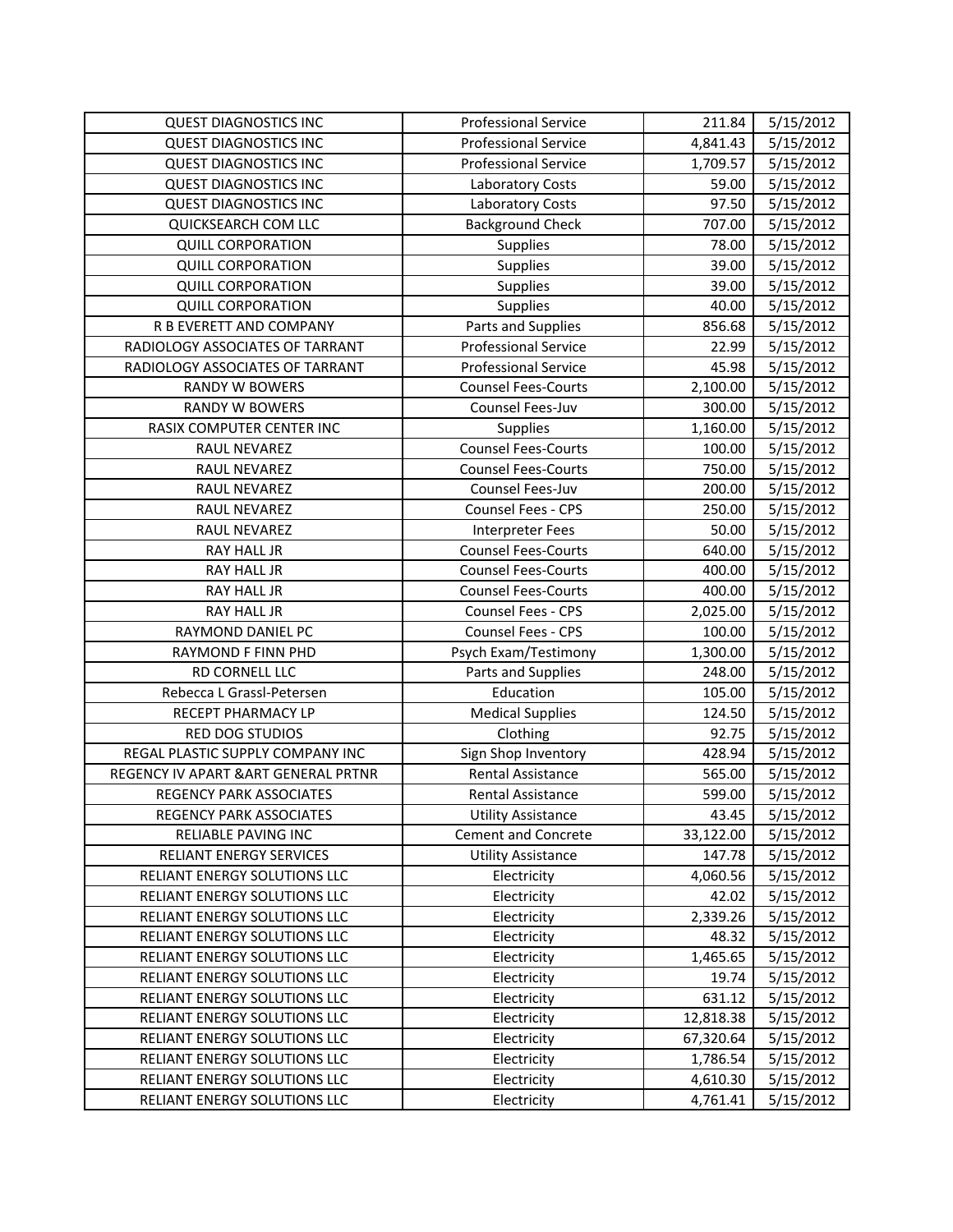| QUEST DIAGNOSTICS INC | Professional Service | 211.84 | 5/15/2012 |
|---|---|---|---|
| QUEST DIAGNOSTICS INC | Professional Service | 4,841.43 | 5/15/2012 |
| QUEST DIAGNOSTICS INC | Professional Service | 1,709.57 | 5/15/2012 |
| QUEST DIAGNOSTICS INC | Laboratory Costs | 59.00 | 5/15/2012 |
| QUEST DIAGNOSTICS INC | Laboratory Costs | 97.50 | 5/15/2012 |
| QUICKSEARCH COM LLC | Background Check | 707.00 | 5/15/2012 |
| QUILL CORPORATION | Supplies | 78.00 | 5/15/2012 |
| QUILL CORPORATION | Supplies | 39.00 | 5/15/2012 |
| QUILL CORPORATION | Supplies | 39.00 | 5/15/2012 |
| QUILL CORPORATION | Supplies | 40.00 | 5/15/2012 |
| R B EVERETT AND COMPANY | Parts and Supplies | 856.68 | 5/15/2012 |
| RADIOLOGY ASSOCIATES OF TARRANT | Professional Service | 22.99 | 5/15/2012 |
| RADIOLOGY ASSOCIATES OF TARRANT | Professional Service | 45.98 | 5/15/2012 |
| RANDY W BOWERS | Counsel Fees-Courts | 2,100.00 | 5/15/2012 |
| RANDY W BOWERS | Counsel Fees-Juv | 300.00 | 5/15/2012 |
| RASIX COMPUTER CENTER INC | Supplies | 1,160.00 | 5/15/2012 |
| RAUL NEVAREZ | Counsel Fees-Courts | 100.00 | 5/15/2012 |
| RAUL NEVAREZ | Counsel Fees-Courts | 750.00 | 5/15/2012 |
| RAUL NEVAREZ | Counsel Fees-Juv | 200.00 | 5/15/2012 |
| RAUL NEVAREZ | Counsel Fees - CPS | 250.00 | 5/15/2012 |
| RAUL NEVAREZ | Interpreter Fees | 50.00 | 5/15/2012 |
| RAY HALL JR | Counsel Fees-Courts | 640.00 | 5/15/2012 |
| RAY HALL JR | Counsel Fees-Courts | 400.00 | 5/15/2012 |
| RAY HALL JR | Counsel Fees-Courts | 400.00 | 5/15/2012 |
| RAY HALL JR | Counsel Fees - CPS | 2,025.00 | 5/15/2012 |
| RAYMOND DANIEL PC | Counsel Fees - CPS | 100.00 | 5/15/2012 |
| RAYMOND F FINN PHD | Psych Exam/Testimony | 1,300.00 | 5/15/2012 |
| RD CORNELL LLC | Parts and Supplies | 248.00 | 5/15/2012 |
| Rebecca L Grassl-Petersen | Education | 105.00 | 5/15/2012 |
| RECEPT PHARMACY LP | Medical Supplies | 124.50 | 5/15/2012 |
| RED DOG STUDIOS | Clothing | 92.75 | 5/15/2012 |
| REGAL PLASTIC SUPPLY COMPANY INC | Sign Shop Inventory | 428.94 | 5/15/2012 |
| REGENCY IV APART &ART GENERAL PRTNR | Rental Assistance | 565.00 | 5/15/2012 |
| REGENCY PARK ASSOCIATES | Rental Assistance | 599.00 | 5/15/2012 |
| REGENCY PARK ASSOCIATES | Utility Assistance | 43.45 | 5/15/2012 |
| RELIABLE PAVING INC | Cement and Concrete | 33,122.00 | 5/15/2012 |
| RELIANT ENERGY SERVICES | Utility Assistance | 147.78 | 5/15/2012 |
| RELIANT ENERGY SOLUTIONS LLC | Electricity | 4,060.56 | 5/15/2012 |
| RELIANT ENERGY SOLUTIONS LLC | Electricity | 42.02 | 5/15/2012 |
| RELIANT ENERGY SOLUTIONS LLC | Electricity | 2,339.26 | 5/15/2012 |
| RELIANT ENERGY SOLUTIONS LLC | Electricity | 48.32 | 5/15/2012 |
| RELIANT ENERGY SOLUTIONS LLC | Electricity | 1,465.65 | 5/15/2012 |
| RELIANT ENERGY SOLUTIONS LLC | Electricity | 19.74 | 5/15/2012 |
| RELIANT ENERGY SOLUTIONS LLC | Electricity | 631.12 | 5/15/2012 |
| RELIANT ENERGY SOLUTIONS LLC | Electricity | 12,818.38 | 5/15/2012 |
| RELIANT ENERGY SOLUTIONS LLC | Electricity | 67,320.64 | 5/15/2012 |
| RELIANT ENERGY SOLUTIONS LLC | Electricity | 1,786.54 | 5/15/2012 |
| RELIANT ENERGY SOLUTIONS LLC | Electricity | 4,610.30 | 5/15/2012 |
| RELIANT ENERGY SOLUTIONS LLC | Electricity | 4,761.41 | 5/15/2012 |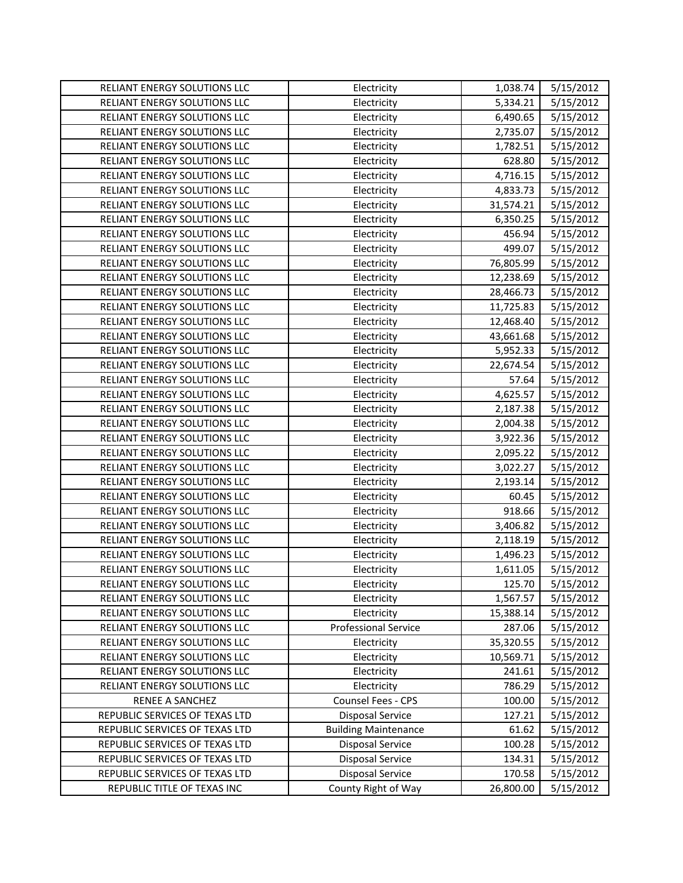| RELIANT ENERGY SOLUTIONS LLC | Electricity | 1,038.74 | 5/15/2012 |
|---|---|---|---|
| RELIANT ENERGY SOLUTIONS LLC | Electricity | 5,334.21 | 5/15/2012 |
| RELIANT ENERGY SOLUTIONS LLC | Electricity | 6,490.65 | 5/15/2012 |
| RELIANT ENERGY SOLUTIONS LLC | Electricity | 2,735.07 | 5/15/2012 |
| RELIANT ENERGY SOLUTIONS LLC | Electricity | 1,782.51 | 5/15/2012 |
| RELIANT ENERGY SOLUTIONS LLC | Electricity | 628.80 | 5/15/2012 |
| RELIANT ENERGY SOLUTIONS LLC | Electricity | 4,716.15 | 5/15/2012 |
| RELIANT ENERGY SOLUTIONS LLC | Electricity | 4,833.73 | 5/15/2012 |
| RELIANT ENERGY SOLUTIONS LLC | Electricity | 31,574.21 | 5/15/2012 |
| RELIANT ENERGY SOLUTIONS LLC | Electricity | 6,350.25 | 5/15/2012 |
| RELIANT ENERGY SOLUTIONS LLC | Electricity | 456.94 | 5/15/2012 |
| RELIANT ENERGY SOLUTIONS LLC | Electricity | 499.07 | 5/15/2012 |
| RELIANT ENERGY SOLUTIONS LLC | Electricity | 76,805.99 | 5/15/2012 |
| RELIANT ENERGY SOLUTIONS LLC | Electricity | 12,238.69 | 5/15/2012 |
| RELIANT ENERGY SOLUTIONS LLC | Electricity | 28,466.73 | 5/15/2012 |
| RELIANT ENERGY SOLUTIONS LLC | Electricity | 11,725.83 | 5/15/2012 |
| RELIANT ENERGY SOLUTIONS LLC | Electricity | 12,468.40 | 5/15/2012 |
| RELIANT ENERGY SOLUTIONS LLC | Electricity | 43,661.68 | 5/15/2012 |
| RELIANT ENERGY SOLUTIONS LLC | Electricity | 5,952.33 | 5/15/2012 |
| RELIANT ENERGY SOLUTIONS LLC | Electricity | 22,674.54 | 5/15/2012 |
| RELIANT ENERGY SOLUTIONS LLC | Electricity | 57.64 | 5/15/2012 |
| RELIANT ENERGY SOLUTIONS LLC | Electricity | 4,625.57 | 5/15/2012 |
| RELIANT ENERGY SOLUTIONS LLC | Electricity | 2,187.38 | 5/15/2012 |
| RELIANT ENERGY SOLUTIONS LLC | Electricity | 2,004.38 | 5/15/2012 |
| RELIANT ENERGY SOLUTIONS LLC | Electricity | 3,922.36 | 5/15/2012 |
| RELIANT ENERGY SOLUTIONS LLC | Electricity | 2,095.22 | 5/15/2012 |
| RELIANT ENERGY SOLUTIONS LLC | Electricity | 3,022.27 | 5/15/2012 |
| RELIANT ENERGY SOLUTIONS LLC | Electricity | 2,193.14 | 5/15/2012 |
| RELIANT ENERGY SOLUTIONS LLC | Electricity | 60.45 | 5/15/2012 |
| RELIANT ENERGY SOLUTIONS LLC | Electricity | 918.66 | 5/15/2012 |
| RELIANT ENERGY SOLUTIONS LLC | Electricity | 3,406.82 | 5/15/2012 |
| RELIANT ENERGY SOLUTIONS LLC | Electricity | 2,118.19 | 5/15/2012 |
| RELIANT ENERGY SOLUTIONS LLC | Electricity | 1,496.23 | 5/15/2012 |
| RELIANT ENERGY SOLUTIONS LLC | Electricity | 1,611.05 | 5/15/2012 |
| RELIANT ENERGY SOLUTIONS LLC | Electricity | 125.70 | 5/15/2012 |
| RELIANT ENERGY SOLUTIONS LLC | Electricity | 1,567.57 | 5/15/2012 |
| RELIANT ENERGY SOLUTIONS LLC | Electricity | 15,388.14 | 5/15/2012 |
| RELIANT ENERGY SOLUTIONS LLC | Professional Service | 287.06 | 5/15/2012 |
| RELIANT ENERGY SOLUTIONS LLC | Electricity | 35,320.55 | 5/15/2012 |
| RELIANT ENERGY SOLUTIONS LLC | Electricity | 10,569.71 | 5/15/2012 |
| RELIANT ENERGY SOLUTIONS LLC | Electricity | 241.61 | 5/15/2012 |
| RELIANT ENERGY SOLUTIONS LLC | Electricity | 786.29 | 5/15/2012 |
| RENEE A SANCHEZ | Counsel Fees - CPS | 100.00 | 5/15/2012 |
| REPUBLIC SERVICES OF TEXAS LTD | Disposal Service | 127.21 | 5/15/2012 |
| REPUBLIC SERVICES OF TEXAS LTD | Building Maintenance | 61.62 | 5/15/2012 |
| REPUBLIC SERVICES OF TEXAS LTD | Disposal Service | 100.28 | 5/15/2012 |
| REPUBLIC SERVICES OF TEXAS LTD | Disposal Service | 134.31 | 5/15/2012 |
| REPUBLIC SERVICES OF TEXAS LTD | Disposal Service | 170.58 | 5/15/2012 |
| REPUBLIC TITLE OF TEXAS INC | County Right of Way | 26,800.00 | 5/15/2012 |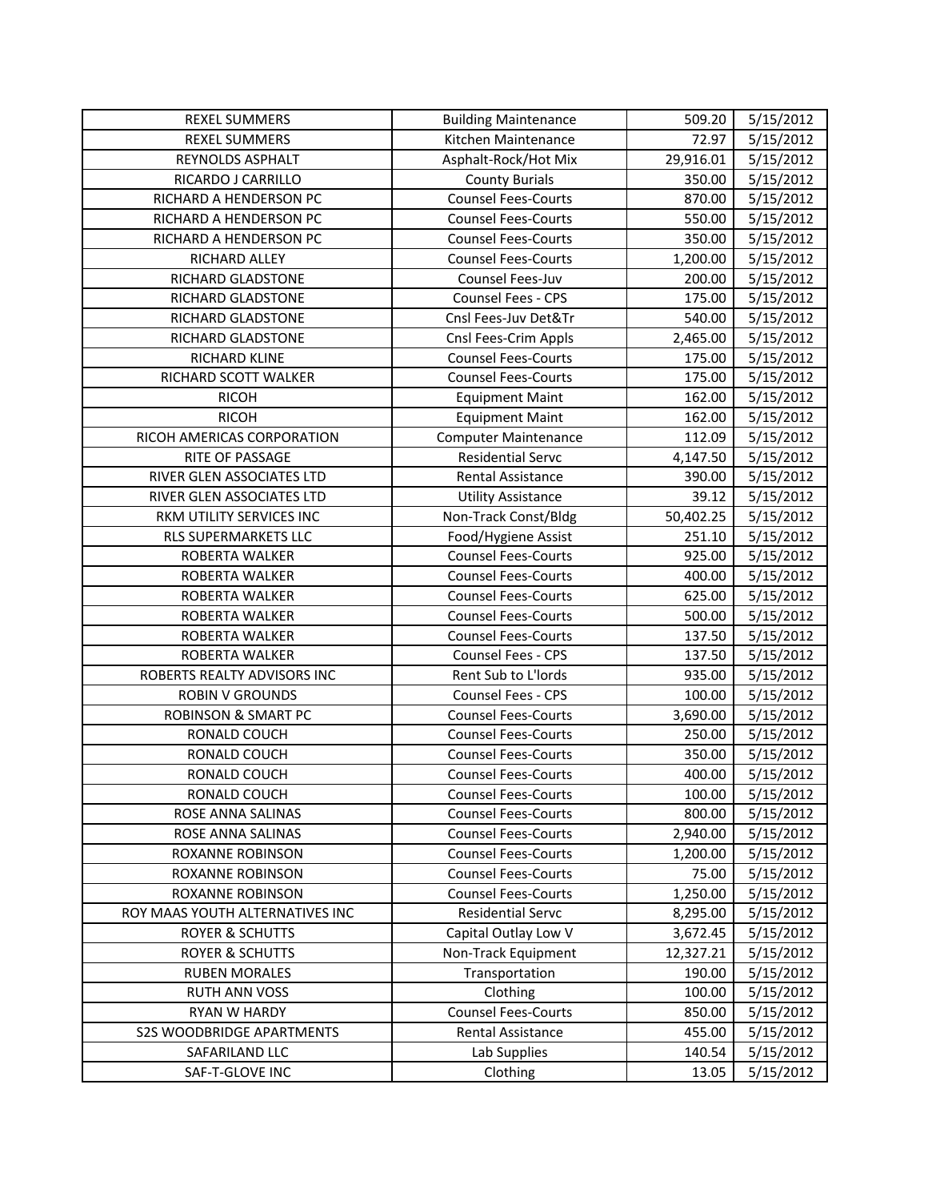| REXEL SUMMERS | Building Maintenance | 509.20 | 5/15/2012 |
|---|---|---|---|
| REXEL SUMMERS | Kitchen Maintenance | 72.97 | 5/15/2012 |
| REYNOLDS ASPHALT | Asphalt-Rock/Hot Mix | 29,916.01 | 5/15/2012 |
| RICARDO J CARRILLO | County Burials | 350.00 | 5/15/2012 |
| RICHARD A HENDERSON PC | Counsel Fees-Courts | 870.00 | 5/15/2012 |
| RICHARD A HENDERSON PC | Counsel Fees-Courts | 550.00 | 5/15/2012 |
| RICHARD A HENDERSON PC | Counsel Fees-Courts | 350.00 | 5/15/2012 |
| RICHARD ALLEY | Counsel Fees-Courts | 1,200.00 | 5/15/2012 |
| RICHARD GLADSTONE | Counsel Fees-Juv | 200.00 | 5/15/2012 |
| RICHARD GLADSTONE | Counsel Fees - CPS | 175.00 | 5/15/2012 |
| RICHARD GLADSTONE | Cnsl Fees-Juv Det&Tr | 540.00 | 5/15/2012 |
| RICHARD GLADSTONE | Cnsl Fees-Crim Appls | 2,465.00 | 5/15/2012 |
| RICHARD KLINE | Counsel Fees-Courts | 175.00 | 5/15/2012 |
| RICHARD SCOTT WALKER | Counsel Fees-Courts | 175.00 | 5/15/2012 |
| RICOH | Equipment Maint | 162.00 | 5/15/2012 |
| RICOH | Equipment Maint | 162.00 | 5/15/2012 |
| RICOH AMERICAS CORPORATION | Computer Maintenance | 112.09 | 5/15/2012 |
| RITE OF PASSAGE | Residential Servc | 4,147.50 | 5/15/2012 |
| RIVER GLEN ASSOCIATES LTD | Rental Assistance | 390.00 | 5/15/2012 |
| RIVER GLEN ASSOCIATES LTD | Utility Assistance | 39.12 | 5/15/2012 |
| RKM UTILITY SERVICES INC | Non-Track Const/Bldg | 50,402.25 | 5/15/2012 |
| RLS SUPERMARKETS LLC | Food/Hygiene Assist | 251.10 | 5/15/2012 |
| ROBERTA WALKER | Counsel Fees-Courts | 925.00 | 5/15/2012 |
| ROBERTA WALKER | Counsel Fees-Courts | 400.00 | 5/15/2012 |
| ROBERTA WALKER | Counsel Fees-Courts | 625.00 | 5/15/2012 |
| ROBERTA WALKER | Counsel Fees-Courts | 500.00 | 5/15/2012 |
| ROBERTA WALKER | Counsel Fees-Courts | 137.50 | 5/15/2012 |
| ROBERTA WALKER | Counsel Fees - CPS | 137.50 | 5/15/2012 |
| ROBERTS REALTY ADVISORS INC | Rent Sub to L'lords | 935.00 | 5/15/2012 |
| ROBIN V GROUNDS | Counsel Fees - CPS | 100.00 | 5/15/2012 |
| ROBINSON & SMART PC | Counsel Fees-Courts | 3,690.00 | 5/15/2012 |
| RONALD COUCH | Counsel Fees-Courts | 250.00 | 5/15/2012 |
| RONALD COUCH | Counsel Fees-Courts | 350.00 | 5/15/2012 |
| RONALD COUCH | Counsel Fees-Courts | 400.00 | 5/15/2012 |
| RONALD COUCH | Counsel Fees-Courts | 100.00 | 5/15/2012 |
| ROSE ANNA SALINAS | Counsel Fees-Courts | 800.00 | 5/15/2012 |
| ROSE ANNA SALINAS | Counsel Fees-Courts | 2,940.00 | 5/15/2012 |
| ROXANNE ROBINSON | Counsel Fees-Courts | 1,200.00 | 5/15/2012 |
| ROXANNE ROBINSON | Counsel Fees-Courts | 75.00 | 5/15/2012 |
| ROXANNE ROBINSON | Counsel Fees-Courts | 1,250.00 | 5/15/2012 |
| ROY MAAS YOUTH ALTERNATIVES INC | Residential Servc | 8,295.00 | 5/15/2012 |
| ROYER & SCHUTTS | Capital Outlay Low V | 3,672.45 | 5/15/2012 |
| ROYER & SCHUTTS | Non-Track Equipment | 12,327.21 | 5/15/2012 |
| RUBEN MORALES | Transportation | 190.00 | 5/15/2012 |
| RUTH ANN VOSS | Clothing | 100.00 | 5/15/2012 |
| RYAN W HARDY | Counsel Fees-Courts | 850.00 | 5/15/2012 |
| S2S WOODBRIDGE APARTMENTS | Rental Assistance | 455.00 | 5/15/2012 |
| SAFARILAND LLC | Lab Supplies | 140.54 | 5/15/2012 |
| SAF-T-GLOVE INC | Clothing | 13.05 | 5/15/2012 |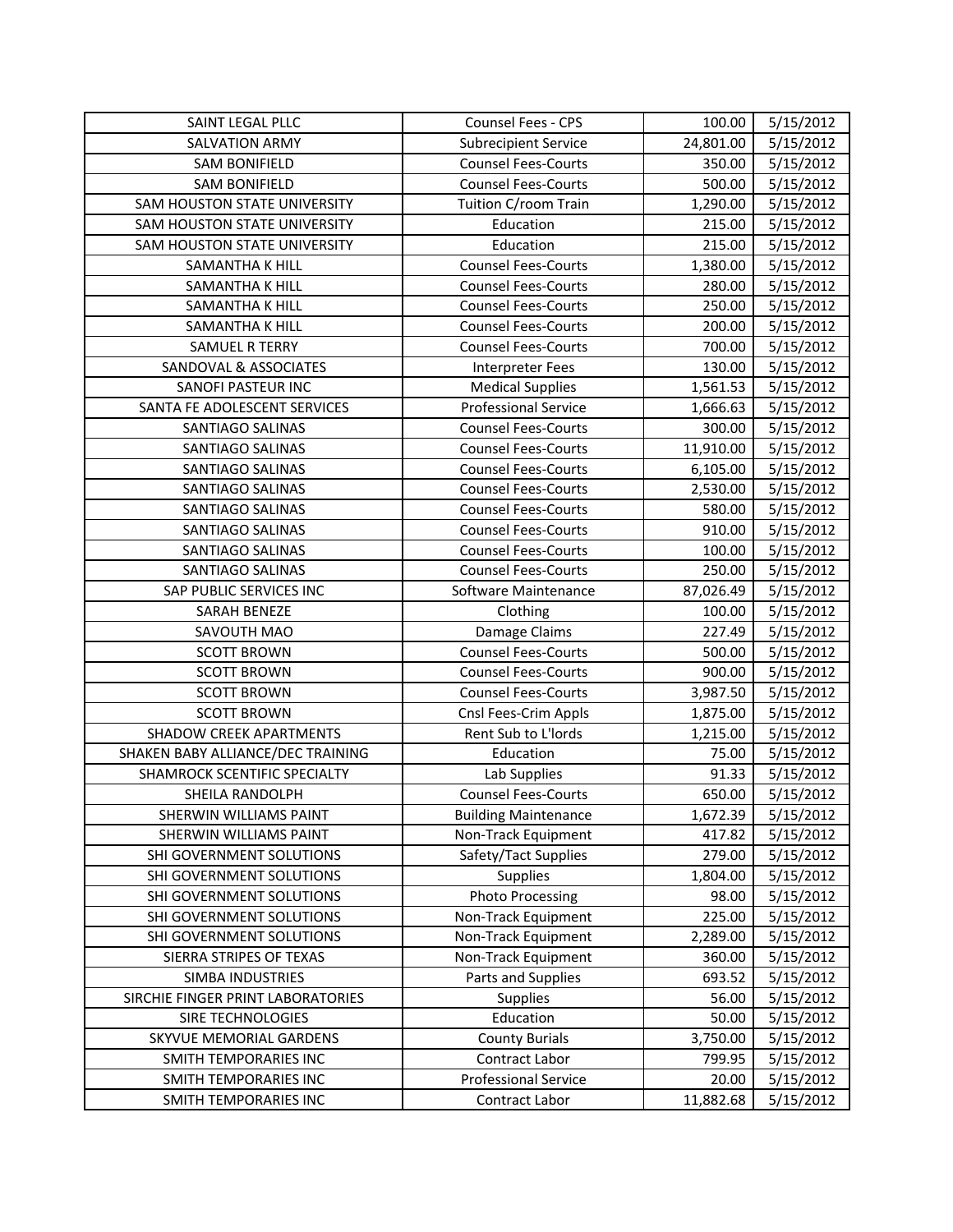| SAINT LEGAL PLLC | Counsel Fees - CPS | 100.00 | 5/15/2012 |
|---|---|---|---|
| SALVATION ARMY | Subrecipient Service | 24,801.00 | 5/15/2012 |
| SAM BONIFIELD | Counsel Fees-Courts | 350.00 | 5/15/2012 |
| SAM BONIFIELD | Counsel Fees-Courts | 500.00 | 5/15/2012 |
| SAM HOUSTON STATE UNIVERSITY | Tuition C/room Train | 1,290.00 | 5/15/2012 |
| SAM HOUSTON STATE UNIVERSITY | Education | 215.00 | 5/15/2012 |
| SAM HOUSTON STATE UNIVERSITY | Education | 215.00 | 5/15/2012 |
| SAMANTHA K HILL | Counsel Fees-Courts | 1,380.00 | 5/15/2012 |
| SAMANTHA K HILL | Counsel Fees-Courts | 280.00 | 5/15/2012 |
| SAMANTHA K HILL | Counsel Fees-Courts | 250.00 | 5/15/2012 |
| SAMANTHA K HILL | Counsel Fees-Courts | 200.00 | 5/15/2012 |
| SAMUEL R TERRY | Counsel Fees-Courts | 700.00 | 5/15/2012 |
| SANDOVAL & ASSOCIATES | Interpreter Fees | 130.00 | 5/15/2012 |
| SANOFI PASTEUR INC | Medical Supplies | 1,561.53 | 5/15/2012 |
| SANTA FE ADOLESCENT SERVICES | Professional Service | 1,666.63 | 5/15/2012 |
| SANTIAGO SALINAS | Counsel Fees-Courts | 300.00 | 5/15/2012 |
| SANTIAGO SALINAS | Counsel Fees-Courts | 11,910.00 | 5/15/2012 |
| SANTIAGO SALINAS | Counsel Fees-Courts | 6,105.00 | 5/15/2012 |
| SANTIAGO SALINAS | Counsel Fees-Courts | 2,530.00 | 5/15/2012 |
| SANTIAGO SALINAS | Counsel Fees-Courts | 580.00 | 5/15/2012 |
| SANTIAGO SALINAS | Counsel Fees-Courts | 910.00 | 5/15/2012 |
| SANTIAGO SALINAS | Counsel Fees-Courts | 100.00 | 5/15/2012 |
| SANTIAGO SALINAS | Counsel Fees-Courts | 250.00 | 5/15/2012 |
| SAP PUBLIC SERVICES INC | Software Maintenance | 87,026.49 | 5/15/2012 |
| SARAH BENEZE | Clothing | 100.00 | 5/15/2012 |
| SAVOUTH MAO | Damage Claims | 227.49 | 5/15/2012 |
| SCOTT BROWN | Counsel Fees-Courts | 500.00 | 5/15/2012 |
| SCOTT BROWN | Counsel Fees-Courts | 900.00 | 5/15/2012 |
| SCOTT BROWN | Counsel Fees-Courts | 3,987.50 | 5/15/2012 |
| SCOTT BROWN | Cnsl Fees-Crim Appls | 1,875.00 | 5/15/2012 |
| SHADOW CREEK APARTMENTS | Rent Sub to L'lords | 1,215.00 | 5/15/2012 |
| SHAKEN BABY ALLIANCE/DEC TRAINING | Education | 75.00 | 5/15/2012 |
| SHAMROCK SCENTIFIC SPECIALTY | Lab Supplies | 91.33 | 5/15/2012 |
| SHEILA RANDOLPH | Counsel Fees-Courts | 650.00 | 5/15/2012 |
| SHERWIN WILLIAMS PAINT | Building Maintenance | 1,672.39 | 5/15/2012 |
| SHERWIN WILLIAMS PAINT | Non-Track Equipment | 417.82 | 5/15/2012 |
| SHI GOVERNMENT SOLUTIONS | Safety/Tact Supplies | 279.00 | 5/15/2012 |
| SHI GOVERNMENT SOLUTIONS | Supplies | 1,804.00 | 5/15/2012 |
| SHI GOVERNMENT SOLUTIONS | Photo Processing | 98.00 | 5/15/2012 |
| SHI GOVERNMENT SOLUTIONS | Non-Track Equipment | 225.00 | 5/15/2012 |
| SHI GOVERNMENT SOLUTIONS | Non-Track Equipment | 2,289.00 | 5/15/2012 |
| SIERRA STRIPES OF TEXAS | Non-Track Equipment | 360.00 | 5/15/2012 |
| SIMBA INDUSTRIES | Parts and Supplies | 693.52 | 5/15/2012 |
| SIRCHIE FINGER PRINT LABORATORIES | Supplies | 56.00 | 5/15/2012 |
| SIRE TECHNOLOGIES | Education | 50.00 | 5/15/2012 |
| SKYVUE MEMORIAL GARDENS | County Burials | 3,750.00 | 5/15/2012 |
| SMITH TEMPORARIES INC | Contract Labor | 799.95 | 5/15/2012 |
| SMITH TEMPORARIES INC | Professional Service | 20.00 | 5/15/2012 |
| SMITH TEMPORARIES INC | Contract Labor | 11,882.68 | 5/15/2012 |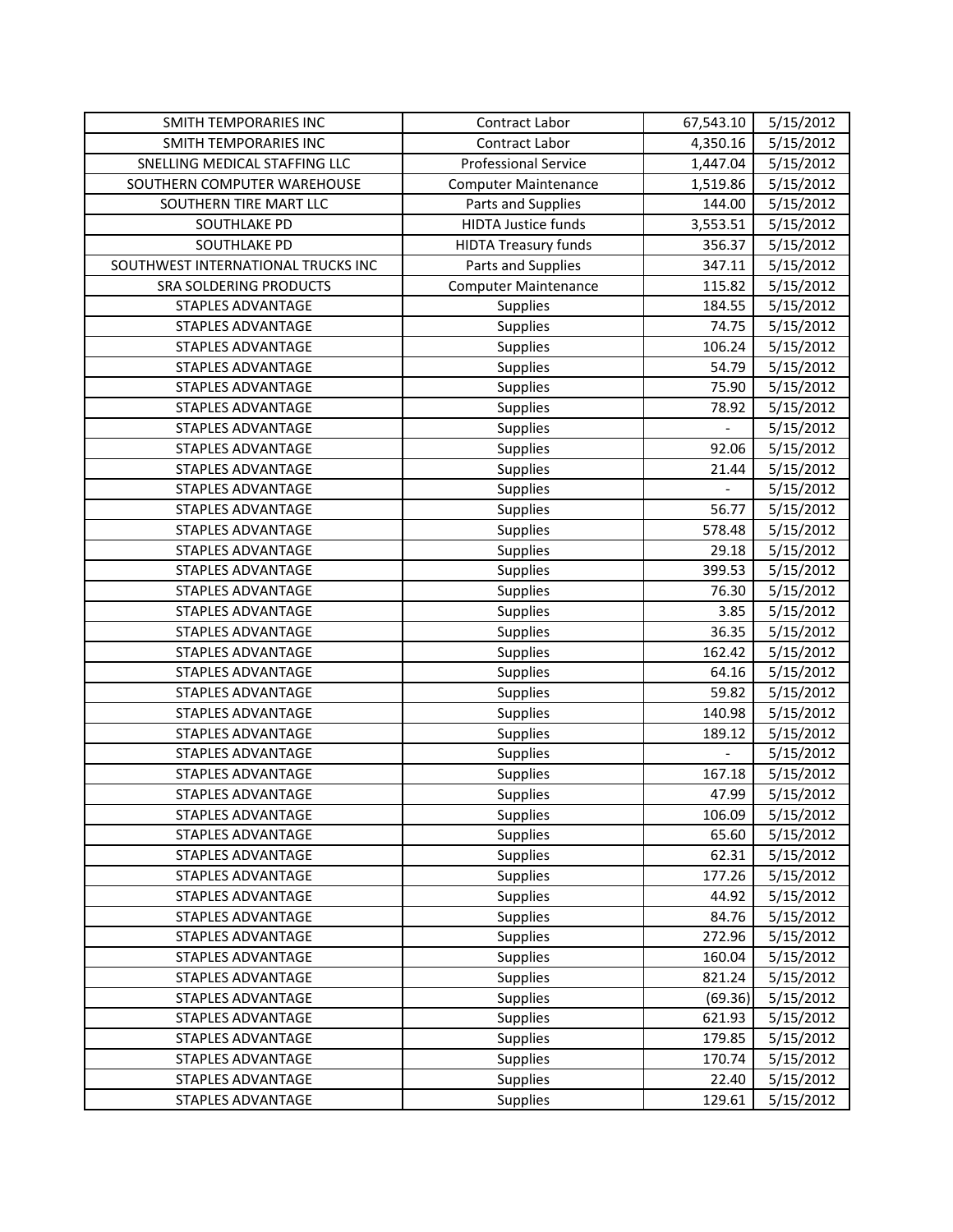| SMITH TEMPORARIES INC | Contract Labor | 67,543.10 | 5/15/2012 |
|---|---|---|---|
| SMITH TEMPORARIES INC | Contract Labor | 4,350.16 | 5/15/2012 |
| SNELLING MEDICAL STAFFING LLC | Professional Service | 1,447.04 | 5/15/2012 |
| SOUTHERN COMPUTER WAREHOUSE | Computer Maintenance | 1,519.86 | 5/15/2012 |
| SOUTHERN TIRE MART LLC | Parts and Supplies | 144.00 | 5/15/2012 |
| SOUTHLAKE PD | HIDTA Justice funds | 3,553.51 | 5/15/2012 |
| SOUTHLAKE PD | HIDTA Treasury funds | 356.37 | 5/15/2012 |
| SOUTHWEST INTERNATIONAL TRUCKS INC | Parts and Supplies | 347.11 | 5/15/2012 |
| SRA SOLDERING PRODUCTS | Computer Maintenance | 115.82 | 5/15/2012 |
| STAPLES ADVANTAGE | Supplies | 184.55 | 5/15/2012 |
| STAPLES ADVANTAGE | Supplies | 74.75 | 5/15/2012 |
| STAPLES ADVANTAGE | Supplies | 106.24 | 5/15/2012 |
| STAPLES ADVANTAGE | Supplies | 54.79 | 5/15/2012 |
| STAPLES ADVANTAGE | Supplies | 75.90 | 5/15/2012 |
| STAPLES ADVANTAGE | Supplies | 78.92 | 5/15/2012 |
| STAPLES ADVANTAGE | Supplies | - | 5/15/2012 |
| STAPLES ADVANTAGE | Supplies | 92.06 | 5/15/2012 |
| STAPLES ADVANTAGE | Supplies | 21.44 | 5/15/2012 |
| STAPLES ADVANTAGE | Supplies | - | 5/15/2012 |
| STAPLES ADVANTAGE | Supplies | 56.77 | 5/15/2012 |
| STAPLES ADVANTAGE | Supplies | 578.48 | 5/15/2012 |
| STAPLES ADVANTAGE | Supplies | 29.18 | 5/15/2012 |
| STAPLES ADVANTAGE | Supplies | 399.53 | 5/15/2012 |
| STAPLES ADVANTAGE | Supplies | 76.30 | 5/15/2012 |
| STAPLES ADVANTAGE | Supplies | 3.85 | 5/15/2012 |
| STAPLES ADVANTAGE | Supplies | 36.35 | 5/15/2012 |
| STAPLES ADVANTAGE | Supplies | 162.42 | 5/15/2012 |
| STAPLES ADVANTAGE | Supplies | 64.16 | 5/15/2012 |
| STAPLES ADVANTAGE | Supplies | 59.82 | 5/15/2012 |
| STAPLES ADVANTAGE | Supplies | 140.98 | 5/15/2012 |
| STAPLES ADVANTAGE | Supplies | 189.12 | 5/15/2012 |
| STAPLES ADVANTAGE | Supplies | - | 5/15/2012 |
| STAPLES ADVANTAGE | Supplies | 167.18 | 5/15/2012 |
| STAPLES ADVANTAGE | Supplies | 47.99 | 5/15/2012 |
| STAPLES ADVANTAGE | Supplies | 106.09 | 5/15/2012 |
| STAPLES ADVANTAGE | Supplies | 65.60 | 5/15/2012 |
| STAPLES ADVANTAGE | Supplies | 62.31 | 5/15/2012 |
| STAPLES ADVANTAGE | Supplies | 177.26 | 5/15/2012 |
| STAPLES ADVANTAGE | Supplies | 44.92 | 5/15/2012 |
| STAPLES ADVANTAGE | Supplies | 84.76 | 5/15/2012 |
| STAPLES ADVANTAGE | Supplies | 272.96 | 5/15/2012 |
| STAPLES ADVANTAGE | Supplies | 160.04 | 5/15/2012 |
| STAPLES ADVANTAGE | Supplies | 821.24 | 5/15/2012 |
| STAPLES ADVANTAGE | Supplies | (69.36) | 5/15/2012 |
| STAPLES ADVANTAGE | Supplies | 621.93 | 5/15/2012 |
| STAPLES ADVANTAGE | Supplies | 179.85 | 5/15/2012 |
| STAPLES ADVANTAGE | Supplies | 170.74 | 5/15/2012 |
| STAPLES ADVANTAGE | Supplies | 22.40 | 5/15/2012 |
| STAPLES ADVANTAGE | Supplies | 129.61 | 5/15/2012 |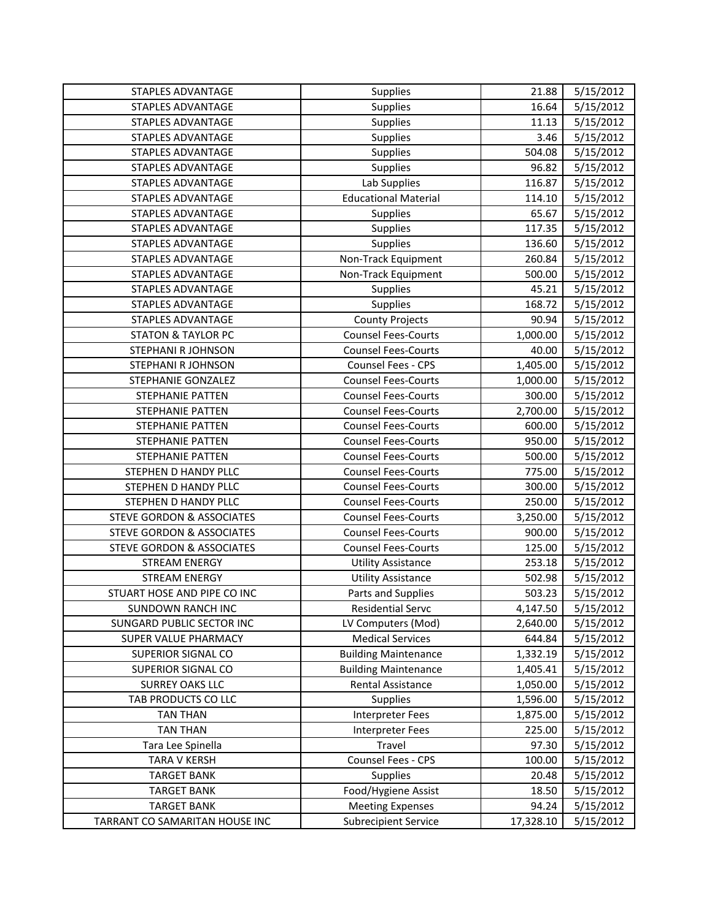| | | | |
|---|---|---|---|
| STAPLES ADVANTAGE | Supplies | 21.88 | 5/15/2012 |
| STAPLES ADVANTAGE | Supplies | 16.64 | 5/15/2012 |
| STAPLES ADVANTAGE | Supplies | 11.13 | 5/15/2012 |
| STAPLES ADVANTAGE | Supplies | 3.46 | 5/15/2012 |
| STAPLES ADVANTAGE | Supplies | 504.08 | 5/15/2012 |
| STAPLES ADVANTAGE | Supplies | 96.82 | 5/15/2012 |
| STAPLES ADVANTAGE | Lab Supplies | 116.87 | 5/15/2012 |
| STAPLES ADVANTAGE | Educational Material | 114.10 | 5/15/2012 |
| STAPLES ADVANTAGE | Supplies | 65.67 | 5/15/2012 |
| STAPLES ADVANTAGE | Supplies | 117.35 | 5/15/2012 |
| STAPLES ADVANTAGE | Supplies | 136.60 | 5/15/2012 |
| STAPLES ADVANTAGE | Non-Track Equipment | 260.84 | 5/15/2012 |
| STAPLES ADVANTAGE | Non-Track Equipment | 500.00 | 5/15/2012 |
| STAPLES ADVANTAGE | Supplies | 45.21 | 5/15/2012 |
| STAPLES ADVANTAGE | Supplies | 168.72 | 5/15/2012 |
| STAPLES ADVANTAGE | County Projects | 90.94 | 5/15/2012 |
| STATON & TAYLOR PC | Counsel Fees-Courts | 1,000.00 | 5/15/2012 |
| STEPHANI R JOHNSON | Counsel Fees-Courts | 40.00 | 5/15/2012 |
| STEPHANI R JOHNSON | Counsel Fees - CPS | 1,405.00 | 5/15/2012 |
| STEPHANIE GONZALEZ | Counsel Fees-Courts | 1,000.00 | 5/15/2012 |
| STEPHANIE PATTEN | Counsel Fees-Courts | 300.00 | 5/15/2012 |
| STEPHANIE PATTEN | Counsel Fees-Courts | 2,700.00 | 5/15/2012 |
| STEPHANIE PATTEN | Counsel Fees-Courts | 600.00 | 5/15/2012 |
| STEPHANIE PATTEN | Counsel Fees-Courts | 950.00 | 5/15/2012 |
| STEPHANIE PATTEN | Counsel Fees-Courts | 500.00 | 5/15/2012 |
| STEPHEN D HANDY PLLC | Counsel Fees-Courts | 775.00 | 5/15/2012 |
| STEPHEN D HANDY PLLC | Counsel Fees-Courts | 300.00 | 5/15/2012 |
| STEPHEN D HANDY PLLC | Counsel Fees-Courts | 250.00 | 5/15/2012 |
| STEVE GORDON & ASSOCIATES | Counsel Fees-Courts | 3,250.00 | 5/15/2012 |
| STEVE GORDON & ASSOCIATES | Counsel Fees-Courts | 900.00 | 5/15/2012 |
| STEVE GORDON & ASSOCIATES | Counsel Fees-Courts | 125.00 | 5/15/2012 |
| STREAM ENERGY | Utility Assistance | 253.18 | 5/15/2012 |
| STREAM ENERGY | Utility Assistance | 502.98 | 5/15/2012 |
| STUART HOSE AND PIPE CO INC | Parts and Supplies | 503.23 | 5/15/2012 |
| SUNDOWN RANCH INC | Residential Servc | 4,147.50 | 5/15/2012 |
| SUNGARD PUBLIC SECTOR INC | LV Computers (Mod) | 2,640.00 | 5/15/2012 |
| SUPER VALUE PHARMACY | Medical Services | 644.84 | 5/15/2012 |
| SUPERIOR SIGNAL CO | Building Maintenance | 1,332.19 | 5/15/2012 |
| SUPERIOR SIGNAL CO | Building Maintenance | 1,405.41 | 5/15/2012 |
| SURREY OAKS LLC | Rental Assistance | 1,050.00 | 5/15/2012 |
| TAB PRODUCTS CO LLC | Supplies | 1,596.00 | 5/15/2012 |
| TAN THAN | Interpreter Fees | 1,875.00 | 5/15/2012 |
| TAN THAN | Interpreter Fees | 225.00 | 5/15/2012 |
| Tara Lee Spinella | Travel | 97.30 | 5/15/2012 |
| TARA V KERSH | Counsel Fees - CPS | 100.00 | 5/15/2012 |
| TARGET BANK | Supplies | 20.48 | 5/15/2012 |
| TARGET BANK | Food/Hygiene Assist | 18.50 | 5/15/2012 |
| TARGET BANK | Meeting Expenses | 94.24 | 5/15/2012 |
| TARRANT CO SAMARITAN HOUSE INC | Subrecipient Service | 17,328.10 | 5/15/2012 |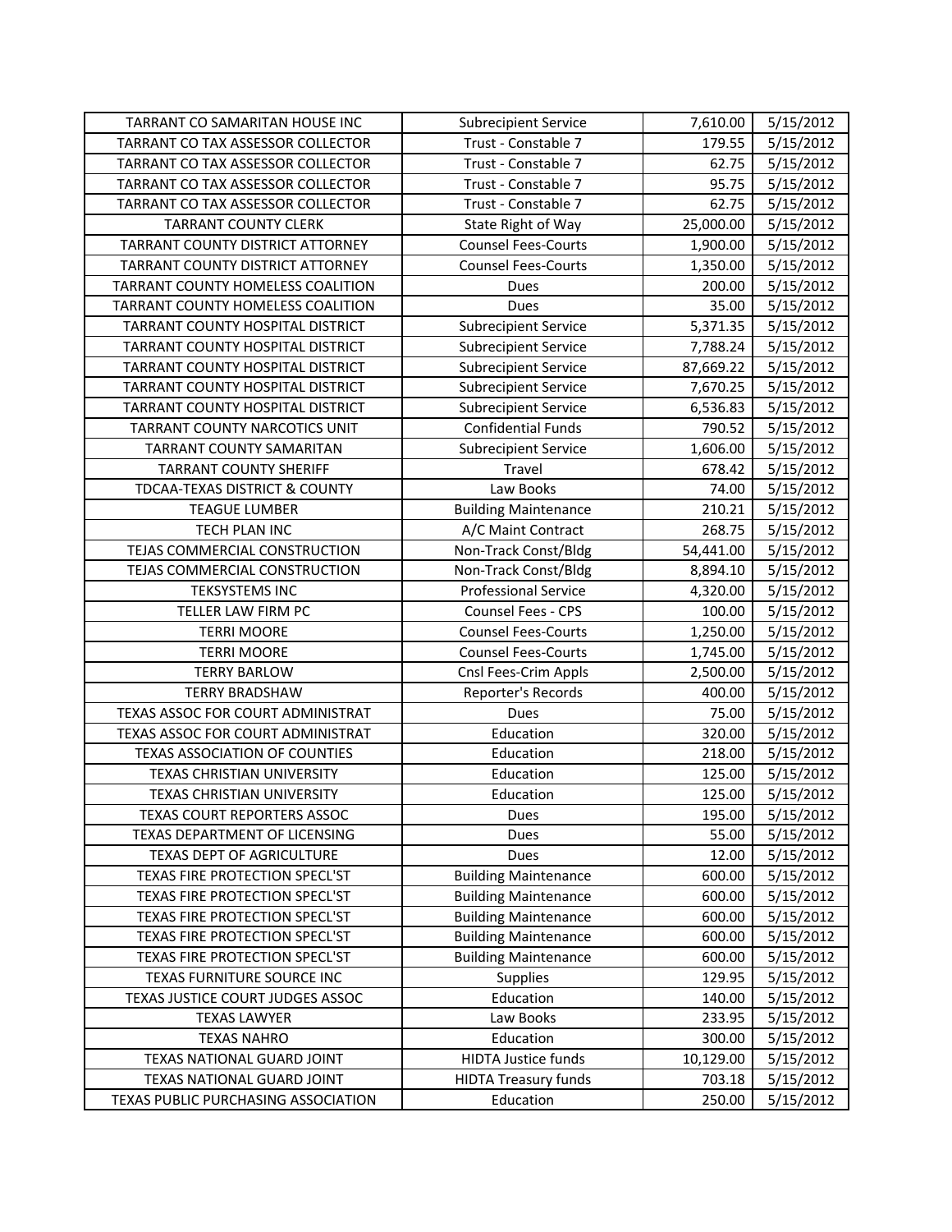| TARRANT CO SAMARITAN HOUSE INC | Subrecipient Service | 7,610.00 | 5/15/2012 |
|---|---|---|---|
| TARRANT CO TAX ASSESSOR COLLECTOR | Trust - Constable 7 | 179.55 | 5/15/2012 |
| TARRANT CO TAX ASSESSOR COLLECTOR | Trust - Constable 7 | 62.75 | 5/15/2012 |
| TARRANT CO TAX ASSESSOR COLLECTOR | Trust - Constable 7 | 95.75 | 5/15/2012 |
| TARRANT CO TAX ASSESSOR COLLECTOR | Trust - Constable 7 | 62.75 | 5/15/2012 |
| TARRANT COUNTY CLERK | State Right of Way | 25,000.00 | 5/15/2012 |
| TARRANT COUNTY DISTRICT ATTORNEY | Counsel Fees-Courts | 1,900.00 | 5/15/2012 |
| TARRANT COUNTY DISTRICT ATTORNEY | Counsel Fees-Courts | 1,350.00 | 5/15/2012 |
| TARRANT COUNTY HOMELESS COALITION | Dues | 200.00 | 5/15/2012 |
| TARRANT COUNTY HOMELESS COALITION | Dues | 35.00 | 5/15/2012 |
| TARRANT COUNTY HOSPITAL DISTRICT | Subrecipient Service | 5,371.35 | 5/15/2012 |
| TARRANT COUNTY HOSPITAL DISTRICT | Subrecipient Service | 7,788.24 | 5/15/2012 |
| TARRANT COUNTY HOSPITAL DISTRICT | Subrecipient Service | 87,669.22 | 5/15/2012 |
| TARRANT COUNTY HOSPITAL DISTRICT | Subrecipient Service | 7,670.25 | 5/15/2012 |
| TARRANT COUNTY HOSPITAL DISTRICT | Subrecipient Service | 6,536.83 | 5/15/2012 |
| TARRANT COUNTY NARCOTICS UNIT | Confidential Funds | 790.52 | 5/15/2012 |
| TARRANT COUNTY SAMARITAN | Subrecipient Service | 1,606.00 | 5/15/2012 |
| TARRANT COUNTY SHERIFF | Travel | 678.42 | 5/15/2012 |
| TDCAA-TEXAS DISTRICT & COUNTY | Law Books | 74.00 | 5/15/2012 |
| TEAGUE LUMBER | Building Maintenance | 210.21 | 5/15/2012 |
| TECH PLAN INC | A/C Maint Contract | 268.75 | 5/15/2012 |
| TEJAS COMMERCIAL CONSTRUCTION | Non-Track Const/Bldg | 54,441.00 | 5/15/2012 |
| TEJAS COMMERCIAL CONSTRUCTION | Non-Track Const/Bldg | 8,894.10 | 5/15/2012 |
| TEKSYSTEMS INC | Professional Service | 4,320.00 | 5/15/2012 |
| TELLER LAW FIRM PC | Counsel Fees - CPS | 100.00 | 5/15/2012 |
| TERRI MOORE | Counsel Fees-Courts | 1,250.00 | 5/15/2012 |
| TERRI MOORE | Counsel Fees-Courts | 1,745.00 | 5/15/2012 |
| TERRY BARLOW | Cnsl Fees-Crim Appls | 2,500.00 | 5/15/2012 |
| TERRY BRADSHAW | Reporter's Records | 400.00 | 5/15/2012 |
| TEXAS ASSOC FOR COURT ADMINISTRAT | Dues | 75.00 | 5/15/2012 |
| TEXAS ASSOC FOR COURT ADMINISTRAT | Education | 320.00 | 5/15/2012 |
| TEXAS ASSOCIATION OF COUNTIES | Education | 218.00 | 5/15/2012 |
| TEXAS CHRISTIAN UNIVERSITY | Education | 125.00 | 5/15/2012 |
| TEXAS CHRISTIAN UNIVERSITY | Education | 125.00 | 5/15/2012 |
| TEXAS COURT REPORTERS ASSOC | Dues | 195.00 | 5/15/2012 |
| TEXAS DEPARTMENT OF LICENSING | Dues | 55.00 | 5/15/2012 |
| TEXAS DEPT OF AGRICULTURE | Dues | 12.00 | 5/15/2012 |
| TEXAS FIRE PROTECTION SPECL'ST | Building Maintenance | 600.00 | 5/15/2012 |
| TEXAS FIRE PROTECTION SPECL'ST | Building Maintenance | 600.00 | 5/15/2012 |
| TEXAS FIRE PROTECTION SPECL'ST | Building Maintenance | 600.00 | 5/15/2012 |
| TEXAS FIRE PROTECTION SPECL'ST | Building Maintenance | 600.00 | 5/15/2012 |
| TEXAS FIRE PROTECTION SPECL'ST | Building Maintenance | 600.00 | 5/15/2012 |
| TEXAS FURNITURE SOURCE INC | Supplies | 129.95 | 5/15/2012 |
| TEXAS JUSTICE COURT JUDGES ASSOC | Education | 140.00 | 5/15/2012 |
| TEXAS LAWYER | Law Books | 233.95 | 5/15/2012 |
| TEXAS NAHRO | Education | 300.00 | 5/15/2012 |
| TEXAS NATIONAL GUARD JOINT | HIDTA Justice funds | 10,129.00 | 5/15/2012 |
| TEXAS NATIONAL GUARD JOINT | HIDTA Treasury funds | 703.18 | 5/15/2012 |
| TEXAS PUBLIC PURCHASING ASSOCIATION | Education | 250.00 | 5/15/2012 |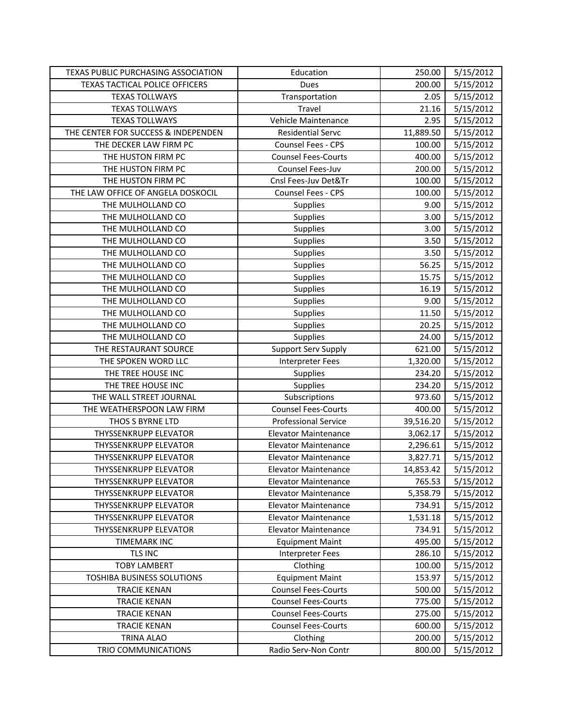| TEXAS PUBLIC PURCHASING ASSOCIATION | Education | 250.00 | 5/15/2012 |
|---|---|---|---|
| TEXAS TACTICAL POLICE OFFICERS | Dues | 200.00 | 5/15/2012 |
| TEXAS TOLLWAYS | Transportation | 2.05 | 5/15/2012 |
| TEXAS TOLLWAYS | Travel | 21.16 | 5/15/2012 |
| TEXAS TOLLWAYS | Vehicle Maintenance | 2.95 | 5/15/2012 |
| THE CENTER FOR SUCCESS & INDEPENDEN | Residential Servc | 11,889.50 | 5/15/2012 |
| THE DECKER LAW FIRM PC | Counsel Fees - CPS | 100.00 | 5/15/2012 |
| THE HUSTON FIRM PC | Counsel Fees-Courts | 400.00 | 5/15/2012 |
| THE HUSTON FIRM PC | Counsel Fees-Juv | 200.00 | 5/15/2012 |
| THE HUSTON FIRM PC | Cnsl Fees-Juv Det&Tr | 100.00 | 5/15/2012 |
| THE LAW OFFICE OF ANGELA DOSKOCIL | Counsel Fees - CPS | 100.00 | 5/15/2012 |
| THE MULHOLLAND CO | Supplies | 9.00 | 5/15/2012 |
| THE MULHOLLAND CO | Supplies | 3.00 | 5/15/2012 |
| THE MULHOLLAND CO | Supplies | 3.00 | 5/15/2012 |
| THE MULHOLLAND CO | Supplies | 3.50 | 5/15/2012 |
| THE MULHOLLAND CO | Supplies | 3.50 | 5/15/2012 |
| THE MULHOLLAND CO | Supplies | 56.25 | 5/15/2012 |
| THE MULHOLLAND CO | Supplies | 15.75 | 5/15/2012 |
| THE MULHOLLAND CO | Supplies | 16.19 | 5/15/2012 |
| THE MULHOLLAND CO | Supplies | 9.00 | 5/15/2012 |
| THE MULHOLLAND CO | Supplies | 11.50 | 5/15/2012 |
| THE MULHOLLAND CO | Supplies | 20.25 | 5/15/2012 |
| THE MULHOLLAND CO | Supplies | 24.00 | 5/15/2012 |
| THE RESTAURANT SOURCE | Support Serv Supply | 621.00 | 5/15/2012 |
| THE SPOKEN WORD LLC | Interpreter Fees | 1,320.00 | 5/15/2012 |
| THE TREE HOUSE INC | Supplies | 234.20 | 5/15/2012 |
| THE TREE HOUSE INC | Supplies | 234.20 | 5/15/2012 |
| THE WALL STREET JOURNAL | Subscriptions | 973.60 | 5/15/2012 |
| THE WEATHERSPOON LAW FIRM | Counsel Fees-Courts | 400.00 | 5/15/2012 |
| THOS S BYRNE LTD | Professional Service | 39,516.20 | 5/15/2012 |
| THYSSENKRUPP ELEVATOR | Elevator Maintenance | 3,062.17 | 5/15/2012 |
| THYSSENKRUPP ELEVATOR | Elevator Maintenance | 2,296.61 | 5/15/2012 |
| THYSSENKRUPP ELEVATOR | Elevator Maintenance | 3,827.71 | 5/15/2012 |
| THYSSENKRUPP ELEVATOR | Elevator Maintenance | 14,853.42 | 5/15/2012 |
| THYSSENKRUPP ELEVATOR | Elevator Maintenance | 765.53 | 5/15/2012 |
| THYSSENKRUPP ELEVATOR | Elevator Maintenance | 5,358.79 | 5/15/2012 |
| THYSSENKRUPP ELEVATOR | Elevator Maintenance | 734.91 | 5/15/2012 |
| THYSSENKRUPP ELEVATOR | Elevator Maintenance | 1,531.18 | 5/15/2012 |
| THYSSENKRUPP ELEVATOR | Elevator Maintenance | 734.91 | 5/15/2012 |
| TIMEMARK INC | Equipment Maint | 495.00 | 5/15/2012 |
| TLS INC | Interpreter Fees | 286.10 | 5/15/2012 |
| TOBY LAMBERT | Clothing | 100.00 | 5/15/2012 |
| TOSHIBA BUSINESS SOLUTIONS | Equipment Maint | 153.97 | 5/15/2012 |
| TRACIE KENAN | Counsel Fees-Courts | 500.00 | 5/15/2012 |
| TRACIE KENAN | Counsel Fees-Courts | 775.00 | 5/15/2012 |
| TRACIE KENAN | Counsel Fees-Courts | 275.00 | 5/15/2012 |
| TRACIE KENAN | Counsel Fees-Courts | 600.00 | 5/15/2012 |
| TRINA ALAO | Clothing | 200.00 | 5/15/2012 |
| TRIO COMMUNICATIONS | Radio Serv-Non Contr | 800.00 | 5/15/2012 |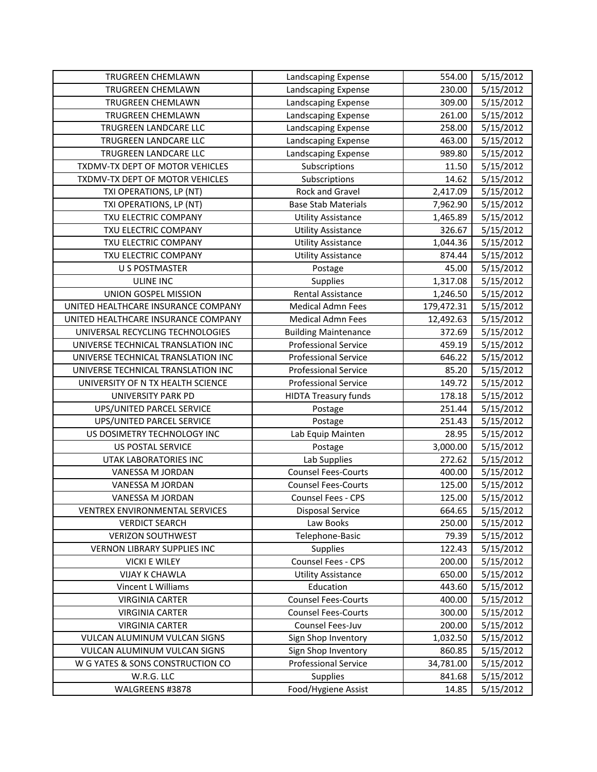| TRUGREEN CHEMLAWN | Landscaping Expense | 554.00 | 5/15/2012 |
|---|---|---|---|
| TRUGREEN CHEMLAWN | Landscaping Expense | 230.00 | 5/15/2012 |
| TRUGREEN CHEMLAWN | Landscaping Expense | 309.00 | 5/15/2012 |
| TRUGREEN CHEMLAWN | Landscaping Expense | 261.00 | 5/15/2012 |
| TRUGREEN LANDCARE LLC | Landscaping Expense | 258.00 | 5/15/2012 |
| TRUGREEN LANDCARE LLC | Landscaping Expense | 463.00 | 5/15/2012 |
| TRUGREEN LANDCARE LLC | Landscaping Expense | 989.80 | 5/15/2012 |
| TXDMV-TX DEPT OF MOTOR VEHICLES | Subscriptions | 11.50 | 5/15/2012 |
| TXDMV-TX DEPT OF MOTOR VEHICLES | Subscriptions | 14.62 | 5/15/2012 |
| TXI OPERATIONS, LP (NT) | Rock and Gravel | 2,417.09 | 5/15/2012 |
| TXI OPERATIONS, LP (NT) | Base Stab Materials | 7,962.90 | 5/15/2012 |
| TXU ELECTRIC COMPANY | Utility Assistance | 1,465.89 | 5/15/2012 |
| TXU ELECTRIC COMPANY | Utility Assistance | 326.67 | 5/15/2012 |
| TXU ELECTRIC COMPANY | Utility Assistance | 1,044.36 | 5/15/2012 |
| TXU ELECTRIC COMPANY | Utility Assistance | 874.44 | 5/15/2012 |
| U S POSTMASTER | Postage | 45.00 | 5/15/2012 |
| ULINE INC | Supplies | 1,317.08 | 5/15/2012 |
| UNION GOSPEL MISSION | Rental Assistance | 1,246.50 | 5/15/2012 |
| UNITED HEALTHCARE INSURANCE COMPANY | Medical Admn Fees | 179,472.31 | 5/15/2012 |
| UNITED HEALTHCARE INSURANCE COMPANY | Medical Admn Fees | 12,492.63 | 5/15/2012 |
| UNIVERSAL RECYCLING TECHNOLOGIES | Building Maintenance | 372.69 | 5/15/2012 |
| UNIVERSE TECHNICAL TRANSLATION INC | Professional Service | 459.19 | 5/15/2012 |
| UNIVERSE TECHNICAL TRANSLATION INC | Professional Service | 646.22 | 5/15/2012 |
| UNIVERSE TECHNICAL TRANSLATION INC | Professional Service | 85.20 | 5/15/2012 |
| UNIVERSITY OF N TX HEALTH SCIENCE | Professional Service | 149.72 | 5/15/2012 |
| UNIVERSITY PARK PD | HIDTA Treasury funds | 178.18 | 5/15/2012 |
| UPS/UNITED PARCEL SERVICE | Postage | 251.44 | 5/15/2012 |
| UPS/UNITED PARCEL SERVICE | Postage | 251.43 | 5/15/2012 |
| US DOSIMETRY TECHNOLOGY INC | Lab Equip Mainten | 28.95 | 5/15/2012 |
| US POSTAL SERVICE | Postage | 3,000.00 | 5/15/2012 |
| UTAK LABORATORIES INC | Lab Supplies | 272.62 | 5/15/2012 |
| VANESSA M JORDAN | Counsel Fees-Courts | 400.00 | 5/15/2012 |
| VANESSA M JORDAN | Counsel Fees-Courts | 125.00 | 5/15/2012 |
| VANESSA M JORDAN | Counsel Fees - CPS | 125.00 | 5/15/2012 |
| VENTREX ENVIRONMENTAL SERVICES | Disposal Service | 664.65 | 5/15/2012 |
| VERDICT SEARCH | Law Books | 250.00 | 5/15/2012 |
| VERIZON SOUTHWEST | Telephone-Basic | 79.39 | 5/15/2012 |
| VERNON LIBRARY SUPPLIES INC | Supplies | 122.43 | 5/15/2012 |
| VICKI E WILEY | Counsel Fees - CPS | 200.00 | 5/15/2012 |
| VIJAY K CHAWLA | Utility Assistance | 650.00 | 5/15/2012 |
| Vincent L Williams | Education | 443.60 | 5/15/2012 |
| VIRGINIA CARTER | Counsel Fees-Courts | 400.00 | 5/15/2012 |
| VIRGINIA CARTER | Counsel Fees-Courts | 300.00 | 5/15/2012 |
| VIRGINIA CARTER | Counsel Fees-Juv | 200.00 | 5/15/2012 |
| VULCAN ALUMINUM VULCAN SIGNS | Sign Shop Inventory | 1,032.50 | 5/15/2012 |
| VULCAN ALUMINUM VULCAN SIGNS | Sign Shop Inventory | 860.85 | 5/15/2012 |
| W G YATES & SONS CONSTRUCTION CO | Professional Service | 34,781.00 | 5/15/2012 |
| W.R.G. LLC | Supplies | 841.68 | 5/15/2012 |
| WALGREENS #3878 | Food/Hygiene Assist | 14.85 | 5/15/2012 |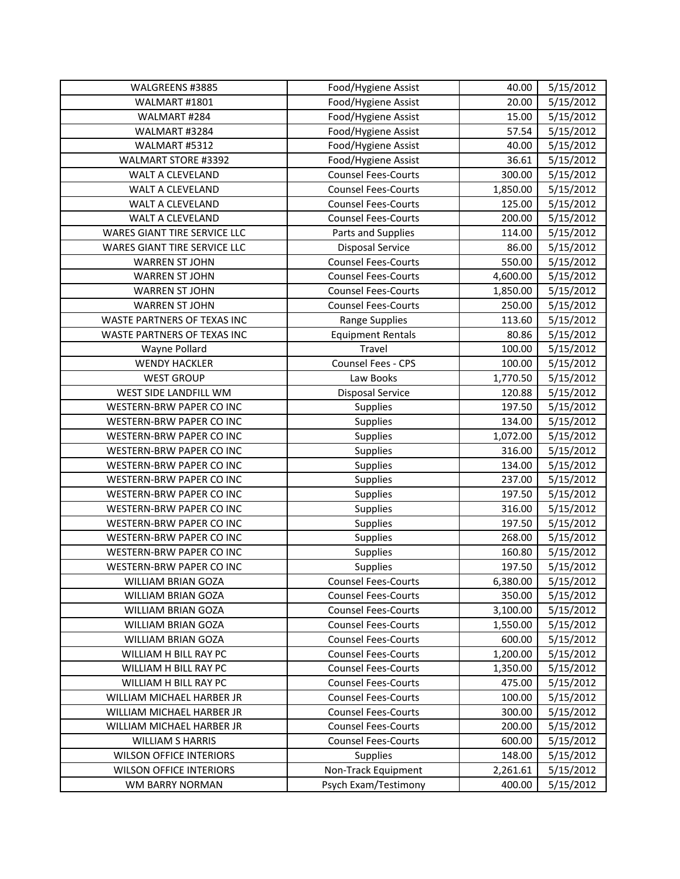| | | | |
|---|---|---|---|
| WALGREENS #3885 | Food/Hygiene Assist | 40.00 | 5/15/2012 |
| WALMART #1801 | Food/Hygiene Assist | 20.00 | 5/15/2012 |
| WALMART #284 | Food/Hygiene Assist | 15.00 | 5/15/2012 |
| WALMART #3284 | Food/Hygiene Assist | 57.54 | 5/15/2012 |
| WALMART #5312 | Food/Hygiene Assist | 40.00 | 5/15/2012 |
| WALMART STORE #3392 | Food/Hygiene Assist | 36.61 | 5/15/2012 |
| WALT A CLEVELAND | Counsel Fees-Courts | 300.00 | 5/15/2012 |
| WALT A CLEVELAND | Counsel Fees-Courts | 1,850.00 | 5/15/2012 |
| WALT A CLEVELAND | Counsel Fees-Courts | 125.00 | 5/15/2012 |
| WALT A CLEVELAND | Counsel Fees-Courts | 200.00 | 5/15/2012 |
| WARES GIANT TIRE SERVICE LLC | Parts and Supplies | 114.00 | 5/15/2012 |
| WARES GIANT TIRE SERVICE LLC | Disposal Service | 86.00 | 5/15/2012 |
| WARREN ST JOHN | Counsel Fees-Courts | 550.00 | 5/15/2012 |
| WARREN ST JOHN | Counsel Fees-Courts | 4,600.00 | 5/15/2012 |
| WARREN ST JOHN | Counsel Fees-Courts | 1,850.00 | 5/15/2012 |
| WARREN ST JOHN | Counsel Fees-Courts | 250.00 | 5/15/2012 |
| WASTE PARTNERS OF TEXAS INC | Range Supplies | 113.60 | 5/15/2012 |
| WASTE PARTNERS OF TEXAS INC | Equipment Rentals | 80.86 | 5/15/2012 |
| Wayne Pollard | Travel | 100.00 | 5/15/2012 |
| WENDY HACKLER | Counsel Fees - CPS | 100.00 | 5/15/2012 |
| WEST GROUP | Law Books | 1,770.50 | 5/15/2012 |
| WEST SIDE LANDFILL WM | Disposal Service | 120.88 | 5/15/2012 |
| WESTERN-BRW PAPER CO INC | Supplies | 197.50 | 5/15/2012 |
| WESTERN-BRW PAPER CO INC | Supplies | 134.00 | 5/15/2012 |
| WESTERN-BRW PAPER CO INC | Supplies | 1,072.00 | 5/15/2012 |
| WESTERN-BRW PAPER CO INC | Supplies | 316.00 | 5/15/2012 |
| WESTERN-BRW PAPER CO INC | Supplies | 134.00 | 5/15/2012 |
| WESTERN-BRW PAPER CO INC | Supplies | 237.00 | 5/15/2012 |
| WESTERN-BRW PAPER CO INC | Supplies | 197.50 | 5/15/2012 |
| WESTERN-BRW PAPER CO INC | Supplies | 316.00 | 5/15/2012 |
| WESTERN-BRW PAPER CO INC | Supplies | 197.50 | 5/15/2012 |
| WESTERN-BRW PAPER CO INC | Supplies | 268.00 | 5/15/2012 |
| WESTERN-BRW PAPER CO INC | Supplies | 160.80 | 5/15/2012 |
| WESTERN-BRW PAPER CO INC | Supplies | 197.50 | 5/15/2012 |
| WILLIAM BRIAN GOZA | Counsel Fees-Courts | 6,380.00 | 5/15/2012 |
| WILLIAM BRIAN GOZA | Counsel Fees-Courts | 350.00 | 5/15/2012 |
| WILLIAM BRIAN GOZA | Counsel Fees-Courts | 3,100.00 | 5/15/2012 |
| WILLIAM BRIAN GOZA | Counsel Fees-Courts | 1,550.00 | 5/15/2012 |
| WILLIAM BRIAN GOZA | Counsel Fees-Courts | 600.00 | 5/15/2012 |
| WILLIAM H BILL RAY PC | Counsel Fees-Courts | 1,200.00 | 5/15/2012 |
| WILLIAM H BILL RAY PC | Counsel Fees-Courts | 1,350.00 | 5/15/2012 |
| WILLIAM H BILL RAY PC | Counsel Fees-Courts | 475.00 | 5/15/2012 |
| WILLIAM MICHAEL HARBER JR | Counsel Fees-Courts | 100.00 | 5/15/2012 |
| WILLIAM MICHAEL HARBER JR | Counsel Fees-Courts | 300.00 | 5/15/2012 |
| WILLIAM MICHAEL HARBER JR | Counsel Fees-Courts | 200.00 | 5/15/2012 |
| WILLIAM S HARRIS | Counsel Fees-Courts | 600.00 | 5/15/2012 |
| WILSON OFFICE INTERIORS | Supplies | 148.00 | 5/15/2012 |
| WILSON OFFICE INTERIORS | Non-Track Equipment | 2,261.61 | 5/15/2012 |
| WM BARRY NORMAN | Psych Exam/Testimony | 400.00 | 5/15/2012 |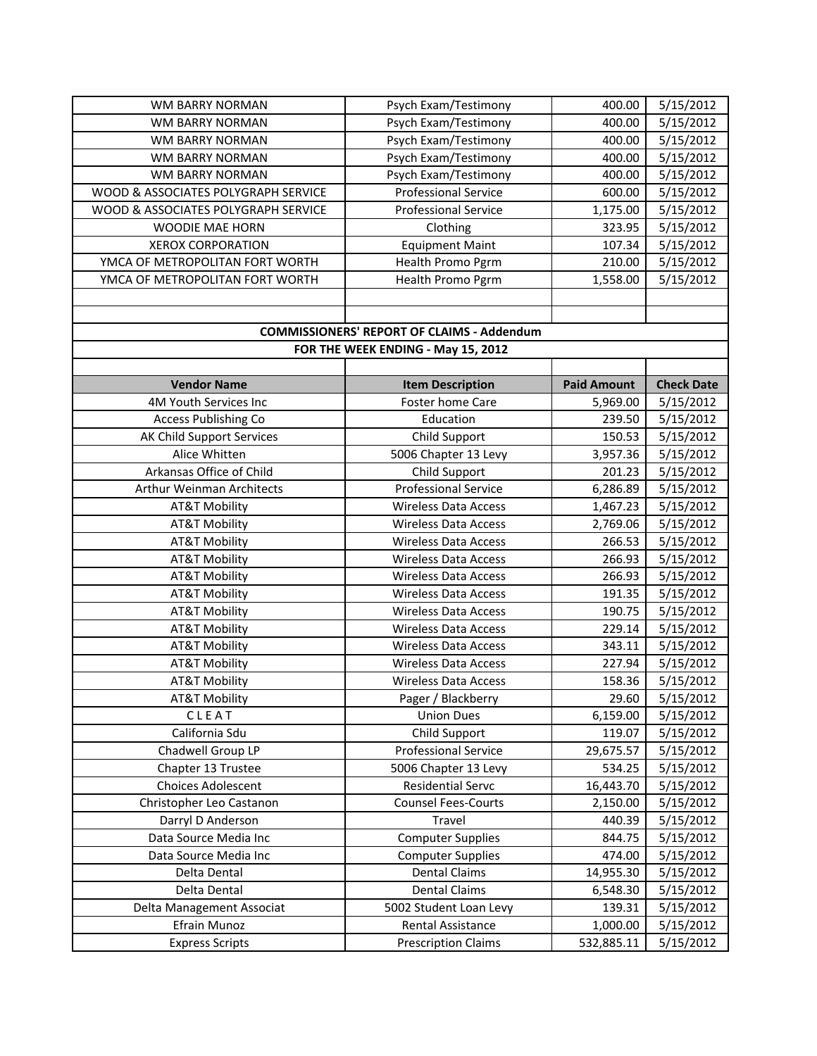| | | | |
|---|---|---|---|
| WM BARRY NORMAN | Psych Exam/Testimony | 400.00 | 5/15/2012 |
| WM BARRY NORMAN | Psych Exam/Testimony | 400.00 | 5/15/2012 |
| WM BARRY NORMAN | Psych Exam/Testimony | 400.00 | 5/15/2012 |
| WM BARRY NORMAN | Psych Exam/Testimony | 400.00 | 5/15/2012 |
| WM BARRY NORMAN | Psych Exam/Testimony | 400.00 | 5/15/2012 |
| WOOD & ASSOCIATES POLYGRAPH SERVICE | Professional Service | 600.00 | 5/15/2012 |
| WOOD & ASSOCIATES POLYGRAPH SERVICE | Professional Service | 1,175.00 | 5/15/2012 |
| WOODIE MAE HORN | Clothing | 323.95 | 5/15/2012 |
| XEROX CORPORATION | Equipment Maint | 107.34 | 5/15/2012 |
| YMCA OF METROPOLITAN FORT WORTH | Health Promo Pgrm | 210.00 | 5/15/2012 |
| YMCA OF METROPOLITAN FORT WORTH | Health Promo Pgrm | 1,558.00 | 5/15/2012 |

**COMMISSIONERS' REPORT OF CLAIMS - Addendum**

**FOR THE WEEK ENDING - May 15, 2012**

| Vendor Name | Item Description | Paid Amount | Check Date |
|---|---|---|---|
| 4M Youth Services Inc | Foster home Care | 5,969.00 | 5/15/2012 |
| Access Publishing Co | Education | 239.50 | 5/15/2012 |
| AK Child Support Services | Child Support | 150.53 | 5/15/2012 |
| Alice Whitten | 5006 Chapter 13 Levy | 3,957.36 | 5/15/2012 |
| Arkansas Office of Child | Child Support | 201.23 | 5/15/2012 |
| Arthur Weinman Architects | Professional Service | 6,286.89 | 5/15/2012 |
| AT&T Mobility | Wireless Data Access | 1,467.23 | 5/15/2012 |
| AT&T Mobility | Wireless Data Access | 2,769.06 | 5/15/2012 |
| AT&T Mobility | Wireless Data Access | 266.53 | 5/15/2012 |
| AT&T Mobility | Wireless Data Access | 266.93 | 5/15/2012 |
| AT&T Mobility | Wireless Data Access | 266.93 | 5/15/2012 |
| AT&T Mobility | Wireless Data Access | 191.35 | 5/15/2012 |
| AT&T Mobility | Wireless Data Access | 190.75 | 5/15/2012 |
| AT&T Mobility | Wireless Data Access | 229.14 | 5/15/2012 |
| AT&T Mobility | Wireless Data Access | 343.11 | 5/15/2012 |
| AT&T Mobility | Wireless Data Access | 227.94 | 5/15/2012 |
| AT&T Mobility | Wireless Data Access | 158.36 | 5/15/2012 |
| AT&T Mobility | Pager / Blackberry | 29.60 | 5/15/2012 |
| C L E A T | Union Dues | 6,159.00 | 5/15/2012 |
| California Sdu | Child Support | 119.07 | 5/15/2012 |
| Chadwell Group LP | Professional Service | 29,675.57 | 5/15/2012 |
| Chapter 13 Trustee | 5006 Chapter 13 Levy | 534.25 | 5/15/2012 |
| Choices Adolescent | Residential Servc | 16,443.70 | 5/15/2012 |
| Christopher Leo Castanon | Counsel Fees-Courts | 2,150.00 | 5/15/2012 |
| Darryl D Anderson | Travel | 440.39 | 5/15/2012 |
| Data Source Media Inc | Computer Supplies | 844.75 | 5/15/2012 |
| Data Source Media Inc | Computer Supplies | 474.00 | 5/15/2012 |
| Delta Dental | Dental Claims | 14,955.30 | 5/15/2012 |
| Delta Dental | Dental Claims | 6,548.30 | 5/15/2012 |
| Delta Management Associat | 5002 Student Loan Levy | 139.31 | 5/15/2012 |
| Efrain Munoz | Rental Assistance | 1,000.00 | 5/15/2012 |
| Express Scripts | Prescription Claims | 532,885.11 | 5/15/2012 |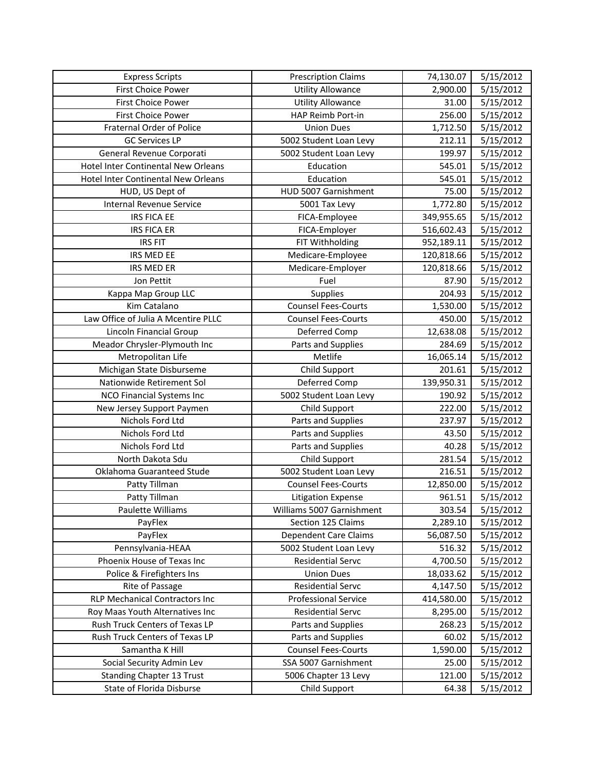| | | | |
|---|---|---|---|
| Express Scripts | Prescription Claims | 74,130.07 | 5/15/2012 |
| First Choice Power | Utility Allowance | 2,900.00 | 5/15/2012 |
| First Choice Power | Utility Allowance | 31.00 | 5/15/2012 |
| First Choice Power | HAP Reimb Port-in | 256.00 | 5/15/2012 |
| Fraternal Order of Police | Union Dues | 1,712.50 | 5/15/2012 |
| GC Services LP | 5002 Student Loan Levy | 212.11 | 5/15/2012 |
| General Revenue Corporati | 5002 Student Loan Levy | 199.97 | 5/15/2012 |
| Hotel Inter Continental New Orleans | Education | 545.01 | 5/15/2012 |
| Hotel Inter Continental New Orleans | Education | 545.01 | 5/15/2012 |
| HUD, US Dept of | HUD 5007 Garnishment | 75.00 | 5/15/2012 |
| Internal Revenue Service | 5001 Tax Levy | 1,772.80 | 5/15/2012 |
| IRS FICA EE | FICA-Employee | 349,955.65 | 5/15/2012 |
| IRS FICA ER | FICA-Employer | 516,602.43 | 5/15/2012 |
| IRS FIT | FIT Withholding | 952,189.11 | 5/15/2012 |
| IRS MED EE | Medicare-Employee | 120,818.66 | 5/15/2012 |
| IRS MED ER | Medicare-Employer | 120,818.66 | 5/15/2012 |
| Jon Pettit | Fuel | 87.90 | 5/15/2012 |
| Kappa Map Group LLC | Supplies | 204.93 | 5/15/2012 |
| Kim Catalano | Counsel Fees-Courts | 1,530.00 | 5/15/2012 |
| Law Office of Julia A Mcentire PLLC | Counsel Fees-Courts | 450.00 | 5/15/2012 |
| Lincoln Financial Group | Deferred Comp | 12,638.08 | 5/15/2012 |
| Meador Chrysler-Plymouth Inc | Parts and Supplies | 284.69 | 5/15/2012 |
| Metropolitan Life | Metlife | 16,065.14 | 5/15/2012 |
| Michigan State Disburseme | Child Support | 201.61 | 5/15/2012 |
| Nationwide Retirement Sol | Deferred Comp | 139,950.31 | 5/15/2012 |
| NCO Financial Systems Inc | 5002 Student Loan Levy | 190.92 | 5/15/2012 |
| New Jersey Support Paymen | Child Support | 222.00 | 5/15/2012 |
| Nichols Ford Ltd | Parts and Supplies | 237.97 | 5/15/2012 |
| Nichols Ford Ltd | Parts and Supplies | 43.50 | 5/15/2012 |
| Nichols Ford Ltd | Parts and Supplies | 40.28 | 5/15/2012 |
| North Dakota Sdu | Child Support | 281.54 | 5/15/2012 |
| Oklahoma Guaranteed Stude | 5002 Student Loan Levy | 216.51 | 5/15/2012 |
| Patty Tillman | Counsel Fees-Courts | 12,850.00 | 5/15/2012 |
| Patty Tillman | Litigation Expense | 961.51 | 5/15/2012 |
| Paulette Williams | Williams 5007 Garnishment | 303.54 | 5/15/2012 |
| PayFlex | Section 125 Claims | 2,289.10 | 5/15/2012 |
| PayFlex | Dependent Care Claims | 56,087.50 | 5/15/2012 |
| Pennsylvania-HEAA | 5002 Student Loan Levy | 516.32 | 5/15/2012 |
| Phoenix House of Texas Inc | Residential Servc | 4,700.50 | 5/15/2012 |
| Police & Firefighters Ins | Union Dues | 18,033.62 | 5/15/2012 |
| Rite of Passage | Residential Servc | 4,147.50 | 5/15/2012 |
| RLP Mechanical Contractors Inc | Professional Service | 414,580.00 | 5/15/2012 |
| Roy Maas Youth Alternatives Inc | Residential Servc | 8,295.00 | 5/15/2012 |
| Rush Truck Centers of Texas LP | Parts and Supplies | 268.23 | 5/15/2012 |
| Rush Truck Centers of Texas LP | Parts and Supplies | 60.02 | 5/15/2012 |
| Samantha K Hill | Counsel Fees-Courts | 1,590.00 | 5/15/2012 |
| Social Security Admin Lev | SSA 5007 Garnishment | 25.00 | 5/15/2012 |
| Standing Chapter 13 Trust | 5006 Chapter 13 Levy | 121.00 | 5/15/2012 |
| State of Florida Disburse | Child Support | 64.38 | 5/15/2012 |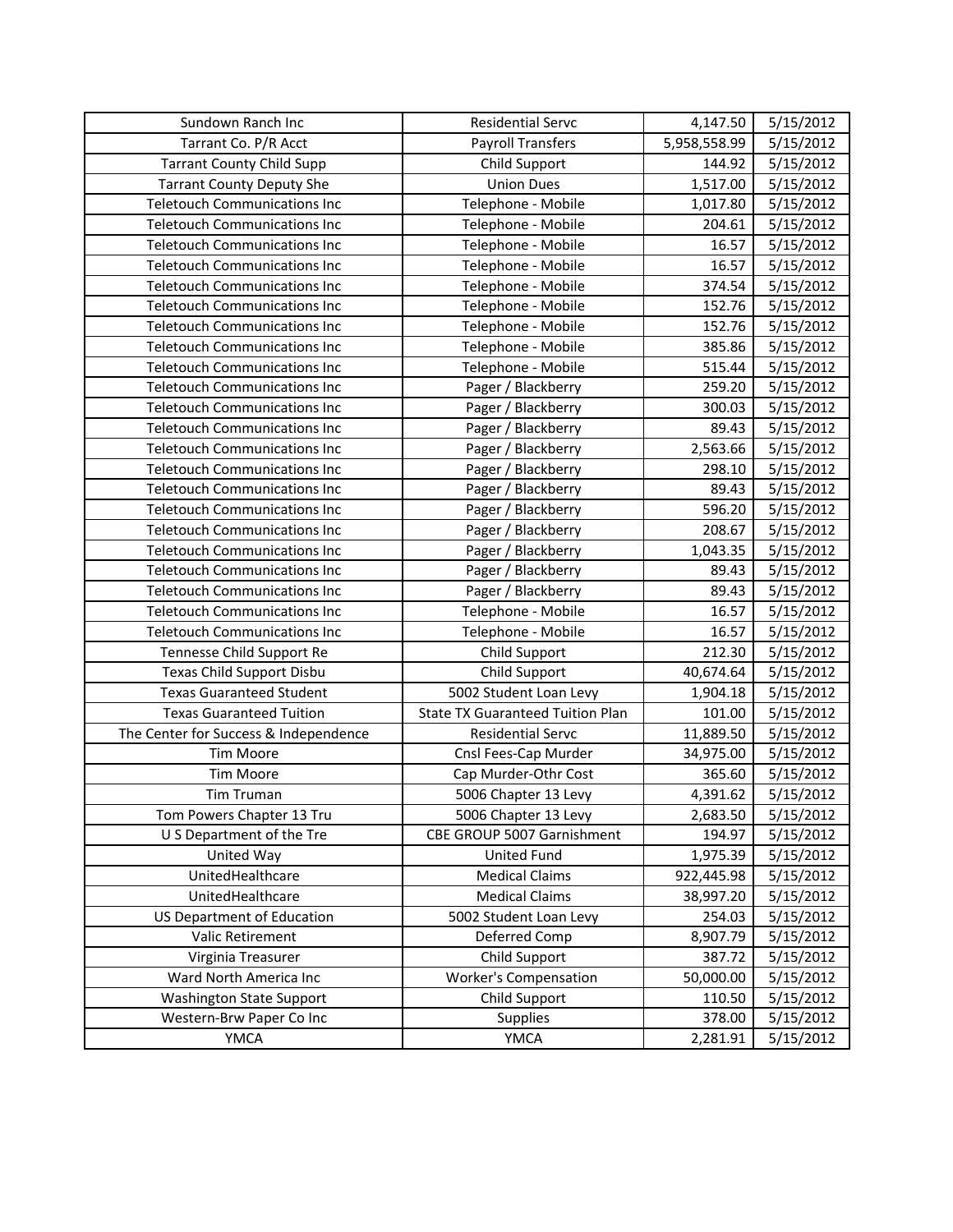| | | | |
|---|---|---|---|
| Sundown Ranch Inc | Residential Servc | 4,147.50 | 5/15/2012 |
| Tarrant Co. P/R Acct | Payroll Transfers | 5,958,558.99 | 5/15/2012 |
| Tarrant County Child Supp | Child Support | 144.92 | 5/15/2012 |
| Tarrant County Deputy She | Union Dues | 1,517.00 | 5/15/2012 |
| Teletouch Communications Inc | Telephone - Mobile | 1,017.80 | 5/15/2012 |
| Teletouch Communications Inc | Telephone - Mobile | 204.61 | 5/15/2012 |
| Teletouch Communications Inc | Telephone - Mobile | 16.57 | 5/15/2012 |
| Teletouch Communications Inc | Telephone - Mobile | 16.57 | 5/15/2012 |
| Teletouch Communications Inc | Telephone - Mobile | 374.54 | 5/15/2012 |
| Teletouch Communications Inc | Telephone - Mobile | 152.76 | 5/15/2012 |
| Teletouch Communications Inc | Telephone - Mobile | 152.76 | 5/15/2012 |
| Teletouch Communications Inc | Telephone - Mobile | 385.86 | 5/15/2012 |
| Teletouch Communications Inc | Telephone - Mobile | 515.44 | 5/15/2012 |
| Teletouch Communications Inc | Pager / Blackberry | 259.20 | 5/15/2012 |
| Teletouch Communications Inc | Pager / Blackberry | 300.03 | 5/15/2012 |
| Teletouch Communications Inc | Pager / Blackberry | 89.43 | 5/15/2012 |
| Teletouch Communications Inc | Pager / Blackberry | 2,563.66 | 5/15/2012 |
| Teletouch Communications Inc | Pager / Blackberry | 298.10 | 5/15/2012 |
| Teletouch Communications Inc | Pager / Blackberry | 89.43 | 5/15/2012 |
| Teletouch Communications Inc | Pager / Blackberry | 596.20 | 5/15/2012 |
| Teletouch Communications Inc | Pager / Blackberry | 208.67 | 5/15/2012 |
| Teletouch Communications Inc | Pager / Blackberry | 1,043.35 | 5/15/2012 |
| Teletouch Communications Inc | Pager / Blackberry | 89.43 | 5/15/2012 |
| Teletouch Communications Inc | Pager / Blackberry | 89.43 | 5/15/2012 |
| Teletouch Communications Inc | Telephone - Mobile | 16.57 | 5/15/2012 |
| Teletouch Communications Inc | Telephone - Mobile | 16.57 | 5/15/2012 |
| Tennesse Child Support Re | Child Support | 212.30 | 5/15/2012 |
| Texas Child Support Disbu | Child Support | 40,674.64 | 5/15/2012 |
| Texas Guaranteed Student | 5002 Student Loan Levy | 1,904.18 | 5/15/2012 |
| Texas Guaranteed Tuition | State TX Guaranteed Tuition Plan | 101.00 | 5/15/2012 |
| The Center for Success & Independence | Residential Servc | 11,889.50 | 5/15/2012 |
| Tim Moore | Cnsl Fees-Cap Murder | 34,975.00 | 5/15/2012 |
| Tim Moore | Cap Murder-Othr Cost | 365.60 | 5/15/2012 |
| Tim Truman | 5006 Chapter 13 Levy | 4,391.62 | 5/15/2012 |
| Tom Powers Chapter 13 Tru | 5006 Chapter 13 Levy | 2,683.50 | 5/15/2012 |
| U S Department of the Tre | CBE GROUP 5007 Garnishment | 194.97 | 5/15/2012 |
| United Way | United Fund | 1,975.39 | 5/15/2012 |
| UnitedHealthcare | Medical Claims | 922,445.98 | 5/15/2012 |
| UnitedHealthcare | Medical Claims | 38,997.20 | 5/15/2012 |
| US Department of Education | 5002 Student Loan Levy | 254.03 | 5/15/2012 |
| Valic Retirement | Deferred Comp | 8,907.79 | 5/15/2012 |
| Virginia Treasurer | Child Support | 387.72 | 5/15/2012 |
| Ward North America Inc | Worker's Compensation | 50,000.00 | 5/15/2012 |
| Washington State Support | Child Support | 110.50 | 5/15/2012 |
| Western-Brw Paper Co Inc | Supplies | 378.00 | 5/15/2012 |
| YMCA | YMCA | 2,281.91 | 5/15/2012 |